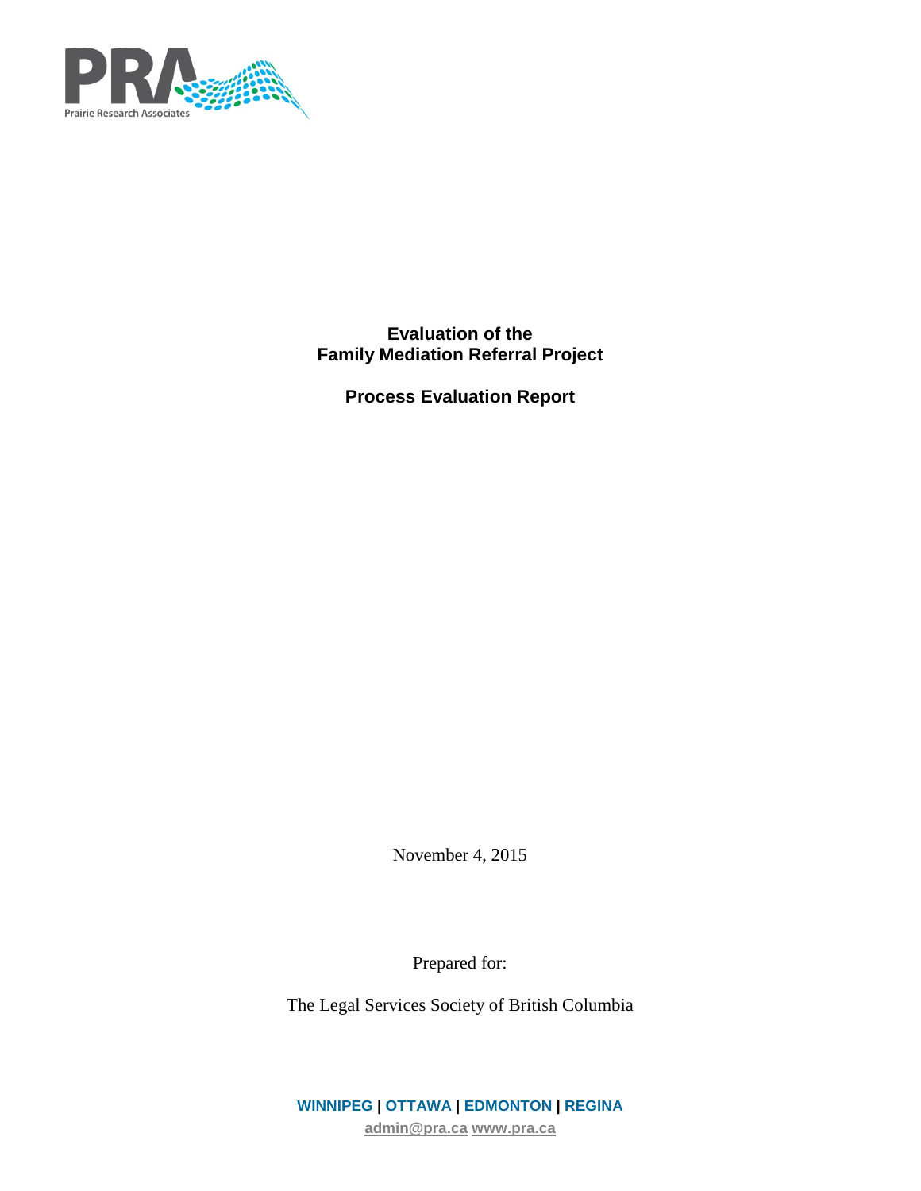PRA
Prairie Research Associates

# Evaluation of the Family Mediation Referral Project

## Process Evaluation Report

November 4, 2015

Prepared for:

The Legal Services Society of British Columbia

**WINNIPEG | OTTAWA | EDMONTON | REGINA**

admin@pra.ca www.pra.ca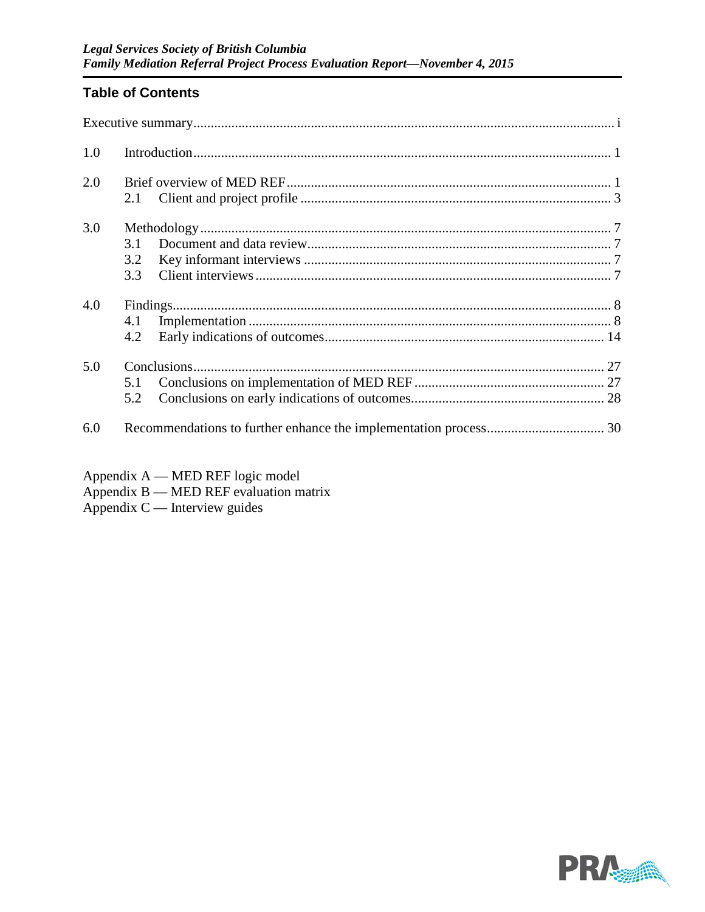## Table of Contents

Executive summary ........ i

1.0 Introduction ........ 1

2.0 Brief overview of MED REF ........ 1
- 2.1 Client and project profile ........ 3

3.0 Methodology ........ 7
- 3.1 Document and data review ........ 7
- 3.2 Key informant interviews ........ 7
- 3.3 Client interviews ........ 7

4.0 Findings ........ 8
- 4.1 Implementation ........ 8
- 4.2 Early indications of outcomes ........ 14

5.0 Conclusions ........ 27
- 5.1 Conclusions on implementation of MED REF ........ 27
- 5.2 Conclusions on early indications of outcomes ........ 28

6.0 Recommendations to further enhance the implementation process ........ 30

Appendix A — MED REF logic model
Appendix B — MED REF evaluation matrix
Appendix C — Interview guides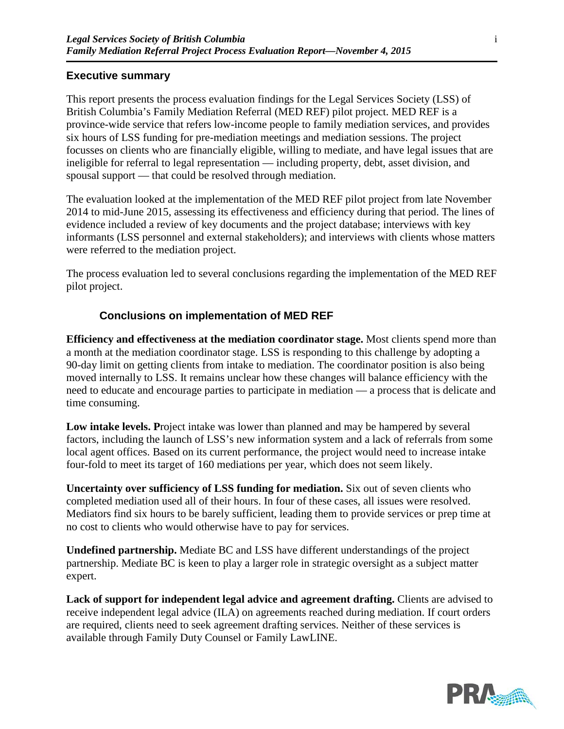## Executive summary

This report presents the process evaluation findings for the Legal Services Society (LSS) of British Columbia's Family Mediation Referral (MED REF) pilot project. MED REF is a province-wide service that refers low-income people to family mediation services, and provides six hours of LSS funding for pre-mediation meetings and mediation sessions. The project focusses on clients who are financially eligible, willing to mediate, and have legal issues that are ineligible for referral to legal representation — including property, debt, asset division, and spousal support — that could be resolved through mediation.

The evaluation looked at the implementation of the MED REF pilot project from late November 2014 to mid-June 2015, assessing its effectiveness and efficiency during that period. The lines of evidence included a review of key documents and the project database; interviews with key informants (LSS personnel and external stakeholders); and interviews with clients whose matters were referred to the mediation project.

The process evaluation led to several conclusions regarding the implementation of the MED REF pilot project.

### Conclusions on implementation of MED REF

**Efficiency and effectiveness at the mediation coordinator stage.** Most clients spend more than a month at the mediation coordinator stage. LSS is responding to this challenge by adopting a 90-day limit on getting clients from intake to mediation. The coordinator position is also being moved internally to LSS. It remains unclear how these changes will balance efficiency with the need to educate and encourage parties to participate in mediation — a process that is delicate and time consuming.

**Low intake levels.** Project intake was lower than planned and may be hampered by several factors, including the launch of LSS's new information system and a lack of referrals from some local agent offices. Based on its current performance, the project would need to increase intake four-fold to meet its target of 160 mediations per year, which does not seem likely.

**Uncertainty over sufficiency of LSS funding for mediation.** Six out of seven clients who completed mediation used all of their hours. In four of these cases, all issues were resolved. Mediators find six hours to be barely sufficient, leading them to provide services or prep time at no cost to clients who would otherwise have to pay for services.

**Undefined partnership.** Mediate BC and LSS have different understandings of the project partnership. Mediate BC is keen to play a larger role in strategic oversight as a subject matter expert.

**Lack of support for independent legal advice and agreement drafting.** Clients are advised to receive independent legal advice (ILA) on agreements reached during mediation. If court orders are required, clients need to seek agreement drafting services. Neither of these services is available through Family Duty Counsel or Family LawLINE.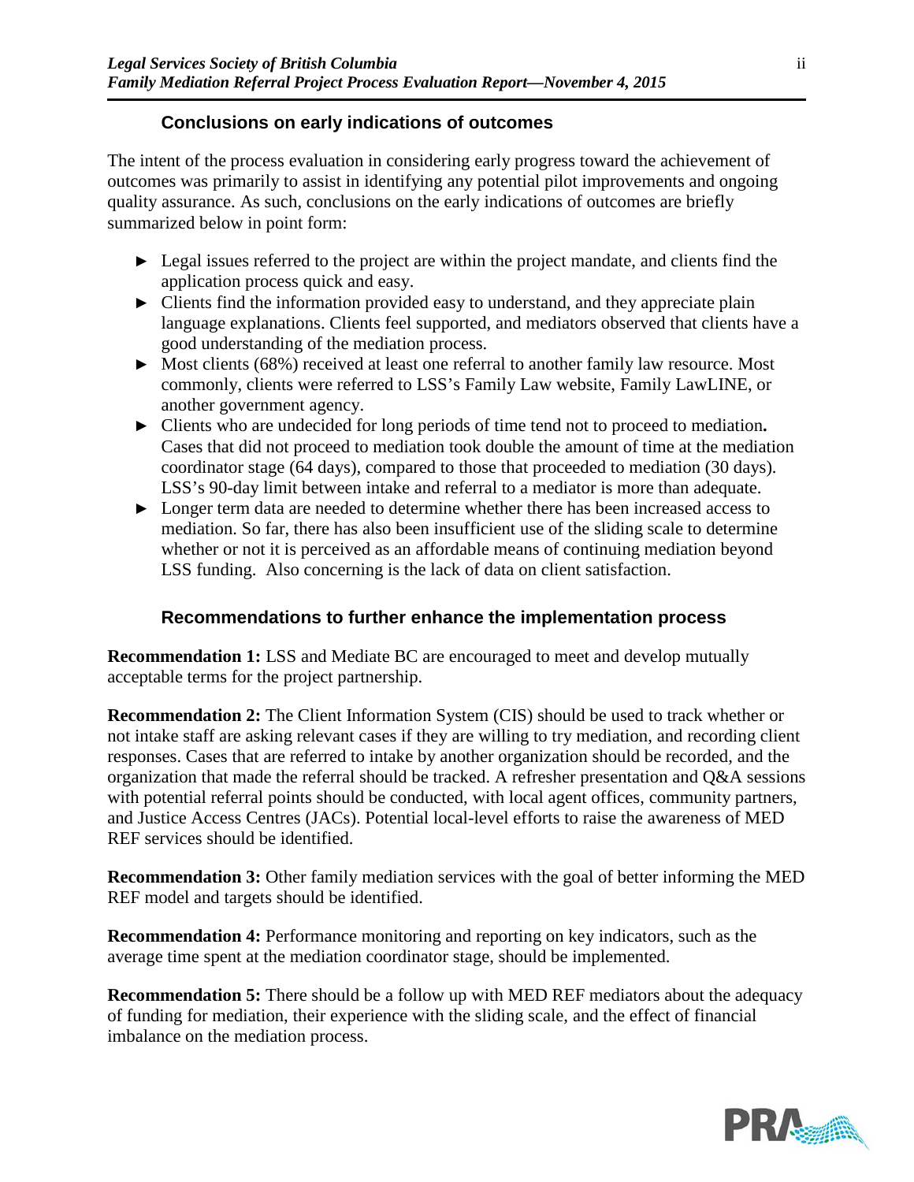### Conclusions on early indications of outcomes

The intent of the process evaluation in considering early progress toward the achievement of outcomes was primarily to assist in identifying any potential pilot improvements and ongoing quality assurance. As such, conclusions on the early indications of outcomes are briefly summarized below in point form:

- Legal issues referred to the project are within the project mandate, and clients find the application process quick and easy.
- Clients find the information provided easy to understand, and they appreciate plain language explanations. Clients feel supported, and mediators observed that clients have a good understanding of the mediation process.
- Most clients (68%) received at least one referral to another family law resource. Most commonly, clients were referred to LSS's Family Law website, Family LawLINE, or another government agency.
- Clients who are undecided for long periods of time tend not to proceed to mediation**.** Cases that did not proceed to mediation took double the amount of time at the mediation coordinator stage (64 days), compared to those that proceeded to mediation (30 days). LSS's 90-day limit between intake and referral to a mediator is more than adequate.
- Longer term data are needed to determine whether there has been increased access to mediation. So far, there has also been insufficient use of the sliding scale to determine whether or not it is perceived as an affordable means of continuing mediation beyond LSS funding. Also concerning is the lack of data on client satisfaction.

### Recommendations to further enhance the implementation process

**Recommendation 1:** LSS and Mediate BC are encouraged to meet and develop mutually acceptable terms for the project partnership.

**Recommendation 2:** The Client Information System (CIS) should be used to track whether or not intake staff are asking relevant cases if they are willing to try mediation, and recording client responses. Cases that are referred to intake by another organization should be recorded, and the organization that made the referral should be tracked. A refresher presentation and Q&A sessions with potential referral points should be conducted, with local agent offices, community partners, and Justice Access Centres (JACs). Potential local-level efforts to raise the awareness of MED REF services should be identified.

**Recommendation 3:** Other family mediation services with the goal of better informing the MED REF model and targets should be identified.

**Recommendation 4:** Performance monitoring and reporting on key indicators, such as the average time spent at the mediation coordinator stage, should be implemented.

**Recommendation 5:** There should be a follow up with MED REF mediators about the adequacy of funding for mediation, their experience with the sliding scale, and the effect of financial imbalance on the mediation process.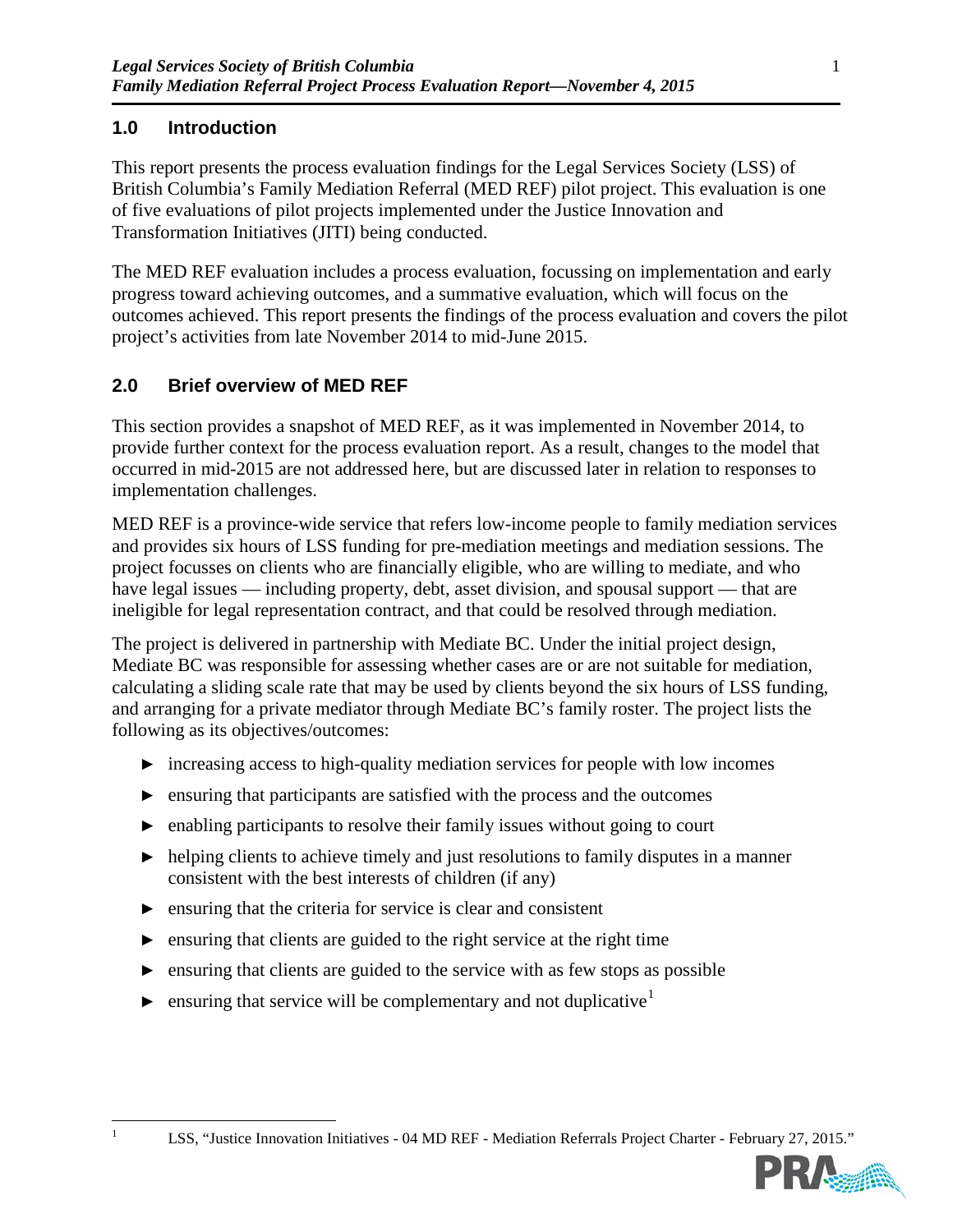## 1.0 Introduction

This report presents the process evaluation findings for the Legal Services Society (LSS) of British Columbia's Family Mediation Referral (MED REF) pilot project. This evaluation is one of five evaluations of pilot projects implemented under the Justice Innovation and Transformation Initiatives (JITI) being conducted.

The MED REF evaluation includes a process evaluation, focussing on implementation and early progress toward achieving outcomes, and a summative evaluation, which will focus on the outcomes achieved. This report presents the findings of the process evaluation and covers the pilot project's activities from late November 2014 to mid-June 2015.

## 2.0 Brief overview of MED REF

This section provides a snapshot of MED REF, as it was implemented in November 2014, to provide further context for the process evaluation report. As a result, changes to the model that occurred in mid-2015 are not addressed here, but are discussed later in relation to responses to implementation challenges.

MED REF is a province-wide service that refers low-income people to family mediation services and provides six hours of LSS funding for pre-mediation meetings and mediation sessions. The project focusses on clients who are financially eligible, who are willing to mediate, and who have legal issues — including property, debt, asset division, and spousal support — that are ineligible for legal representation contract, and that could be resolved through mediation.

The project is delivered in partnership with Mediate BC. Under the initial project design, Mediate BC was responsible for assessing whether cases are or are not suitable for mediation, calculating a sliding scale rate that may be used by clients beyond the six hours of LSS funding, and arranging for a private mediator through Mediate BC's family roster. The project lists the following as its objectives/outcomes:

- increasing access to high-quality mediation services for people with low incomes
- ensuring that participants are satisfied with the process and the outcomes
- enabling participants to resolve their family issues without going to court
- helping clients to achieve timely and just resolutions to family disputes in a manner consistent with the best interests of children (if any)
- ensuring that the criteria for service is clear and consistent
- ensuring that clients are guided to the right service at the right time
- ensuring that clients are guided to the service with as few stops as possible
- ensuring that service will be complementary and not duplicative[1]

[1] LSS, "Justice Innovation Initiatives - 04 MD REF - Mediation Referrals Project Charter - February 27, 2015."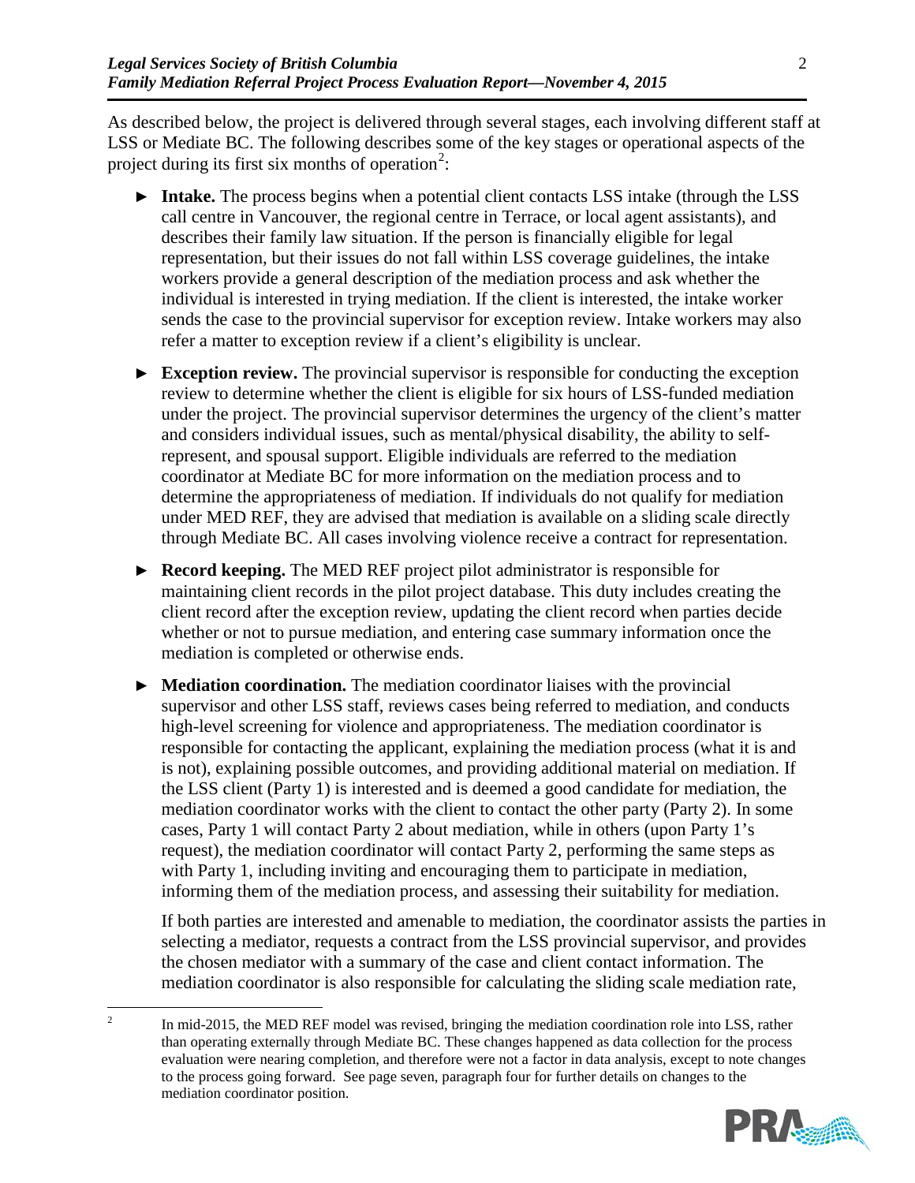As described below, the project is delivered through several stages, each involving different staff at LSS or Mediate BC. The following describes some of the key stages or operational aspects of the project during its first six months of operation[2]:

- **Intake.** The process begins when a potential client contacts LSS intake (through the LSS call centre in Vancouver, the regional centre in Terrace, or local agent assistants), and describes their family law situation. If the person is financially eligible for legal representation, but their issues do not fall within LSS coverage guidelines, the intake workers provide a general description of the mediation process and ask whether the individual is interested in trying mediation. If the client is interested, the intake worker sends the case to the provincial supervisor for exception review. Intake workers may also refer a matter to exception review if a client's eligibility is unclear.

- **Exception review.** The provincial supervisor is responsible for conducting the exception review to determine whether the client is eligible for six hours of LSS-funded mediation under the project. The provincial supervisor determines the urgency of the client's matter and considers individual issues, such as mental/physical disability, the ability to self-represent, and spousal support. Eligible individuals are referred to the mediation coordinator at Mediate BC for more information on the mediation process and to determine the appropriateness of mediation. If individuals do not qualify for mediation under MED REF, they are advised that mediation is available on a sliding scale directly through Mediate BC. All cases involving violence receive a contract for representation.

- **Record keeping.** The MED REF project pilot administrator is responsible for maintaining client records in the pilot project database. This duty includes creating the client record after the exception review, updating the client record when parties decide whether or not to pursue mediation, and entering case summary information once the mediation is completed or otherwise ends.

- **Mediation coordination.** The mediation coordinator liaises with the provincial supervisor and other LSS staff, reviews cases being referred to mediation, and conducts high-level screening for violence and appropriateness. The mediation coordinator is responsible for contacting the applicant, explaining the mediation process (what it is and is not), explaining possible outcomes, and providing additional material on mediation. If the LSS client (Party 1) is interested and is deemed a good candidate for mediation, the mediation coordinator works with the client to contact the other party (Party 2). In some cases, Party 1 will contact Party 2 about mediation, while in others (upon Party 1's request), the mediation coordinator will contact Party 2, performing the same steps as with Party 1, including inviting and encouraging them to participate in mediation, informing them of the mediation process, and assessing their suitability for mediation.

  If both parties are interested and amenable to mediation, the coordinator assists the parties in selecting a mediator, requests a contract from the LSS provincial supervisor, and provides the chosen mediator with a summary of the case and client contact information. The mediation coordinator is also responsible for calculating the sliding scale mediation rate,

---

[2] In mid-2015, the MED REF model was revised, bringing the mediation coordination role into LSS, rather than operating externally through Mediate BC. These changes happened as data collection for the process evaluation were nearing completion, and therefore were not a factor in data analysis, except to note changes to the process going forward. See page seven, paragraph four for further details on changes to the mediation coordinator position.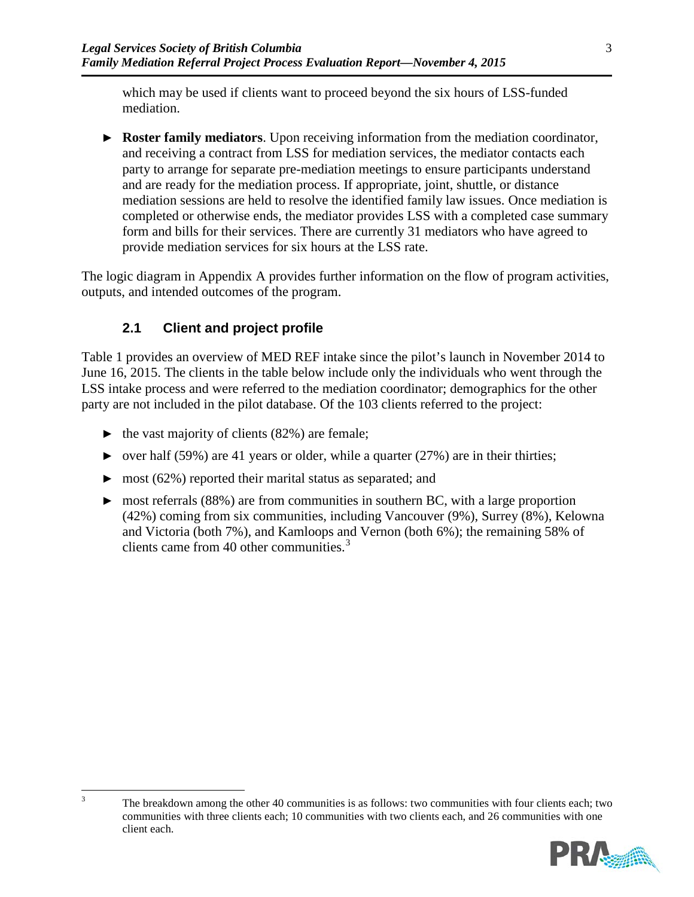which may be used if clients want to proceed beyond the six hours of LSS-funded mediation.

- **Roster family mediators**. Upon receiving information from the mediation coordinator, and receiving a contract from LSS for mediation services, the mediator contacts each party to arrange for separate pre-mediation meetings to ensure participants understand and are ready for the mediation process. If appropriate, joint, shuttle, or distance mediation sessions are held to resolve the identified family law issues. Once mediation is completed or otherwise ends, the mediator provides LSS with a completed case summary form and bills for their services. There are currently 31 mediators who have agreed to provide mediation services for six hours at the LSS rate.

The logic diagram in Appendix A provides further information on the flow of program activities, outputs, and intended outcomes of the program.

### 2.1 Client and project profile

Table 1 provides an overview of MED REF intake since the pilot's launch in November 2014 to June 16, 2015. The clients in the table below include only the individuals who went through the LSS intake process and were referred to the mediation coordinator; demographics for the other party are not included in the pilot database. Of the 103 clients referred to the project:

- the vast majority of clients (82%) are female;
- over half (59%) are 41 years or older, while a quarter (27%) are in their thirties;
- most (62%) reported their marital status as separated; and
- most referrals (88%) are from communities in southern BC, with a large proportion (42%) coming from six communities, including Vancouver (9%), Surrey (8%), Kelowna and Victoria (both 7%), and Kamloops and Vernon (both 6%); the remaining 58% of clients came from 40 other communities.[3]

[3] The breakdown among the other 40 communities is as follows: two communities with four clients each; two communities with three clients each; 10 communities with two clients each, and 26 communities with one client each.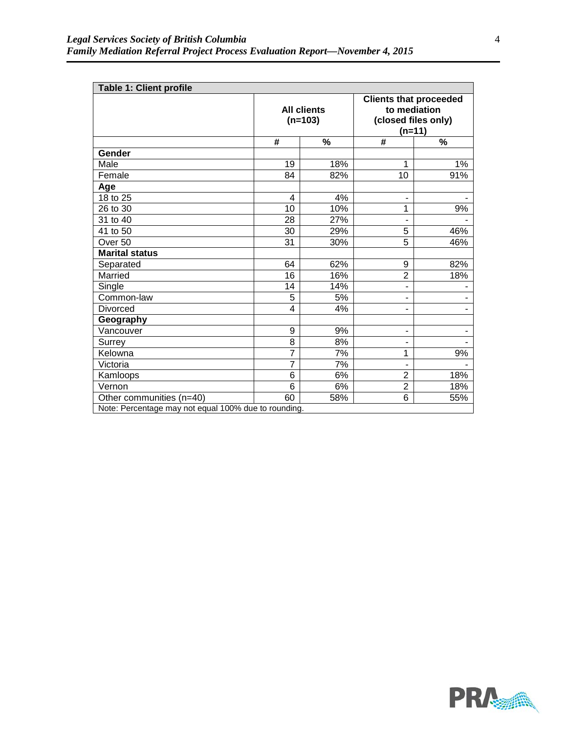| Table 1: Client profile | | | | |
|---|---|---|---|---|
| | All clients (n=103) | | Clients that proceeded to mediation (closed files only) (n=11) | |
| | # | % | # | % |
| **Gender** | | | | |
| Male | 19 | 18% | 1 | 1% |
| Female | 84 | 82% | 10 | 91% |
| **Age** | | | | |
| 18 to 25 | 4 | 4% | - | - |
| 26 to 30 | 10 | 10% | 1 | 9% |
| 31 to 40 | 28 | 27% | - | - |
| 41 to 50 | 30 | 29% | 5 | 46% |
| Over 50 | 31 | 30% | 5 | 46% |
| **Marital status** | | | | |
| Separated | 64 | 62% | 9 | 82% |
| Married | 16 | 16% | 2 | 18% |
| Single | 14 | 14% | - | - |
| Common-law | 5 | 5% | - | - |
| Divorced | 4 | 4% | - | - |
| **Geography** | | | | |
| Vancouver | 9 | 9% | - | - |
| Surrey | 8 | 8% | - | - |
| Kelowna | 7 | 7% | 1 | 9% |
| Victoria | 7 | 7% | - | - |
| Kamloops | 6 | 6% | 2 | 18% |
| Vernon | 6 | 6% | 2 | 18% |
| Other communities (n=40) | 60 | 58% | 6 | 55% |

Note: Percentage may not equal 100% due to rounding.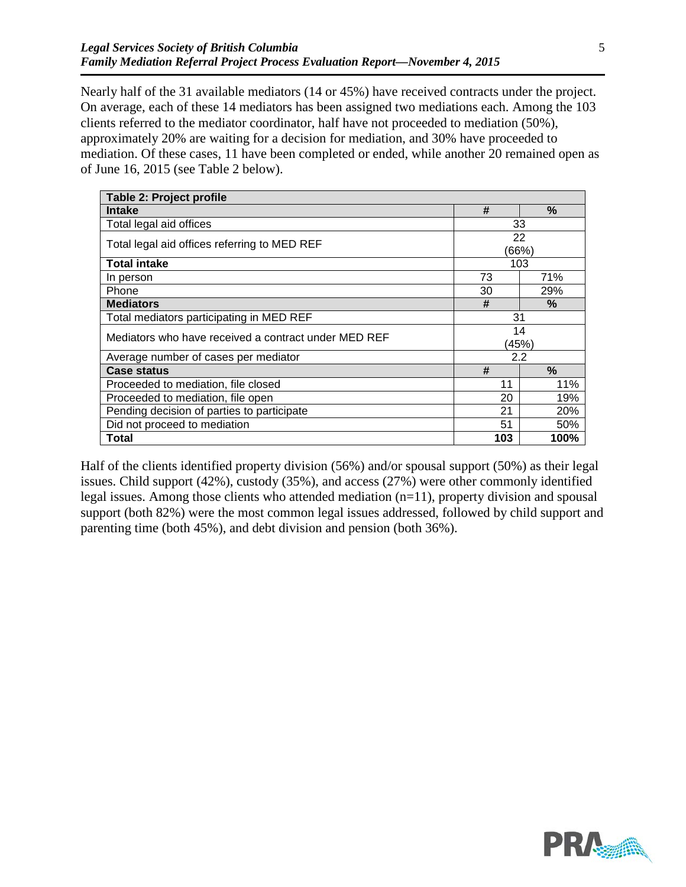Nearly half of the 31 available mediators (14 or 45%) have received contracts under the project. On average, each of these 14 mediators has been assigned two mediations each. Among the 103 clients referred to the mediator coordinator, half have not proceeded to mediation (50%), approximately 20% are waiting for a decision for mediation, and 30% have proceeded to mediation. Of these cases, 11 have been completed or ended, while another 20 remained open as of June 16, 2015 (see Table 2 below).

| **Table 2: Project profile** | | |
|---|---|---|
| **Intake** | **#** | **%** |
| Total legal aid offices | 33 | |
| Total legal aid offices referring to MED REF | 22 (66%) | |
| **Total intake** | 103 | |
| In person | 73 | 71% |
| Phone | 30 | 29% |
| **Mediators** | **#** | **%** |
| Total mediators participating in MED REF | 31 | |
| Mediators who have received a contract under MED REF | 14 (45%) | |
| Average number of cases per mediator | 2.2 | |
| **Case status** | **#** | **%** |
| Proceeded to mediation, file closed | 11 | 11% |
| Proceeded to mediation, file open | 20 | 19% |
| Pending decision of parties to participate | 21 | 20% |
| Did not proceed to mediation | 51 | 50% |
| **Total** | **103** | **100%** |

Half of the clients identified property division (56%) and/or spousal support (50%) as their legal issues. Child support (42%), custody (35%), and access (27%) were other commonly identified legal issues. Among those clients who attended mediation (n=11), property division and spousal support (both 82%) were the most common legal issues addressed, followed by child support and parenting time (both 45%), and debt division and pension (both 36%).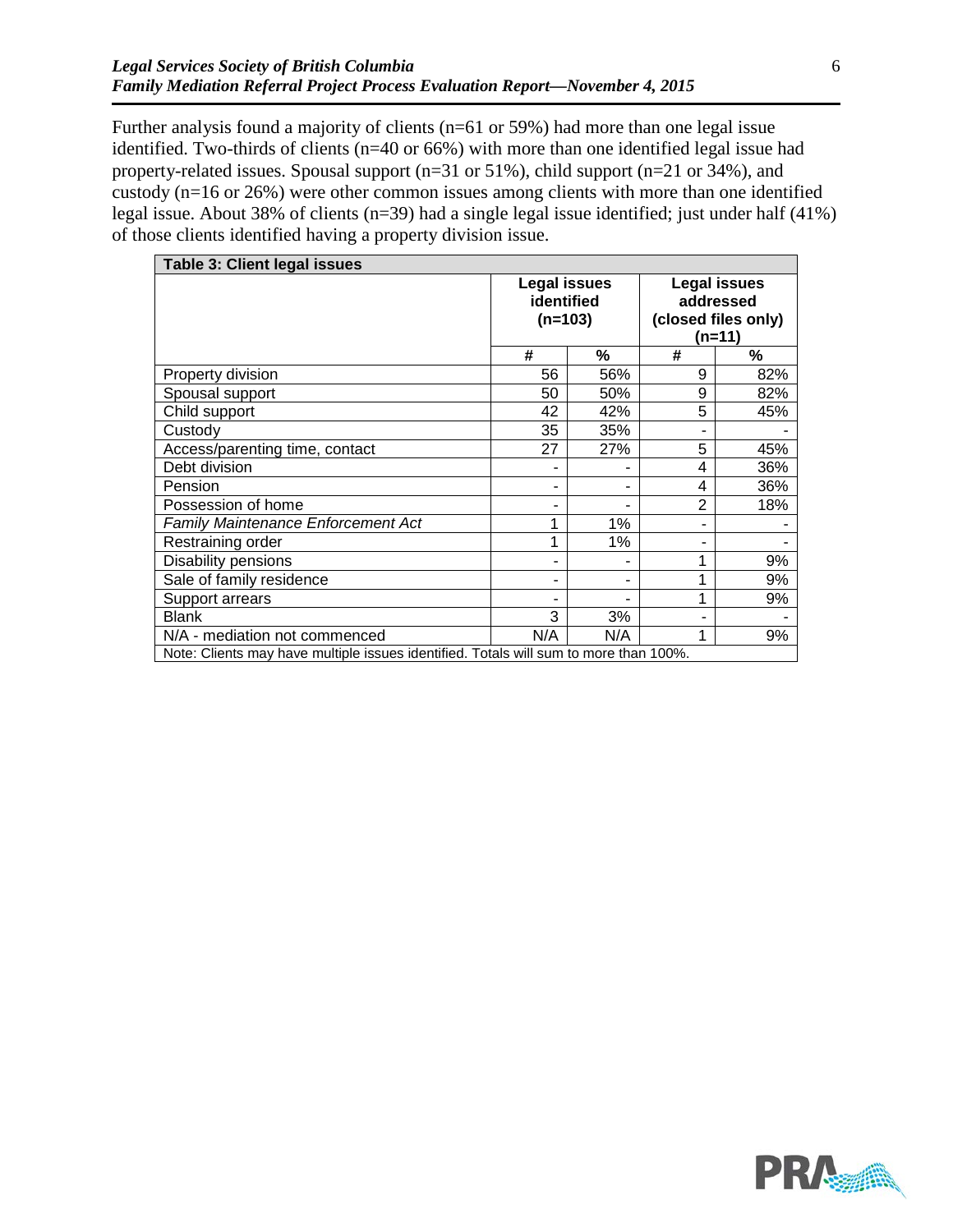Further analysis found a majority of clients (n=61 or 59%) had more than one legal issue identified. Two-thirds of clients (n=40 or 66%) with more than one identified legal issue had property-related issues. Spousal support (n=31 or 51%), child support (n=21 or 34%), and custody (n=16 or 26%) were other common issues among clients with more than one identified legal issue. About 38% of clients (n=39) had a single legal issue identified; just under half (41%) of those clients identified having a property division issue.

| Table 3: Client legal issues | | | | |
|---|---|---|---|---|
| | Legal issues identified (n=103) | | Legal issues addressed (closed files only) (n=11) | |
| | # | % | # | % |
| Property division | 56 | 56% | 9 | 82% |
| Spousal support | 50 | 50% | 9 | 82% |
| Child support | 42 | 42% | 5 | 45% |
| Custody | 35 | 35% | - | - |
| Access/parenting time, contact | 27 | 27% | 5 | 45% |
| Debt division | - | - | 4 | 36% |
| Pension | - | - | 4 | 36% |
| Possession of home | - | - | 2 | 18% |
| *Family Maintenance Enforcement Act* | 1 | 1% | - | - |
| Restraining order | 1 | 1% | - | - |
| Disability pensions | - | - | 1 | 9% |
| Sale of family residence | - | - | 1 | 9% |
| Support arrears | - | - | 1 | 9% |
| Blank | 3 | 3% | - | - |
| N/A - mediation not commenced | N/A | N/A | 1 | 9% |
| Note: Clients may have multiple issues identified. Totals will sum to more than 100%. | | | | |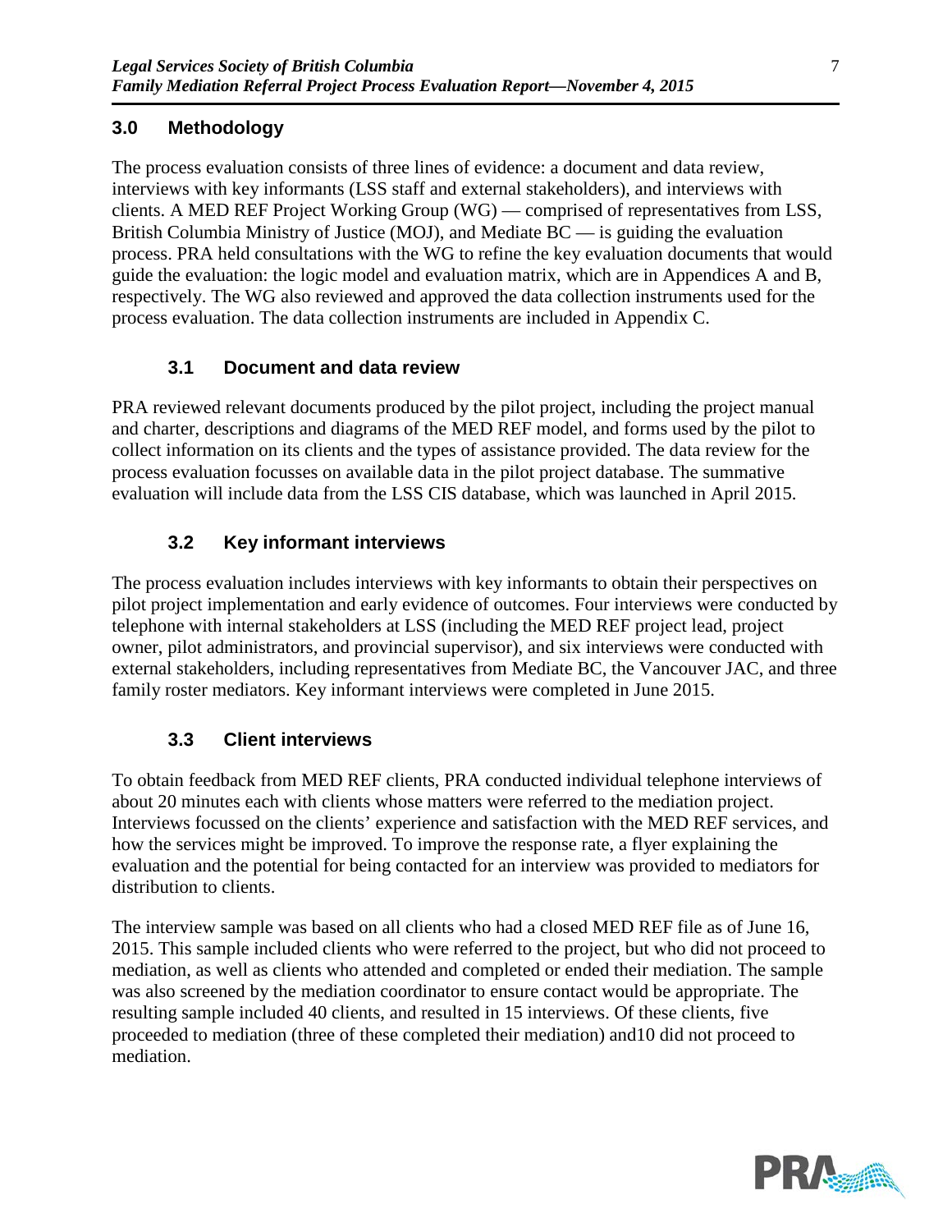## 3.0 Methodology

The process evaluation consists of three lines of evidence: a document and data review, interviews with key informants (LSS staff and external stakeholders), and interviews with clients. A MED REF Project Working Group (WG) — comprised of representatives from LSS, British Columbia Ministry of Justice (MOJ), and Mediate BC — is guiding the evaluation process. PRA held consultations with the WG to refine the key evaluation documents that would guide the evaluation: the logic model and evaluation matrix, which are in Appendices A and B, respectively. The WG also reviewed and approved the data collection instruments used for the process evaluation. The data collection instruments are included in Appendix C.

### 3.1 Document and data review

PRA reviewed relevant documents produced by the pilot project, including the project manual and charter, descriptions and diagrams of the MED REF model, and forms used by the pilot to collect information on its clients and the types of assistance provided. The data review for the process evaluation focusses on available data in the pilot project database. The summative evaluation will include data from the LSS CIS database, which was launched in April 2015.

### 3.2 Key informant interviews

The process evaluation includes interviews with key informants to obtain their perspectives on pilot project implementation and early evidence of outcomes. Four interviews were conducted by telephone with internal stakeholders at LSS (including the MED REF project lead, project owner, pilot administrators, and provincial supervisor), and six interviews were conducted with external stakeholders, including representatives from Mediate BC, the Vancouver JAC, and three family roster mediators. Key informant interviews were completed in June 2015.

### 3.3 Client interviews

To obtain feedback from MED REF clients, PRA conducted individual telephone interviews of about 20 minutes each with clients whose matters were referred to the mediation project. Interviews focussed on the clients' experience and satisfaction with the MED REF services, and how the services might be improved. To improve the response rate, a flyer explaining the evaluation and the potential for being contacted for an interview was provided to mediators for distribution to clients.

The interview sample was based on all clients who had a closed MED REF file as of June 16, 2015. This sample included clients who were referred to the project, but who did not proceed to mediation, as well as clients who attended and completed or ended their mediation. The sample was also screened by the mediation coordinator to ensure contact would be appropriate. The resulting sample included 40 clients, and resulted in 15 interviews. Of these clients, five proceeded to mediation (three of these completed their mediation) and10 did not proceed to mediation.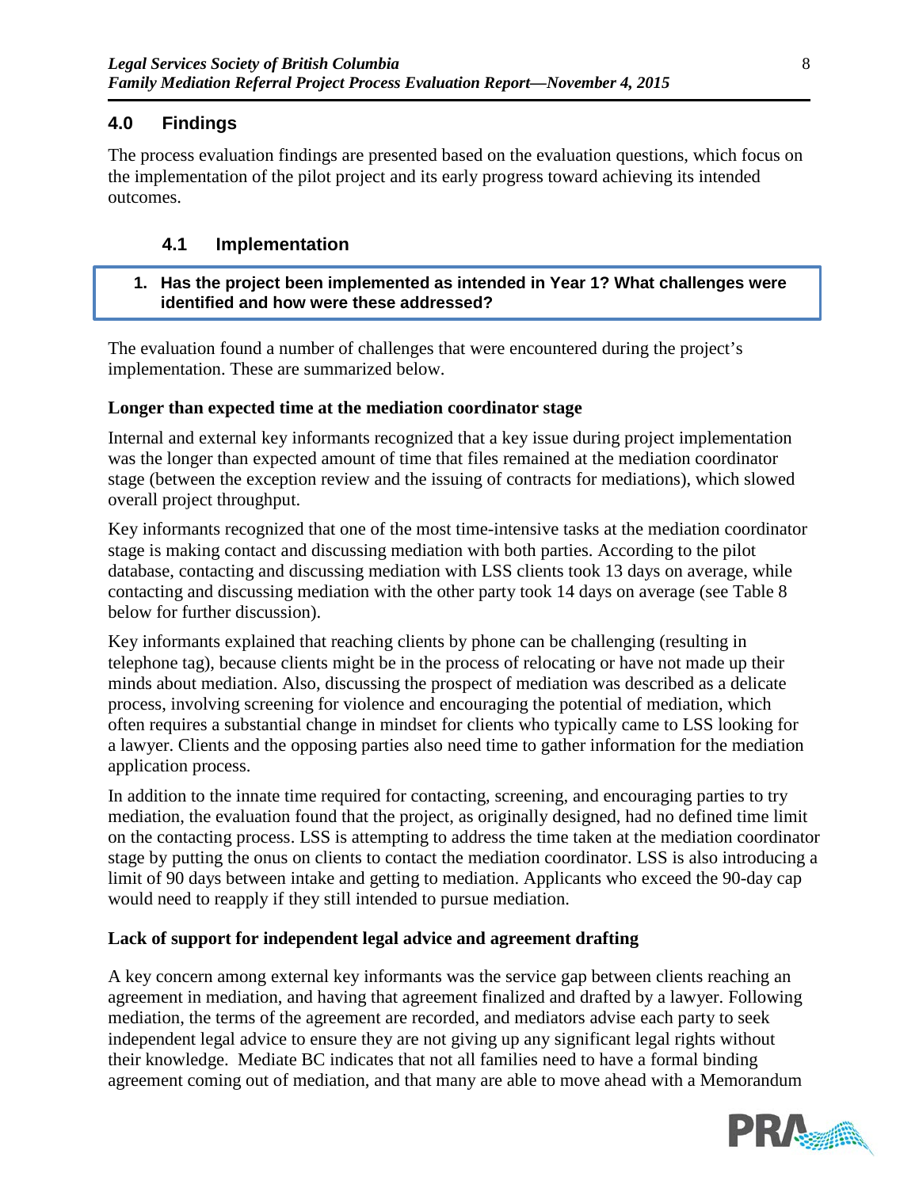## 4.0 Findings

The process evaluation findings are presented based on the evaluation questions, which focus on the implementation of the pilot project and its early progress toward achieving its intended outcomes.

### 4.1 Implementation

**1. Has the project been implemented as intended in Year 1? What challenges were identified and how were these addressed?**

The evaluation found a number of challenges that were encountered during the project's implementation. These are summarized below.

**Longer than expected time at the mediation coordinator stage**

Internal and external key informants recognized that a key issue during project implementation was the longer than expected amount of time that files remained at the mediation coordinator stage (between the exception review and the issuing of contracts for mediations), which slowed overall project throughput.

Key informants recognized that one of the most time-intensive tasks at the mediation coordinator stage is making contact and discussing mediation with both parties. According to the pilot database, contacting and discussing mediation with LSS clients took 13 days on average, while contacting and discussing mediation with the other party took 14 days on average (see Table 8 below for further discussion).

Key informants explained that reaching clients by phone can be challenging (resulting in telephone tag), because clients might be in the process of relocating or have not made up their minds about mediation. Also, discussing the prospect of mediation was described as a delicate process, involving screening for violence and encouraging the potential of mediation, which often requires a substantial change in mindset for clients who typically came to LSS looking for a lawyer. Clients and the opposing parties also need time to gather information for the mediation application process.

In addition to the innate time required for contacting, screening, and encouraging parties to try mediation, the evaluation found that the project, as originally designed, had no defined time limit on the contacting process. LSS is attempting to address the time taken at the mediation coordinator stage by putting the onus on clients to contact the mediation coordinator. LSS is also introducing a limit of 90 days between intake and getting to mediation. Applicants who exceed the 90-day cap would need to reapply if they still intended to pursue mediation.

**Lack of support for independent legal advice and agreement drafting**

A key concern among external key informants was the service gap between clients reaching an agreement in mediation, and having that agreement finalized and drafted by a lawyer. Following mediation, the terms of the agreement are recorded, and mediators advise each party to seek independent legal advice to ensure they are not giving up any significant legal rights without their knowledge. Mediate BC indicates that not all families need to have a formal binding agreement coming out of mediation, and that many are able to move ahead with a Memorandum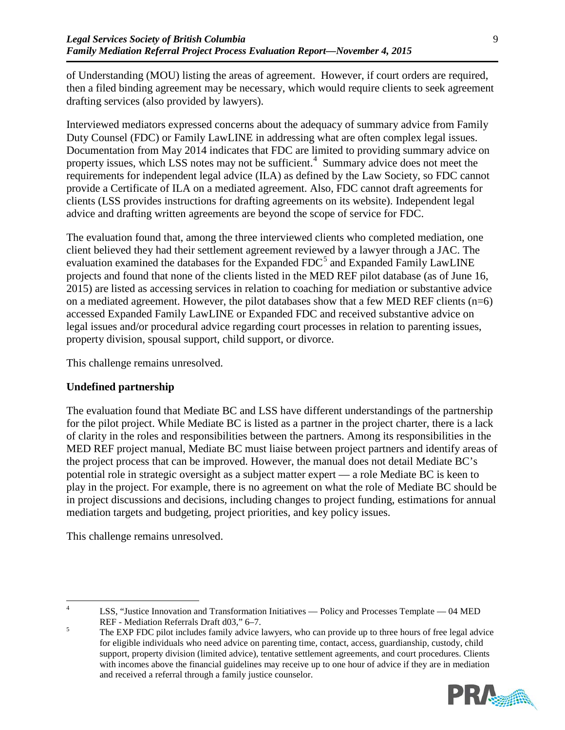of Understanding (MOU) listing the areas of agreement. However, if court orders are required, then a filed binding agreement may be necessary, which would require clients to seek agreement drafting services (also provided by lawyers).

Interviewed mediators expressed concerns about the adequacy of summary advice from Family Duty Counsel (FDC) or Family LawLINE in addressing what are often complex legal issues. Documentation from May 2014 indicates that FDC are limited to providing summary advice on property issues, which LSS notes may not be sufficient.[4] Summary advice does not meet the requirements for independent legal advice (ILA) as defined by the Law Society, so FDC cannot provide a Certificate of ILA on a mediated agreement. Also, FDC cannot draft agreements for clients (LSS provides instructions for drafting agreements on its website). Independent legal advice and drafting written agreements are beyond the scope of service for FDC.

The evaluation found that, among the three interviewed clients who completed mediation, one client believed they had their settlement agreement reviewed by a lawyer through a JAC. The evaluation examined the databases for the Expanded FDC[5] and Expanded Family LawLINE projects and found that none of the clients listed in the MED REF pilot database (as of June 16, 2015) are listed as accessing services in relation to coaching for mediation or substantive advice on a mediated agreement. However, the pilot databases show that a few MED REF clients (n=6) accessed Expanded Family LawLINE or Expanded FDC and received substantive advice on legal issues and/or procedural advice regarding court processes in relation to parenting issues, property division, spousal support, child support, or divorce.

This challenge remains unresolved.

### Undefined partnership

The evaluation found that Mediate BC and LSS have different understandings of the partnership for the pilot project. While Mediate BC is listed as a partner in the project charter, there is a lack of clarity in the roles and responsibilities between the partners. Among its responsibilities in the MED REF project manual, Mediate BC must liaise between project partners and identify areas of the project process that can be improved. However, the manual does not detail Mediate BC's potential role in strategic oversight as a subject matter expert — a role Mediate BC is keen to play in the project. For example, there is no agreement on what the role of Mediate BC should be in project discussions and decisions, including changes to project funding, estimations for annual mediation targets and budgeting, project priorities, and key policy issues.

This challenge remains unresolved.

---

[4] LSS, "Justice Innovation and Transformation Initiatives — Policy and Processes Template — 04 MED REF - Mediation Referrals Draft d03," 6–7.

[5] The EXP FDC pilot includes family advice lawyers, who can provide up to three hours of free legal advice for eligible individuals who need advice on parenting time, contact, access, guardianship, custody, child support, property division (limited advice), tentative settlement agreements, and court procedures. Clients with incomes above the financial guidelines may receive up to one hour of advice if they are in mediation and received a referral through a family justice counselor.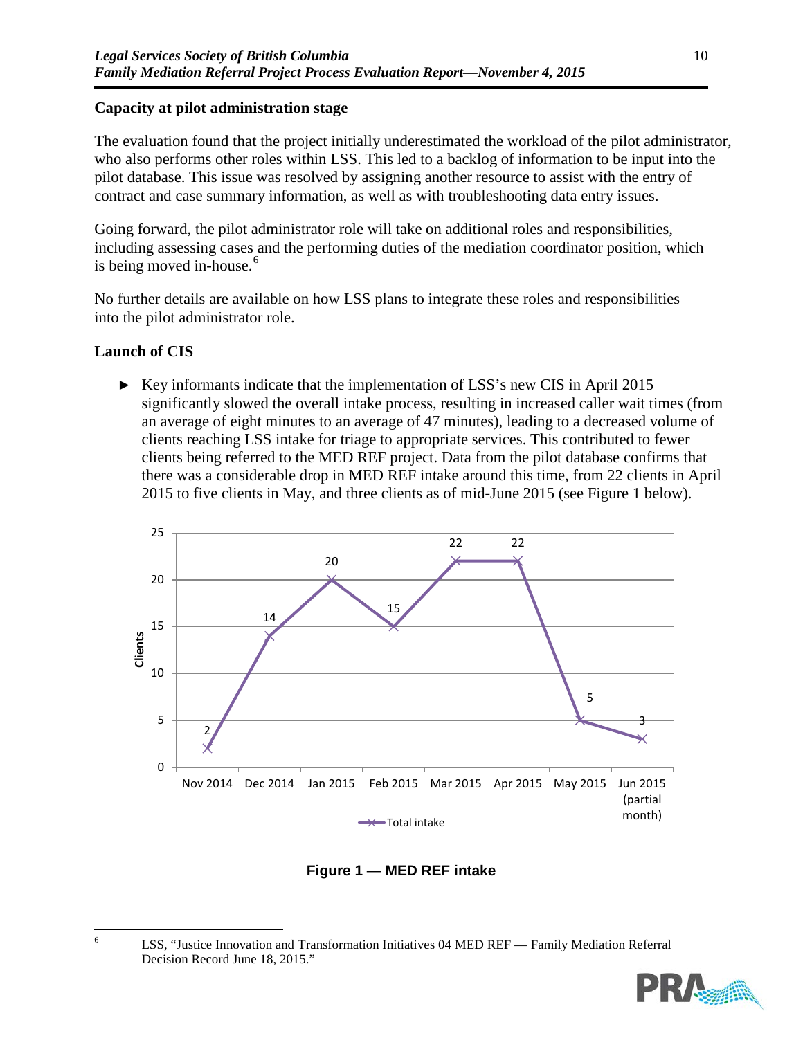### Capacity at pilot administration stage

The evaluation found that the project initially underestimated the workload of the pilot administrator, who also performs other roles within LSS. This led to a backlog of information to be input into the pilot database. This issue was resolved by assigning another resource to assist with the entry of contract and case summary information, as well as with troubleshooting data entry issues.

Going forward, the pilot administrator role will take on additional roles and responsibilities, including assessing cases and the performing duties of the mediation coordinator position, which is being moved in-house.[6]

No further details are available on how LSS plans to integrate these roles and responsibilities into the pilot administrator role.

### Launch of CIS

- Key informants indicate that the implementation of LSS's new CIS in April 2015 significantly slowed the overall intake process, resulting in increased caller wait times (from an average of eight minutes to an average of 47 minutes), leading to a decreased volume of clients reaching LSS intake for triage to appropriate services. This contributed to fewer clients being referred to the MED REF project. Data from the pilot database confirms that there was a considerable drop in MED REF intake around this time, from 22 clients in April 2015 to five clients in May, and three clients as of mid-June 2015 (see Figure 1 below).

| Month | Total intake (Clients) |
|---|---|
| Nov 2014 | 2 |
| Dec 2014 | 14 |
| Jan 2015 | 20 |
| Feb 2015 | 15 |
| Mar 2015 | 22 |
| Apr 2015 | 22 |
| May 2015 | 5 |
| Jun 2015 (partial month) | 3 |

**Figure 1 — MED REF intake**

[6] LSS, "Justice Innovation and Transformation Initiatives 04 MED REF — Family Mediation Referral Decision Record June 18, 2015."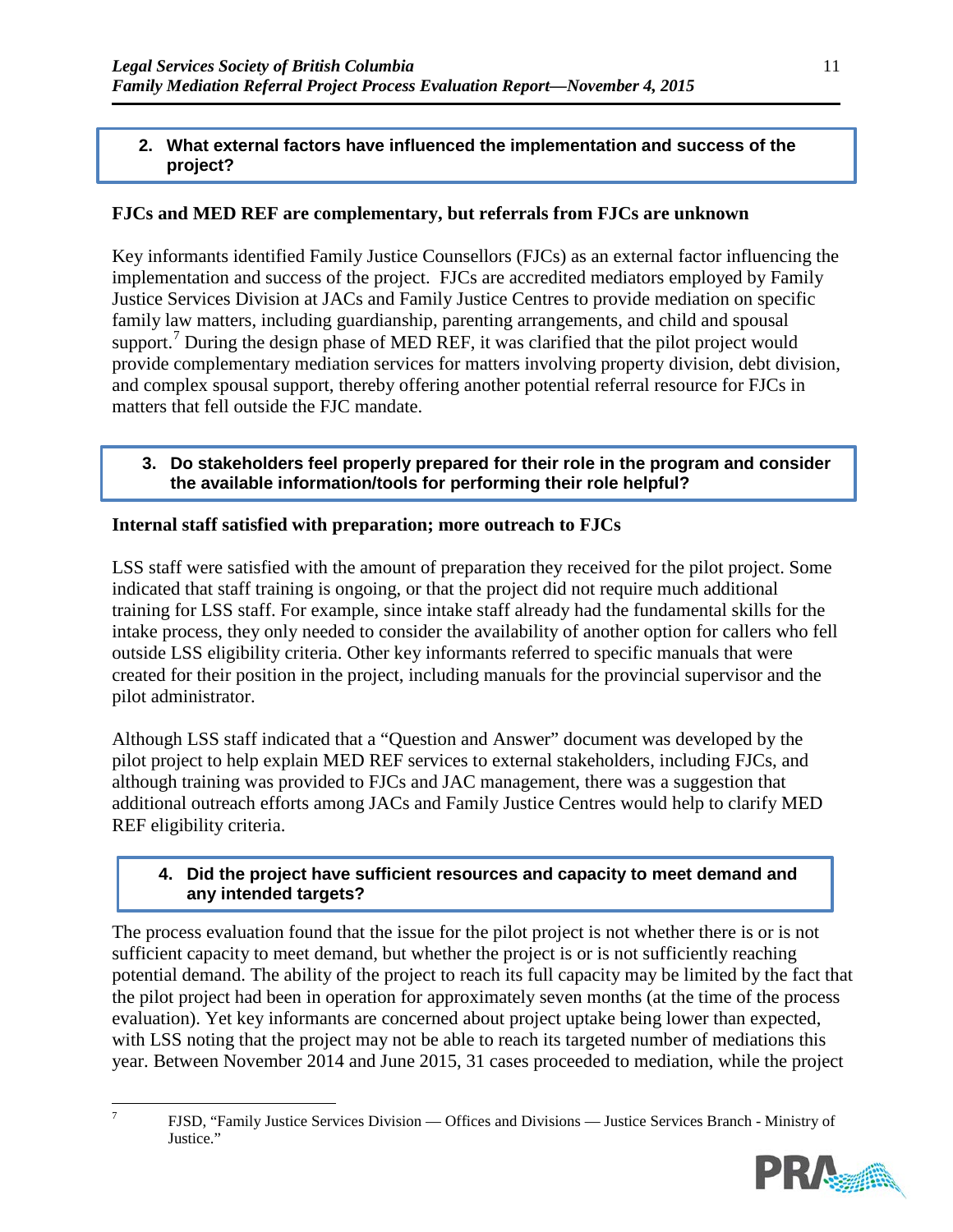**2. What external factors have influenced the implementation and success of the project?**

### FJCs and MED REF are complementary, but referrals from FJCs are unknown

Key informants identified Family Justice Counsellors (FJCs) as an external factor influencing the implementation and success of the project. FJCs are accredited mediators employed by Family Justice Services Division at JACs and Family Justice Centres to provide mediation on specific family law matters, including guardianship, parenting arrangements, and child and spousal support.[7] During the design phase of MED REF, it was clarified that the pilot project would provide complementary mediation services for matters involving property division, debt division, and complex spousal support, thereby offering another potential referral resource for FJCs in matters that fell outside the FJC mandate.

**3. Do stakeholders feel properly prepared for their role in the program and consider the available information/tools for performing their role helpful?**

### Internal staff satisfied with preparation; more outreach to FJCs

LSS staff were satisfied with the amount of preparation they received for the pilot project. Some indicated that staff training is ongoing, or that the project did not require much additional training for LSS staff. For example, since intake staff already had the fundamental skills for the intake process, they only needed to consider the availability of another option for callers who fell outside LSS eligibility criteria. Other key informants referred to specific manuals that were created for their position in the project, including manuals for the provincial supervisor and the pilot administrator.

Although LSS staff indicated that a "Question and Answer" document was developed by the pilot project to help explain MED REF services to external stakeholders, including FJCs, and although training was provided to FJCs and JAC management, there was a suggestion that additional outreach efforts among JACs and Family Justice Centres would help to clarify MED REF eligibility criteria.

**4. Did the project have sufficient resources and capacity to meet demand and any intended targets?**

The process evaluation found that the issue for the pilot project is not whether there is or is not sufficient capacity to meet demand, but whether the project is or is not sufficiently reaching potential demand. The ability of the project to reach its full capacity may be limited by the fact that the pilot project had been in operation for approximately seven months (at the time of the process evaluation). Yet key informants are concerned about project uptake being lower than expected, with LSS noting that the project may not be able to reach its targeted number of mediations this year. Between November 2014 and June 2015, 31 cases proceeded to mediation, while the project

[7] FJSD, "Family Justice Services Division — Offices and Divisions — Justice Services Branch - Ministry of Justice."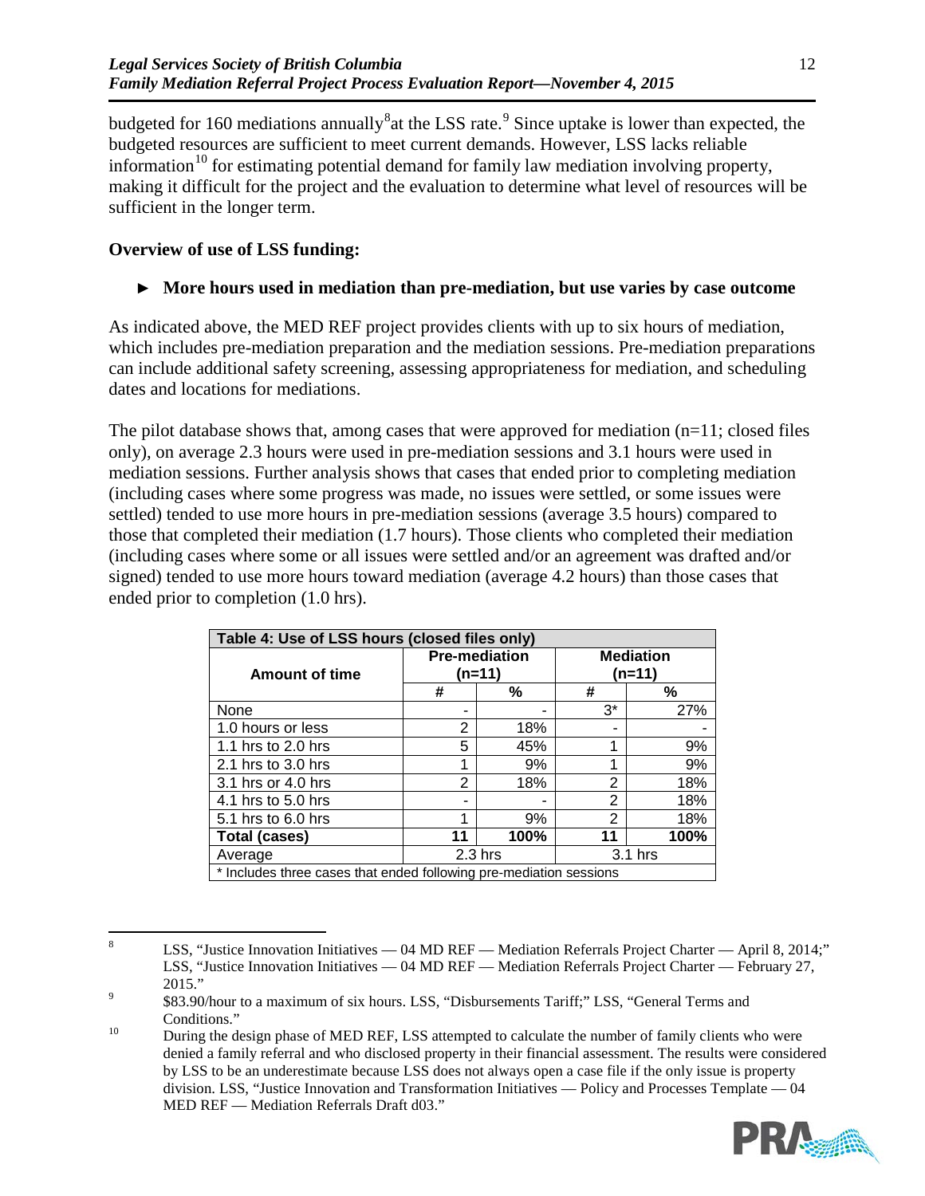budgeted for 160 mediations annually[8] at the LSS rate.[9] Since uptake is lower than expected, the budgeted resources are sufficient to meet current demands. However, LSS lacks reliable information[10] for estimating potential demand for family law mediation involving property, making it difficult for the project and the evaluation to determine what level of resources will be sufficient in the longer term.

**Overview of use of LSS funding:**

- **More hours used in mediation than pre-mediation, but use varies by case outcome**

As indicated above, the MED REF project provides clients with up to six hours of mediation, which includes pre-mediation preparation and the mediation sessions. Pre-mediation preparations can include additional safety screening, assessing appropriateness for mediation, and scheduling dates and locations for mediations.

The pilot database shows that, among cases that were approved for mediation (n=11; closed files only), on average 2.3 hours were used in pre-mediation sessions and 3.1 hours were used in mediation sessions. Further analysis shows that cases that ended prior to completing mediation (including cases where some progress was made, no issues were settled, or some issues were settled) tended to use more hours in pre-mediation sessions (average 3.5 hours) compared to those that completed their mediation (1.7 hours). Those clients who completed their mediation (including cases where some or all issues were settled and/or an agreement was drafted and/or signed) tended to use more hours toward mediation (average 4.2 hours) than those cases that ended prior to completion (1.0 hrs).

**Table 4: Use of LSS hours (closed files only)**

| Amount of time | Pre-mediation (n=11) | | Mediation (n=11) | |
|---|---|---|---|---|
| | # | % | # | % |
| None | - | - | 3* | 27% |
| 1.0 hours or less | 2 | 18% | - | - |
| 1.1 hrs to 2.0 hrs | 5 | 45% | 1 | 9% |
| 2.1 hrs to 3.0 hrs | 1 | 9% | 1 | 9% |
| 3.1 hrs or 4.0 hrs | 2 | 18% | 2 | 18% |
| 4.1 hrs to 5.0 hrs | - | - | 2 | 18% |
| 5.1 hrs to 6.0 hrs | 1 | 9% | 2 | 18% |
| **Total (cases)** | **11** | **100%** | **11** | **100%** |
| Average | 2.3 hrs | | 3.1 hrs | |

\* Includes three cases that ended following pre-mediation sessions

---

[8] LSS, "Justice Innovation Initiatives — 04 MD REF — Mediation Referrals Project Charter — April 8, 2014;" LSS, "Justice Innovation Initiatives — 04 MD REF — Mediation Referrals Project Charter — February 27, 2015."

[9] $83.90/hour to a maximum of six hours. LSS, "Disbursements Tariff;" LSS, "General Terms and Conditions."

[10] During the design phase of MED REF, LSS attempted to calculate the number of family clients who were denied a family referral and who disclosed property in their financial assessment. The results were considered by LSS to be an underestimate because LSS does not always open a case file if the only issue is property division. LSS, "Justice Innovation and Transformation Initiatives — Policy and Processes Template — 04 MED REF — Mediation Referrals Draft d03."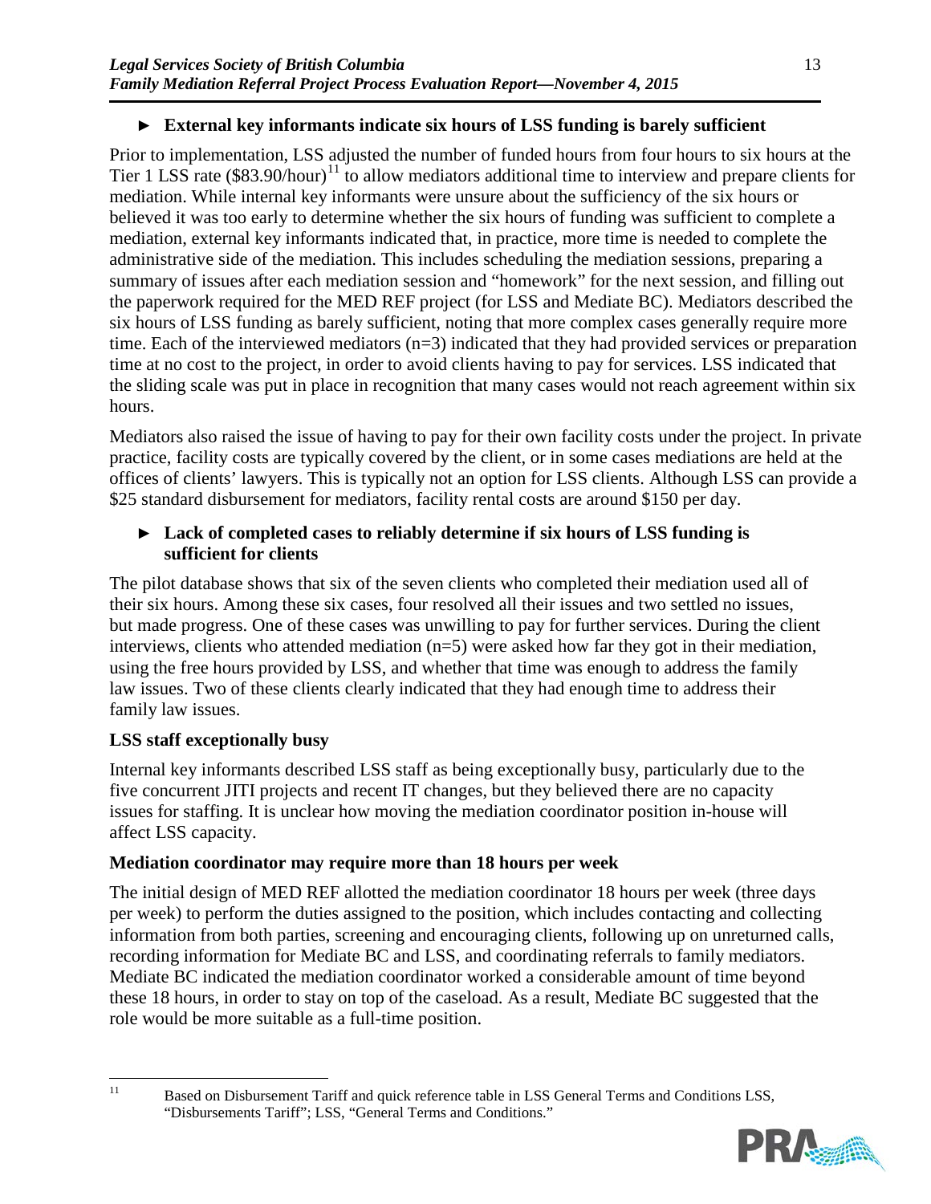► **External key informants indicate six hours of LSS funding is barely sufficient**

Prior to implementation, LSS adjusted the number of funded hours from four hours to six hours at the Tier 1 LSS rate ($83.90/hour)[11] to allow mediators additional time to interview and prepare clients for mediation. While internal key informants were unsure about the sufficiency of the six hours or believed it was too early to determine whether the six hours of funding was sufficient to complete a mediation, external key informants indicated that, in practice, more time is needed to complete the administrative side of the mediation. This includes scheduling the mediation sessions, preparing a summary of issues after each mediation session and "homework" for the next session, and filling out the paperwork required for the MED REF project (for LSS and Mediate BC). Mediators described the six hours of LSS funding as barely sufficient, noting that more complex cases generally require more time. Each of the interviewed mediators (n=3) indicated that they had provided services or preparation time at no cost to the project, in order to avoid clients having to pay for services. LSS indicated that the sliding scale was put in place in recognition that many cases would not reach agreement within six hours.

Mediators also raised the issue of having to pay for their own facility costs under the project. In private practice, facility costs are typically covered by the client, or in some cases mediations are held at the offices of clients' lawyers. This is typically not an option for LSS clients. Although LSS can provide a $25 standard disbursement for mediators, facility rental costs are around $150 per day.

► **Lack of completed cases to reliably determine if six hours of LSS funding is sufficient for clients**

The pilot database shows that six of the seven clients who completed their mediation used all of their six hours. Among these six cases, four resolved all their issues and two settled no issues, but made progress. One of these cases was unwilling to pay for further services. During the client interviews, clients who attended mediation (n=5) were asked how far they got in their mediation, using the free hours provided by LSS, and whether that time was enough to address the family law issues. Two of these clients clearly indicated that they had enough time to address their family law issues.

### LSS staff exceptionally busy

Internal key informants described LSS staff as being exceptionally busy, particularly due to the five concurrent JITI projects and recent IT changes, but they believed there are no capacity issues for staffing. It is unclear how moving the mediation coordinator position in-house will affect LSS capacity.

### Mediation coordinator may require more than 18 hours per week

The initial design of MED REF allotted the mediation coordinator 18 hours per week (three days per week) to perform the duties assigned to the position, which includes contacting and collecting information from both parties, screening and encouraging clients, following up on unreturned calls, recording information for Mediate BC and LSS, and coordinating referrals to family mediators. Mediate BC indicated the mediation coordinator worked a considerable amount of time beyond these 18 hours, in order to stay on top of the caseload. As a result, Mediate BC suggested that the role would be more suitable as a full-time position.

---

[11] Based on Disbursement Tariff and quick reference table in LSS General Terms and Conditions LSS, "Disbursements Tariff"; LSS, "General Terms and Conditions."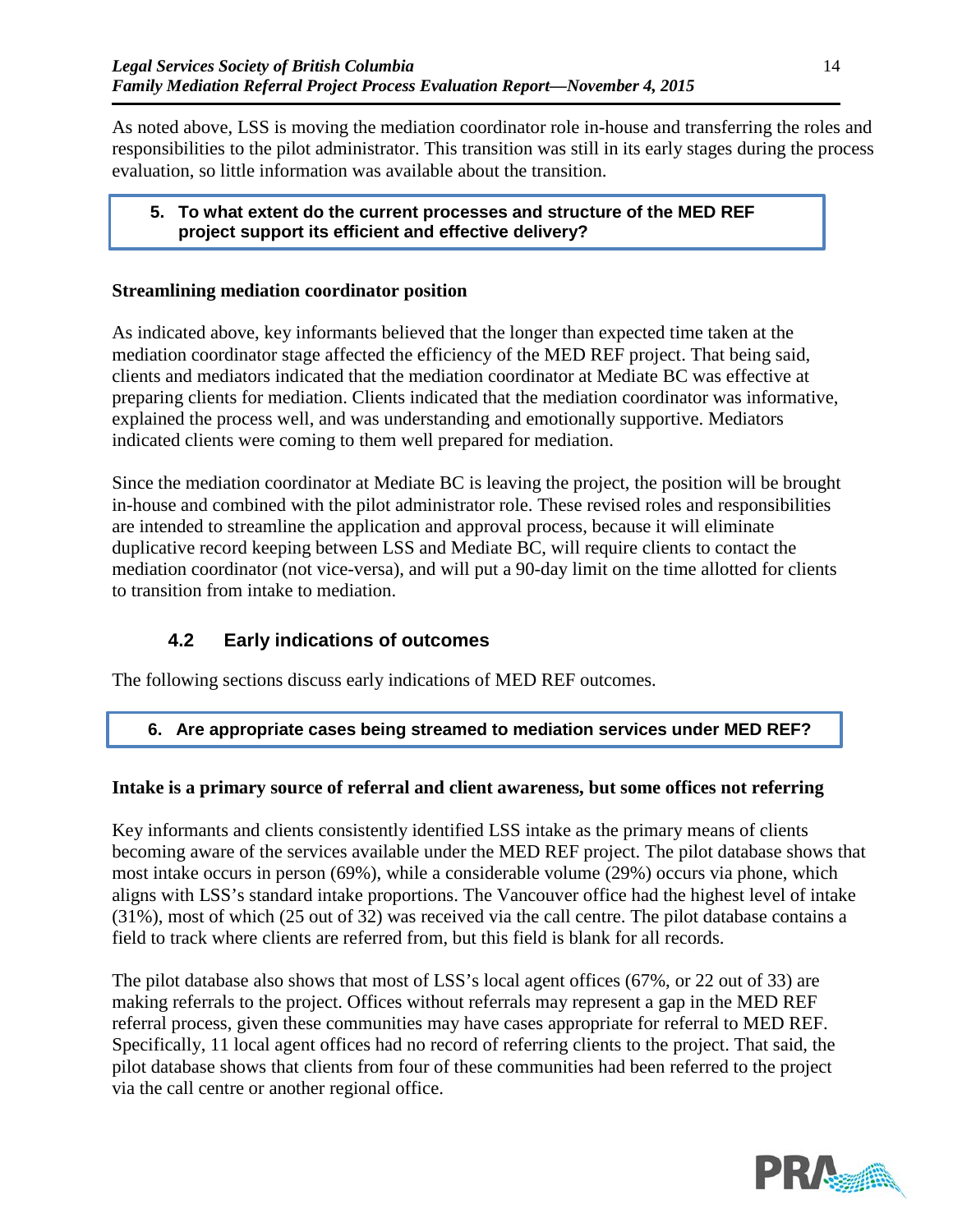As noted above, LSS is moving the mediation coordinator role in-house and transferring the roles and responsibilities to the pilot administrator. This transition was still in its early stages during the process evaluation, so little information was available about the transition.

> **5. To what extent do the current processes and structure of the MED REF project support its efficient and effective delivery?**

**Streamlining mediation coordinator position**

As indicated above, key informants believed that the longer than expected time taken at the mediation coordinator stage affected the efficiency of the MED REF project. That being said, clients and mediators indicated that the mediation coordinator at Mediate BC was effective at preparing clients for mediation. Clients indicated that the mediation coordinator was informative, explained the process well, and was understanding and emotionally supportive. Mediators indicated clients were coming to them well prepared for mediation.

Since the mediation coordinator at Mediate BC is leaving the project, the position will be brought in-house and combined with the pilot administrator role. These revised roles and responsibilities are intended to streamline the application and approval process, because it will eliminate duplicative record keeping between LSS and Mediate BC, will require clients to contact the mediation coordinator (not vice-versa), and will put a 90-day limit on the time allotted for clients to transition from intake to mediation.

### 4.2 Early indications of outcomes

The following sections discuss early indications of MED REF outcomes.

> **6. Are appropriate cases being streamed to mediation services under MED REF?**

**Intake is a primary source of referral and client awareness, but some offices not referring**

Key informants and clients consistently identified LSS intake as the primary means of clients becoming aware of the services available under the MED REF project. The pilot database shows that most intake occurs in person (69%), while a considerable volume (29%) occurs via phone, which aligns with LSS's standard intake proportions. The Vancouver office had the highest level of intake (31%), most of which (25 out of 32) was received via the call centre. The pilot database contains a field to track where clients are referred from, but this field is blank for all records.

The pilot database also shows that most of LSS's local agent offices (67%, or 22 out of 33) are making referrals to the project. Offices without referrals may represent a gap in the MED REF referral process, given these communities may have cases appropriate for referral to MED REF. Specifically, 11 local agent offices had no record of referring clients to the project. That said, the pilot database shows that clients from four of these communities had been referred to the project via the call centre or another regional office.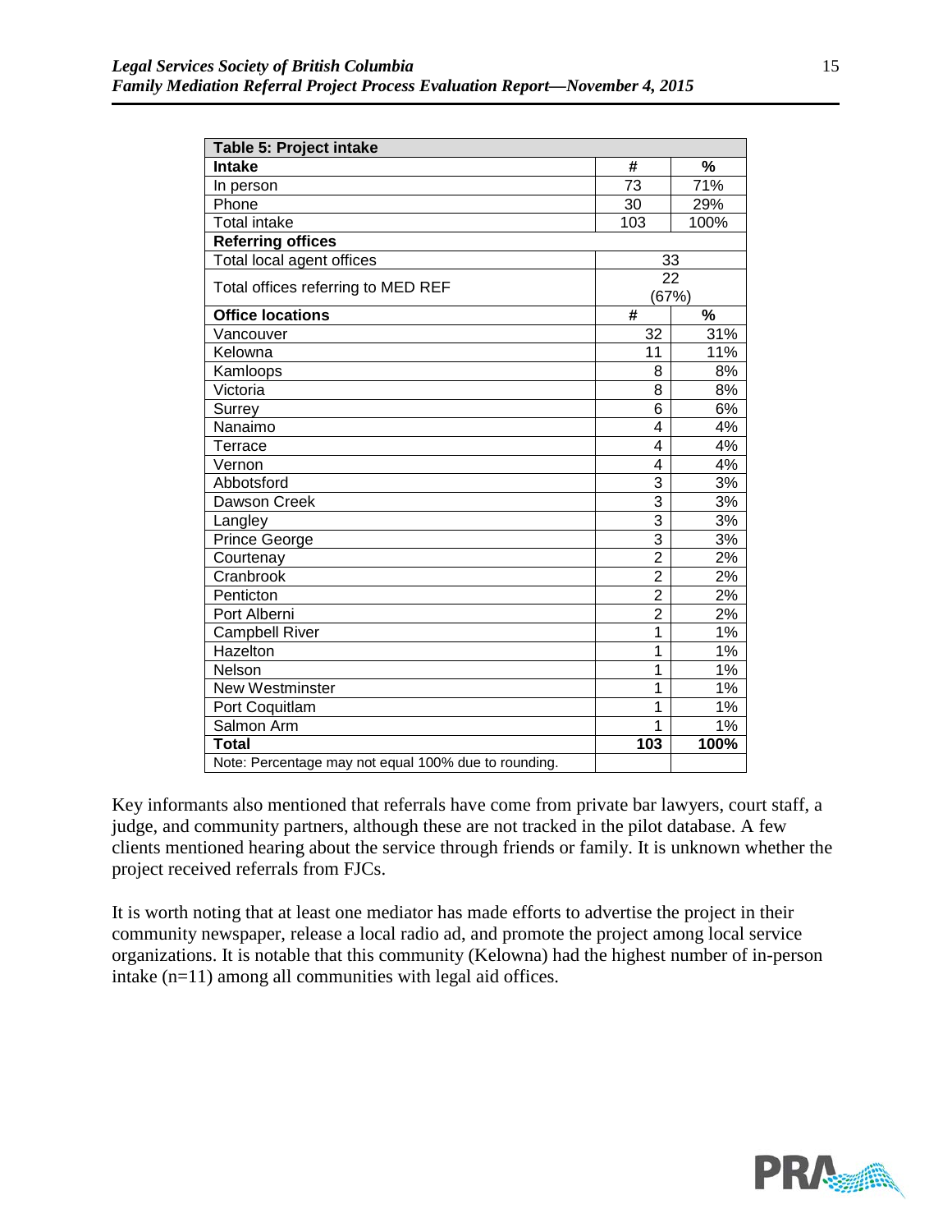| Table 5: Project intake | | |
|---|---|---|
| **Intake** | **#** | **%** |
| In person | 73 | 71% |
| Phone | 30 | 29% |
| Total intake | 103 | 100% |
| **Referring offices** | | |
| Total local agent offices | 33 | |
| Total offices referring to MED REF | 22 (67%) | |
| **Office locations** | **#** | **%** |
| Vancouver | 32 | 31% |
| Kelowna | 11 | 11% |
| Kamloops | 8 | 8% |
| Victoria | 8 | 8% |
| Surrey | 6 | 6% |
| Nanaimo | 4 | 4% |
| Terrace | 4 | 4% |
| Vernon | 4 | 4% |
| Abbotsford | 3 | 3% |
| Dawson Creek | 3 | 3% |
| Langley | 3 | 3% |
| Prince George | 3 | 3% |
| Courtenay | 2 | 2% |
| Cranbrook | 2 | 2% |
| Penticton | 2 | 2% |
| Port Alberni | 2 | 2% |
| Campbell River | 1 | 1% |
| Hazelton | 1 | 1% |
| Nelson | 1 | 1% |
| New Westminster | 1 | 1% |
| Port Coquitlam | 1 | 1% |
| Salmon Arm | 1 | 1% |
| **Total** | **103** | **100%** |
| Note: Percentage may not equal 100% due to rounding. | | |

Key informants also mentioned that referrals have come from private bar lawyers, court staff, a judge, and community partners, although these are not tracked in the pilot database. A few clients mentioned hearing about the service through friends or family. It is unknown whether the project received referrals from FJCs.

It is worth noting that at least one mediator has made efforts to advertise the project in their community newspaper, release a local radio ad, and promote the project among local service organizations. It is notable that this community (Kelowna) had the highest number of in-person intake (n=11) among all communities with legal aid offices.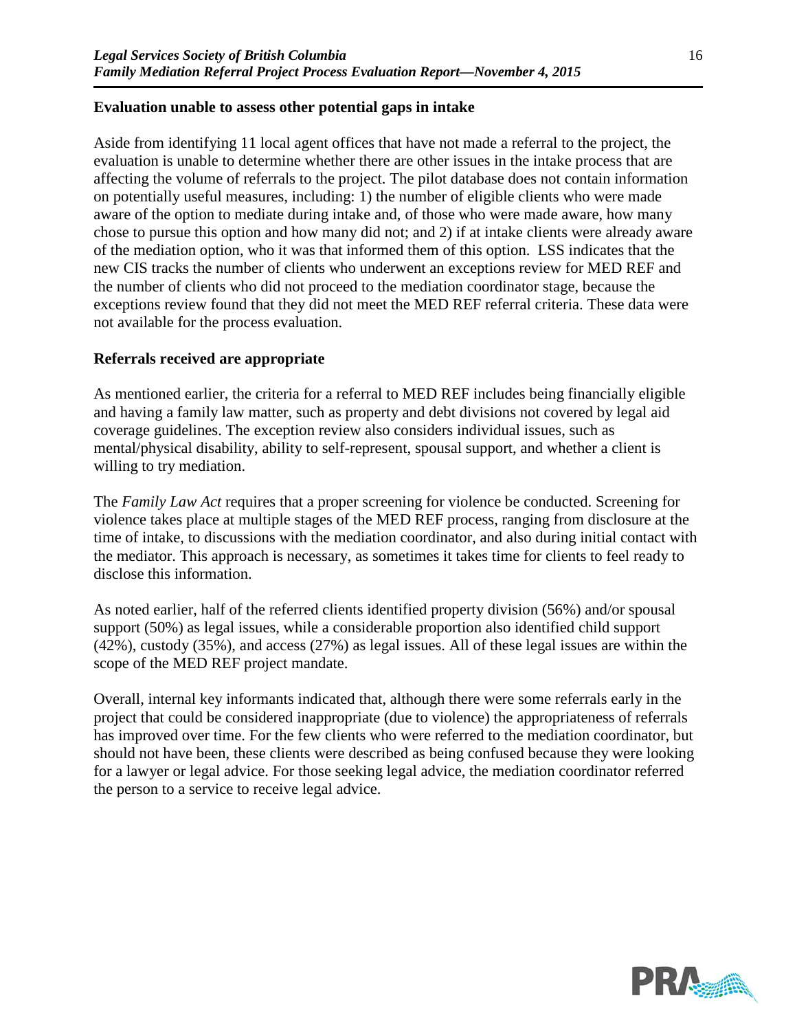### Evaluation unable to assess other potential gaps in intake

Aside from identifying 11 local agent offices that have not made a referral to the project, the evaluation is unable to determine whether there are other issues in the intake process that are affecting the volume of referrals to the project. The pilot database does not contain information on potentially useful measures, including: 1) the number of eligible clients who were made aware of the option to mediate during intake and, of those who were made aware, how many chose to pursue this option and how many did not; and 2) if at intake clients were already aware of the mediation option, who it was that informed them of this option. LSS indicates that the new CIS tracks the number of clients who underwent an exceptions review for MED REF and the number of clients who did not proceed to the mediation coordinator stage, because the exceptions review found that they did not meet the MED REF referral criteria. These data were not available for the process evaluation.

### Referrals received are appropriate

As mentioned earlier, the criteria for a referral to MED REF includes being financially eligible and having a family law matter, such as property and debt divisions not covered by legal aid coverage guidelines. The exception review also considers individual issues, such as mental/physical disability, ability to self-represent, spousal support, and whether a client is willing to try mediation.

The *Family Law Act* requires that a proper screening for violence be conducted. Screening for violence takes place at multiple stages of the MED REF process, ranging from disclosure at the time of intake, to discussions with the mediation coordinator, and also during initial contact with the mediator. This approach is necessary, as sometimes it takes time for clients to feel ready to disclose this information.

As noted earlier, half of the referred clients identified property division (56%) and/or spousal support (50%) as legal issues, while a considerable proportion also identified child support (42%), custody (35%), and access (27%) as legal issues. All of these legal issues are within the scope of the MED REF project mandate.

Overall, internal key informants indicated that, although there were some referrals early in the project that could be considered inappropriate (due to violence) the appropriateness of referrals has improved over time. For the few clients who were referred to the mediation coordinator, but should not have been, these clients were described as being confused because they were looking for a lawyer or legal advice. For those seeking legal advice, the mediation coordinator referred the person to a service to receive legal advice.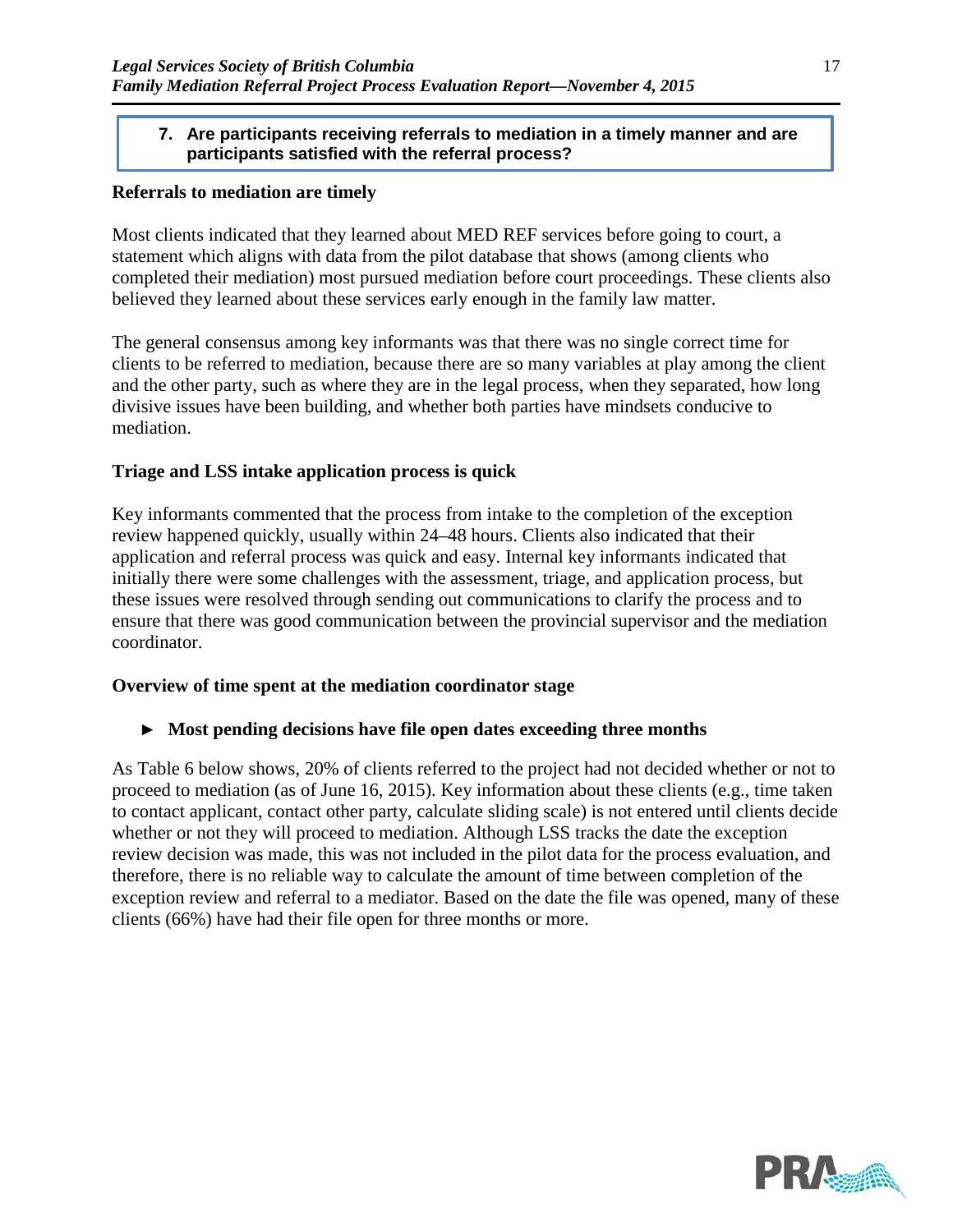**7. Are participants receiving referrals to mediation in a timely manner and are participants satisfied with the referral process?**

**Referrals to mediation are timely**

Most clients indicated that they learned about MED REF services before going to court, a statement which aligns with data from the pilot database that shows (among clients who completed their mediation) most pursued mediation before court proceedings. These clients also believed they learned about these services early enough in the family law matter.

The general consensus among key informants was that there was no single correct time for clients to be referred to mediation, because there are so many variables at play among the client and the other party, such as where they are in the legal process, when they separated, how long divisive issues have been building, and whether both parties have mindsets conducive to mediation.

**Triage and LSS intake application process is quick**

Key informants commented that the process from intake to the completion of the exception review happened quickly, usually within 24–48 hours. Clients also indicated that their application and referral process was quick and easy. Internal key informants indicated that initially there were some challenges with the assessment, triage, and application process, but these issues were resolved through sending out communications to clarify the process and to ensure that there was good communication between the provincial supervisor and the mediation coordinator.

**Overview of time spent at the mediation coordinator stage**

- **Most pending decisions have file open dates exceeding three months**

As Table 6 below shows, 20% of clients referred to the project had not decided whether or not to proceed to mediation (as of June 16, 2015). Key information about these clients (e.g., time taken to contact applicant, contact other party, calculate sliding scale) is not entered until clients decide whether or not they will proceed to mediation. Although LSS tracks the date the exception review decision was made, this was not included in the pilot data for the process evaluation, and therefore, there is no reliable way to calculate the amount of time between completion of the exception review and referral to a mediator. Based on the date the file was opened, many of these clients (66%) have had their file open for three months or more.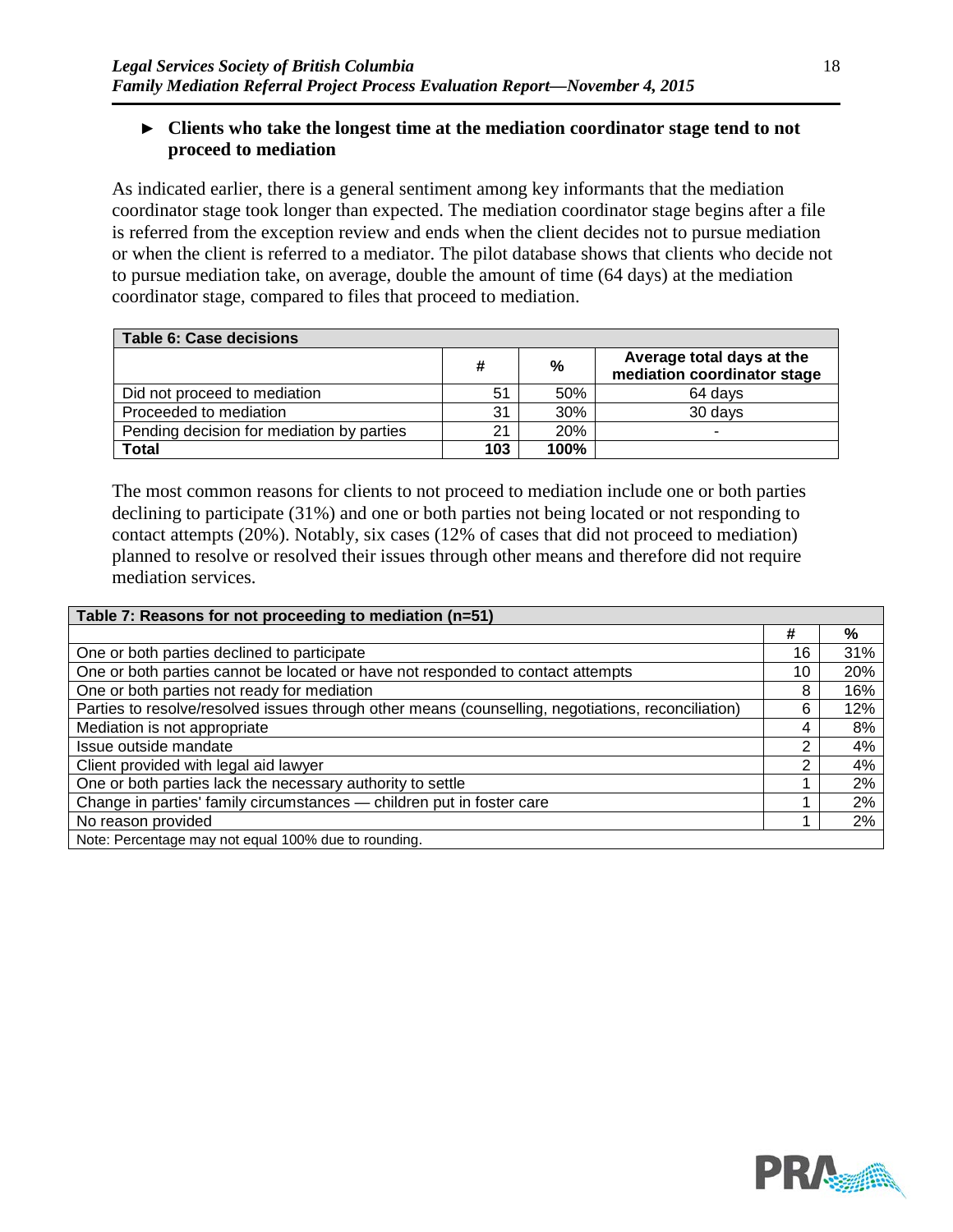► **Clients who take the longest time at the mediation coordinator stage tend to not proceed to mediation**

As indicated earlier, there is a general sentiment among key informants that the mediation coordinator stage took longer than expected. The mediation coordinator stage begins after a file is referred from the exception review and ends when the client decides not to pursue mediation or when the client is referred to a mediator. The pilot database shows that clients who decide not to pursue mediation take, on average, double the amount of time (64 days) at the mediation coordinator stage, compared to files that proceed to mediation.

**Table 6: Case decisions**

| | # | % | Average total days at the mediation coordinator stage |
|---|---|---|---|
| Did not proceed to mediation | 51 | 50% | 64 days |
| Proceeded to mediation | 31 | 30% | 30 days |
| Pending decision for mediation by parties | 21 | 20% | - |
| **Total** | **103** | **100%** | |

The most common reasons for clients to not proceed to mediation include one or both parties declining to participate (31%) and one or both parties not being located or not responding to contact attempts (20%). Notably, six cases (12% of cases that did not proceed to mediation) planned to resolve or resolved their issues through other means and therefore did not require mediation services.

**Table 7: Reasons for not proceeding to mediation (n=51)**

| | # | % |
|---|---|---|
| One or both parties declined to participate | 16 | 31% |
| One or both parties cannot be located or have not responded to contact attempts | 10 | 20% |
| One or both parties not ready for mediation | 8 | 16% |
| Parties to resolve/resolved issues through other means (counselling, negotiations, reconciliation) | 6 | 12% |
| Mediation is not appropriate | 4 | 8% |
| Issue outside mandate | 2 | 4% |
| Client provided with legal aid lawyer | 2 | 4% |
| One or both parties lack the necessary authority to settle | 1 | 2% |
| Change in parties' family circumstances — children put in foster care | 1 | 2% |
| No reason provided | 1 | 2% |

Note: Percentage may not equal 100% due to rounding.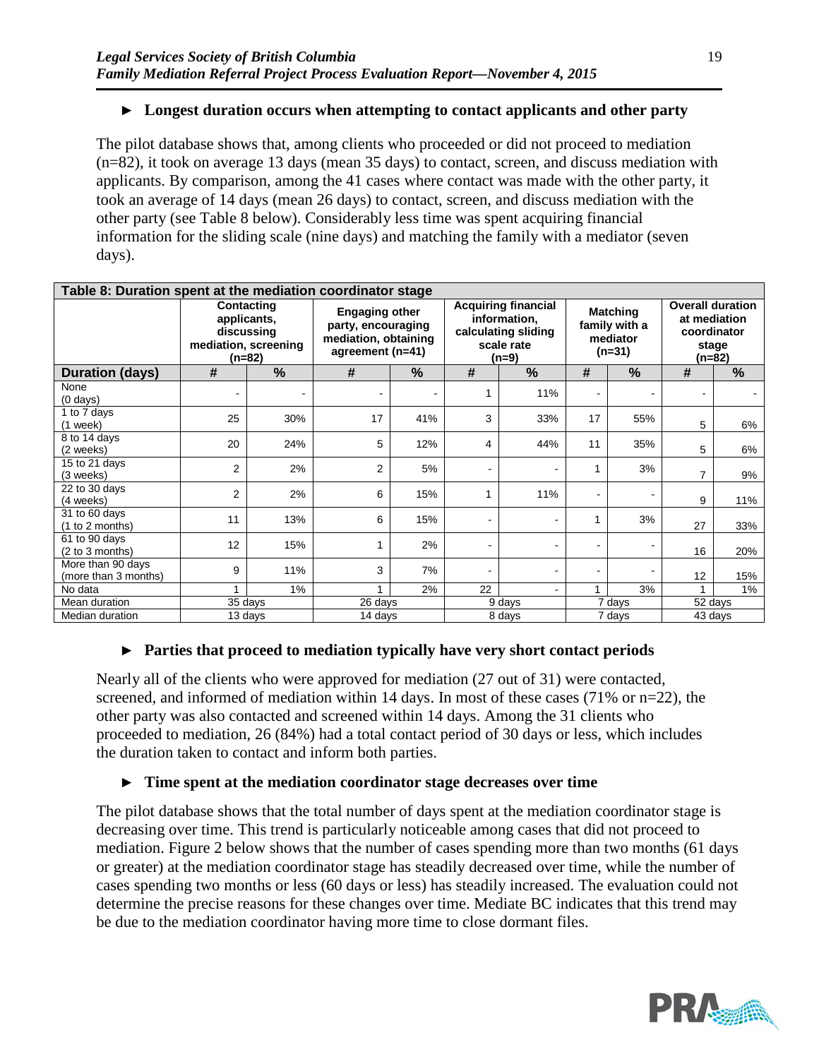### ► Longest duration occurs when attempting to contact applicants and other party

The pilot database shows that, among clients who proceeded or did not proceed to mediation (n=82), it took on average 13 days (mean 35 days) to contact, screen, and discuss mediation with applicants. By comparison, among the 41 cases where contact was made with the other party, it took an average of 14 days (mean 26 days) to contact, screen, and discuss mediation with the other party (see Table 8 below). Considerably less time was spent acquiring financial information for the sliding scale (nine days) and matching the family with a mediator (seven days).

**Table 8: Duration spent at the mediation coordinator stage**

| | Contacting applicants, discussing mediation, screening (n=82) | | Engaging other party, encouraging mediation, obtaining agreement (n=41) | | Acquiring financial information, calculating sliding scale rate (n=9) | | Matching family with a mediator (n=31) | | Overall duration at mediation coordinator stage (n=82) | |
|---|---|---|---|---|---|---|---|---|---|---|
| **Duration (days)** | **#** | **%** | **#** | **%** | **#** | **%** | **#** | **%** | **#** | **%** |
| None (0 days) | - | - | - | - | 1 | 11% | - | - | - | - |
| 1 to 7 days (1 week) | 25 | 30% | 17 | 41% | 3 | 33% | 17 | 55% | 5 | 6% |
| 8 to 14 days (2 weeks) | 20 | 24% | 5 | 12% | 4 | 44% | 11 | 35% | 5 | 6% |
| 15 to 21 days (3 weeks) | 2 | 2% | 2 | 5% | - | - | 1 | 3% | 7 | 9% |
| 22 to 30 days (4 weeks) | 2 | 2% | 6 | 15% | 1 | 11% | - | - | 9 | 11% |
| 31 to 60 days (1 to 2 months) | 11 | 13% | 6 | 15% | - | - | 1 | 3% | 27 | 33% |
| 61 to 90 days (2 to 3 months) | 12 | 15% | 1 | 2% | - | - | - | - | 16 | 20% |
| More than 90 days (more than 3 months) | 9 | 11% | 3 | 7% | - | - | - | - | 12 | 15% |
| No data | 1 | 1% | 1 | 2% | 22 | - | 1 | 3% | 1 | 1% |
| Mean duration | 35 days | | 26 days | | 9 days | | 7 days | | 52 days | |
| Median duration | 13 days | | 14 days | | 8 days | | 7 days | | 43 days | |

### ► Parties that proceed to mediation typically have very short contact periods

Nearly all of the clients who were approved for mediation (27 out of 31) were contacted, screened, and informed of mediation within 14 days. In most of these cases (71% or n=22), the other party was also contacted and screened within 14 days. Among the 31 clients who proceeded to mediation, 26 (84%) had a total contact period of 30 days or less, which includes the duration taken to contact and inform both parties.

### ► Time spent at the mediation coordinator stage decreases over time

The pilot database shows that the total number of days spent at the mediation coordinator stage is decreasing over time. This trend is particularly noticeable among cases that did not proceed to mediation. Figure 2 below shows that the number of cases spending more than two months (61 days or greater) at the mediation coordinator stage has steadily decreased over time, while the number of cases spending two months or less (60 days or less) has steadily increased. The evaluation could not determine the precise reasons for these changes over time. Mediate BC indicates that this trend may be due to the mediation coordinator having more time to close dormant files.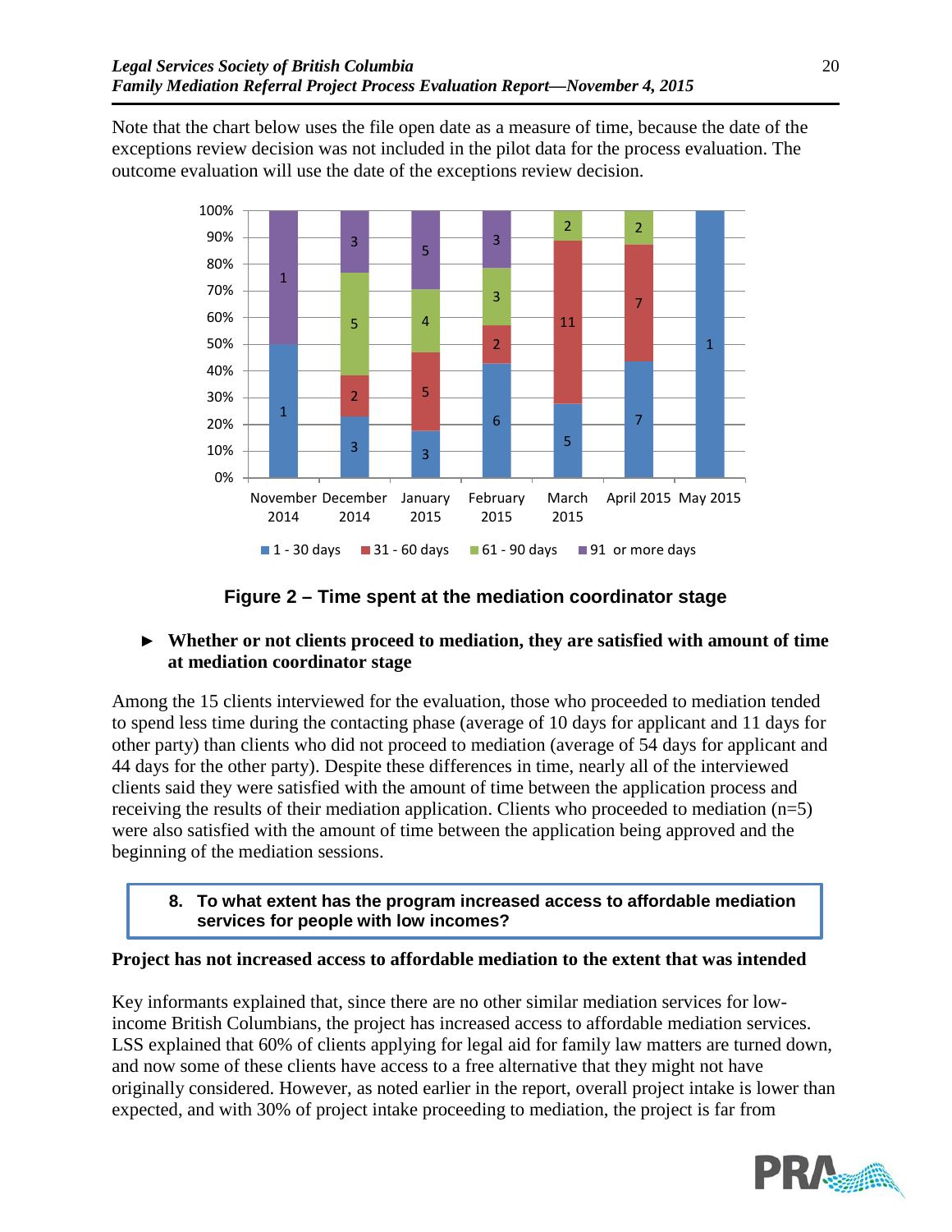Note that the chart below uses the file open date as a measure of time, because the date of the exceptions review decision was not included in the pilot data for the process evaluation. The outcome evaluation will use the date of the exceptions review decision.

| | 1 - 30 days | 31 - 60 days | 61 - 90 days | 91 or more days |
|---|---|---|---|---|
| November 2014 | 1 | | | 1 |
| December 2014 | 3 | 2 | 5 | 3 |
| January 2015 | 3 | 5 | 4 | 5 |
| February 2015 | 6 | 2 | 3 | 3 |
| March 2015 | 5 | 11 | 2 | |
| April 2015 | 7 | 7 | 2 | |
| May 2015 | 1 | | | |

**Figure 2 – Time spent at the mediation coordinator stage**

► **Whether or not clients proceed to mediation, they are satisfied with amount of time at mediation coordinator stage**

Among the 15 clients interviewed for the evaluation, those who proceeded to mediation tended to spend less time during the contacting phase (average of 10 days for applicant and 11 days for other party) than clients who did not proceed to mediation (average of 54 days for applicant and 44 days for the other party). Despite these differences in time, nearly all of the interviewed clients said they were satisfied with the amount of time between the application process and receiving the results of their mediation application. Clients who proceeded to mediation (n=5) were also satisfied with the amount of time between the application being approved and the beginning of the mediation sessions.

**8. To what extent has the program increased access to affordable mediation services for people with low incomes?**

**Project has not increased access to affordable mediation to the extent that was intended**

Key informants explained that, since there are no other similar mediation services for low-income British Columbians, the project has increased access to affordable mediation services. LSS explained that 60% of clients applying for legal aid for family law matters are turned down, and now some of these clients have access to a free alternative that they might not have originally considered. However, as noted earlier in the report, overall project intake is lower than expected, and with 30% of project intake proceeding to mediation, the project is far from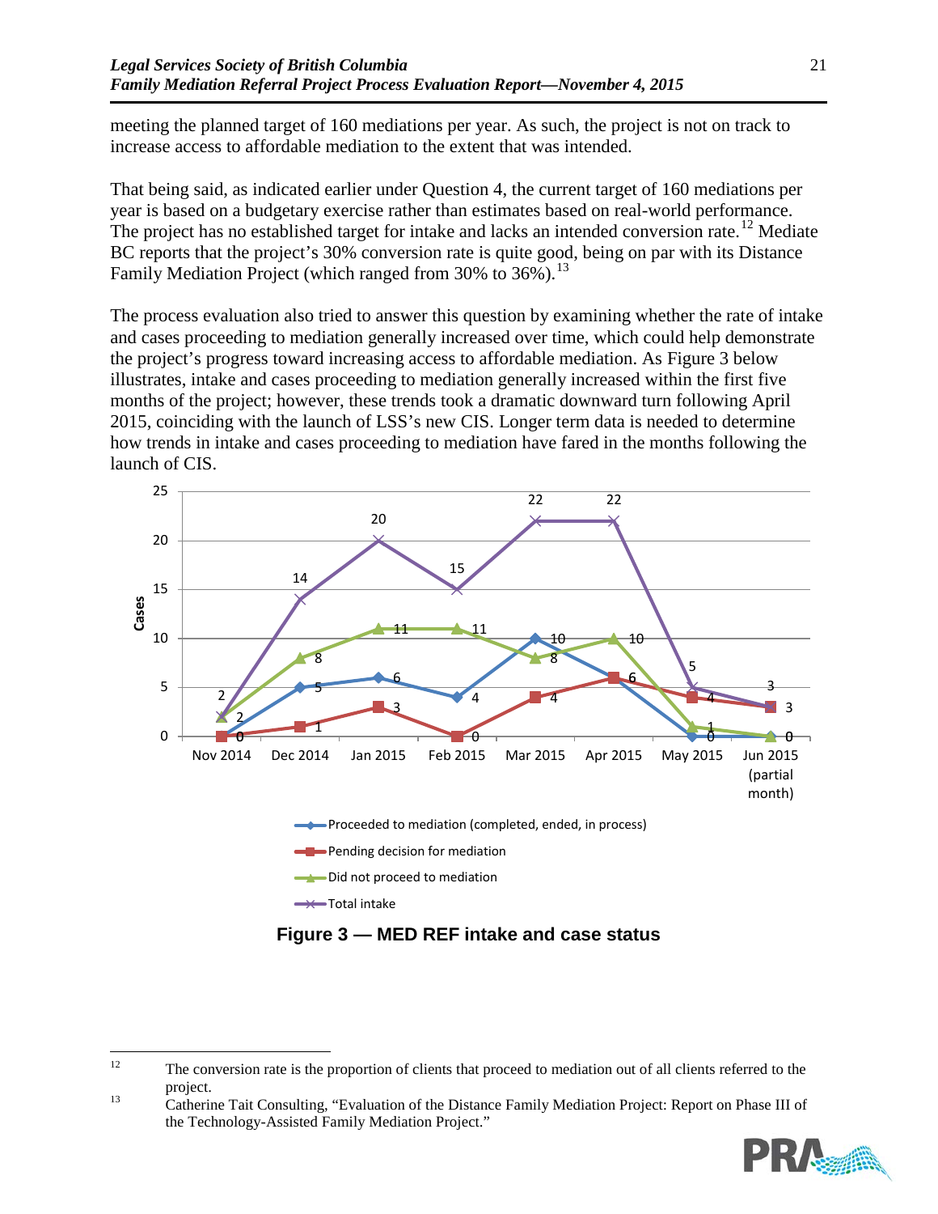meeting the planned target of 160 mediations per year. As such, the project is not on track to increase access to affordable mediation to the extent that was intended.

That being said, as indicated earlier under Question 4, the current target of 160 mediations per year is based on a budgetary exercise rather than estimates based on real-world performance. The project has no established target for intake and lacks an intended conversion rate.[12] Mediate BC reports that the project's 30% conversion rate is quite good, being on par with its Distance Family Mediation Project (which ranged from 30% to 36%).[13]

The process evaluation also tried to answer this question by examining whether the rate of intake and cases proceeding to mediation generally increased over time, which could help demonstrate the project's progress toward increasing access to affordable mediation. As Figure 3 below illustrates, intake and cases proceeding to mediation generally increased within the first five months of the project; however, these trends took a dramatic downward turn following April 2015, coinciding with the launch of LSS's new CIS. Longer term data is needed to determine how trends in intake and cases proceeding to mediation have fared in the months following the launch of CIS.

| Cases | Nov 2014 | Dec 2014 | Jan 2015 | Feb 2015 | Mar 2015 | Apr 2015 | May 2015 | Jun 2015 (partial month) |
|---|---|---|---|---|---|---|---|---|
| Proceeded to mediation (completed, ended, in process) | 0 | 5 | 6 | 4 | 10 | 6 | 0 | 0 |
| Pending decision for mediation | 0 | 1 | 3 | 0 | 4 | 6 | 4 | 3 |
| Did not proceed to mediation | 2 | 8 | 11 | 11 | 8 | 10 | 1 | 0 |
| Total intake | 2 | 14 | 20 | 15 | 22 | 22 | 5 | 3 |

**Figure 3 — MED REF intake and case status**

---

[12] The conversion rate is the proportion of clients that proceed to mediation out of all clients referred to the project.

[13] Catherine Tait Consulting, "Evaluation of the Distance Family Mediation Project: Report on Phase III of the Technology-Assisted Family Mediation Project."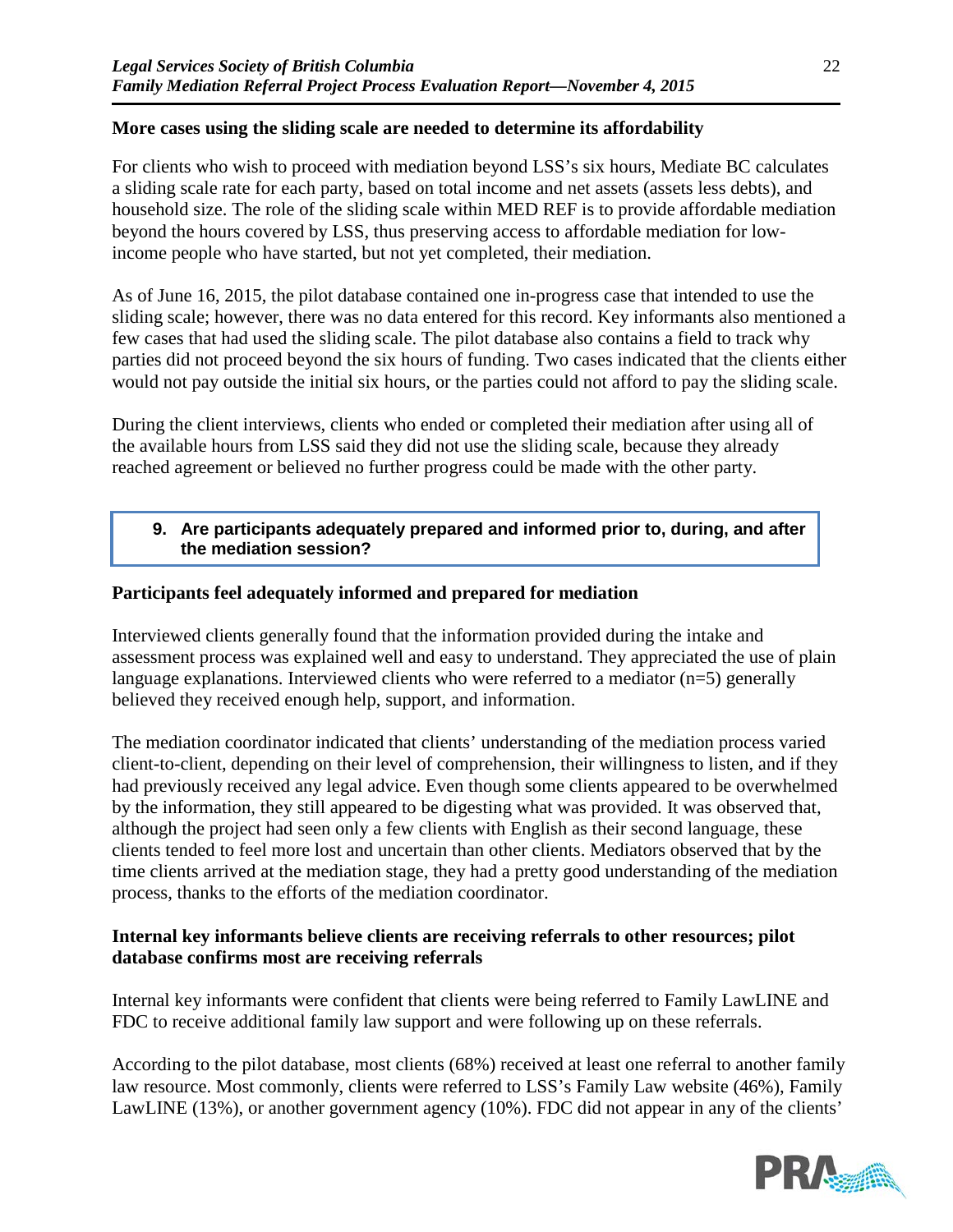**More cases using the sliding scale are needed to determine its affordability**

For clients who wish to proceed with mediation beyond LSS's six hours, Mediate BC calculates a sliding scale rate for each party, based on total income and net assets (assets less debts), and household size. The role of the sliding scale within MED REF is to provide affordable mediation beyond the hours covered by LSS, thus preserving access to affordable mediation for low-income people who have started, but not yet completed, their mediation.

As of June 16, 2015, the pilot database contained one in-progress case that intended to use the sliding scale; however, there was no data entered for this record. Key informants also mentioned a few cases that had used the sliding scale. The pilot database also contains a field to track why parties did not proceed beyond the six hours of funding. Two cases indicated that the clients either would not pay outside the initial six hours, or the parties could not afford to pay the sliding scale.

During the client interviews, clients who ended or completed their mediation after using all of the available hours from LSS said they did not use the sliding scale, because they already reached agreement or believed no further progress could be made with the other party.

> **9. Are participants adequately prepared and informed prior to, during, and after the mediation session?**

**Participants feel adequately informed and prepared for mediation**

Interviewed clients generally found that the information provided during the intake and assessment process was explained well and easy to understand. They appreciated the use of plain language explanations. Interviewed clients who were referred to a mediator (n=5) generally believed they received enough help, support, and information.

The mediation coordinator indicated that clients' understanding of the mediation process varied client-to-client, depending on their level of comprehension, their willingness to listen, and if they had previously received any legal advice. Even though some clients appeared to be overwhelmed by the information, they still appeared to be digesting what was provided. It was observed that, although the project had seen only a few clients with English as their second language, these clients tended to feel more lost and uncertain than other clients. Mediators observed that by the time clients arrived at the mediation stage, they had a pretty good understanding of the mediation process, thanks to the efforts of the mediation coordinator.

**Internal key informants believe clients are receiving referrals to other resources; pilot database confirms most are receiving referrals**

Internal key informants were confident that clients were being referred to Family LawLINE and FDC to receive additional family law support and were following up on these referrals.

According to the pilot database, most clients (68%) received at least one referral to another family law resource. Most commonly, clients were referred to LSS's Family Law website (46%), Family LawLINE (13%), or another government agency (10%). FDC did not appear in any of the clients'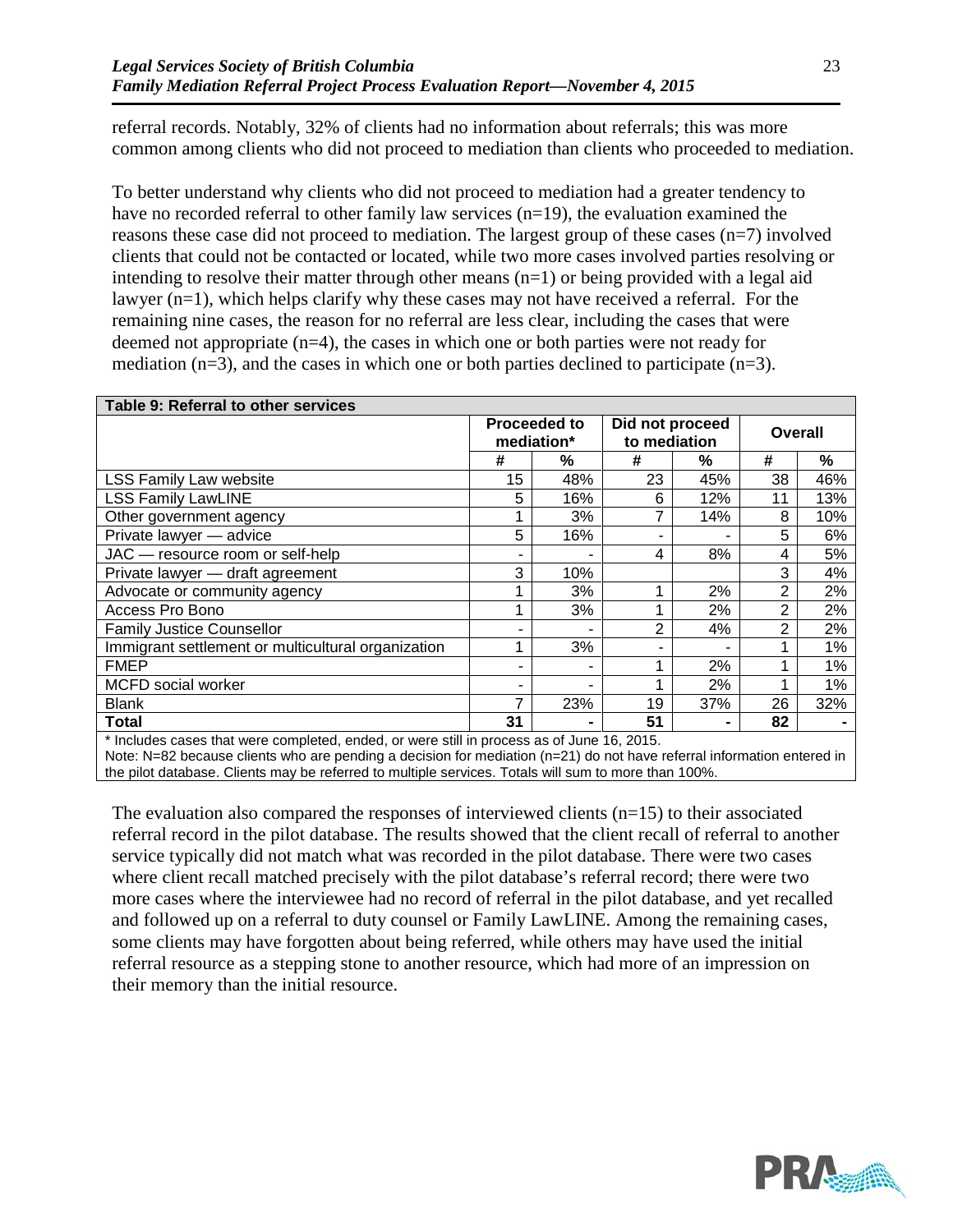referral records. Notably, 32% of clients had no information about referrals; this was more common among clients who did not proceed to mediation than clients who proceeded to mediation.

To better understand why clients who did not proceed to mediation had a greater tendency to have no recorded referral to other family law services (n=19), the evaluation examined the reasons these case did not proceed to mediation. The largest group of these cases (n=7) involved clients that could not be contacted or located, while two more cases involved parties resolving or intending to resolve their matter through other means (n=1) or being provided with a legal aid lawyer (n=1), which helps clarify why these cases may not have received a referral. For the remaining nine cases, the reason for no referral are less clear, including the cases that were deemed not appropriate (n=4), the cases in which one or both parties were not ready for mediation (n=3), and the cases in which one or both parties declined to participate (n=3).

**Table 9: Referral to other services**

| | Proceeded to mediation* | | Did not proceed to mediation | | Overall | |
|---|---|---|---|---|---|---|
| | # | % | # | % | # | % |
| LSS Family Law website | 15 | 48% | 23 | 45% | 38 | 46% |
| LSS Family LawLINE | 5 | 16% | 6 | 12% | 11 | 13% |
| Other government agency | 1 | 3% | 7 | 14% | 8 | 10% |
| Private lawyer — advice | 5 | 16% | - | - | 5 | 6% |
| JAC — resource room or self-help | - | - | 4 | 8% | 4 | 5% |
| Private lawyer — draft agreement | 3 | 10% | | | 3 | 4% |
| Advocate or community agency | 1 | 3% | 1 | 2% | 2 | 2% |
| Access Pro Bono | 1 | 3% | 1 | 2% | 2 | 2% |
| Family Justice Counsellor | - | - | 2 | 4% | 2 | 2% |
| Immigrant settlement or multicultural organization | 1 | 3% | - | - | 1 | 1% |
| FMEP | - | - | 1 | 2% | 1 | 1% |
| MCFD social worker | - | - | 1 | 2% | 1 | 1% |
| Blank | 7 | 23% | 19 | 37% | 26 | 32% |
| **Total** | **31** | **-** | **51** | **-** | **82** | **-** |

\* Includes cases that were completed, ended, or were still in process as of June 16, 2015.
Note: N=82 because clients who are pending a decision for mediation (n=21) do not have referral information entered in the pilot database. Clients may be referred to multiple services. Totals will sum to more than 100%.

The evaluation also compared the responses of interviewed clients (n=15) to their associated referral record in the pilot database. The results showed that the client recall of referral to another service typically did not match what was recorded in the pilot database. There were two cases where client recall matched precisely with the pilot database's referral record; there were two more cases where the interviewee had no record of referral in the pilot database, and yet recalled and followed up on a referral to duty counsel or Family LawLINE. Among the remaining cases, some clients may have forgotten about being referred, while others may have used the initial referral resource as a stepping stone to another resource, which had more of an impression on their memory than the initial resource.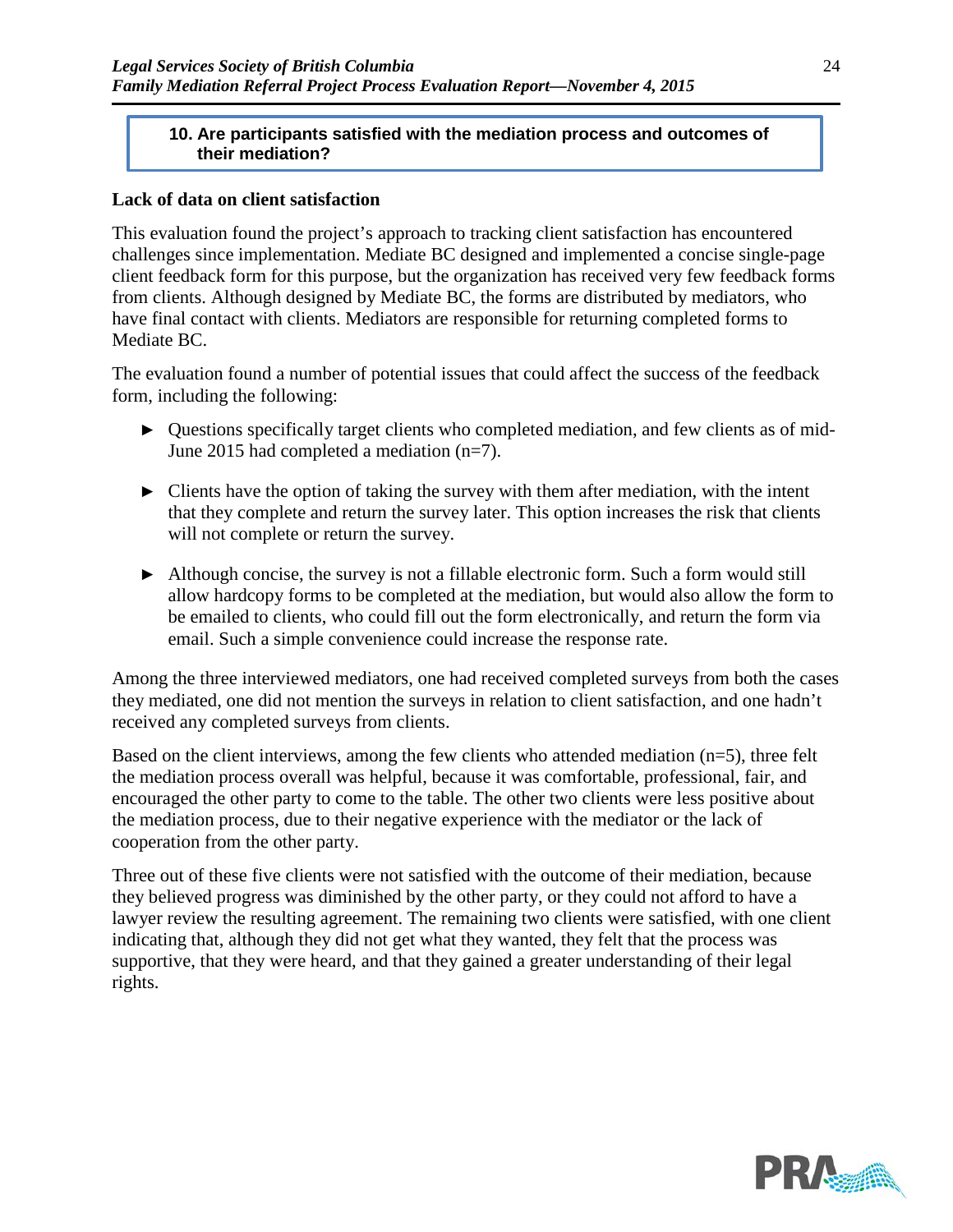### 10. Are participants satisfied with the mediation process and outcomes of their mediation?

**Lack of data on client satisfaction**

This evaluation found the project's approach to tracking client satisfaction has encountered challenges since implementation. Mediate BC designed and implemented a concise single-page client feedback form for this purpose, but the organization has received very few feedback forms from clients. Although designed by Mediate BC, the forms are distributed by mediators, who have final contact with clients. Mediators are responsible for returning completed forms to Mediate BC.

The evaluation found a number of potential issues that could affect the success of the feedback form, including the following:

- Questions specifically target clients who completed mediation, and few clients as of mid-June 2015 had completed a mediation (n=7).
- Clients have the option of taking the survey with them after mediation, with the intent that they complete and return the survey later. This option increases the risk that clients will not complete or return the survey.
- Although concise, the survey is not a fillable electronic form. Such a form would still allow hardcopy forms to be completed at the mediation, but would also allow the form to be emailed to clients, who could fill out the form electronically, and return the form via email. Such a simple convenience could increase the response rate.

Among the three interviewed mediators, one had received completed surveys from both the cases they mediated, one did not mention the surveys in relation to client satisfaction, and one hadn't received any completed surveys from clients.

Based on the client interviews, among the few clients who attended mediation (n=5), three felt the mediation process overall was helpful, because it was comfortable, professional, fair, and encouraged the other party to come to the table. The other two clients were less positive about the mediation process, due to their negative experience with the mediator or the lack of cooperation from the other party.

Three out of these five clients were not satisfied with the outcome of their mediation, because they believed progress was diminished by the other party, or they could not afford to have a lawyer review the resulting agreement. The remaining two clients were satisfied, with one client indicating that, although they did not get what they wanted, they felt that the process was supportive, that they were heard, and that they gained a greater understanding of their legal rights.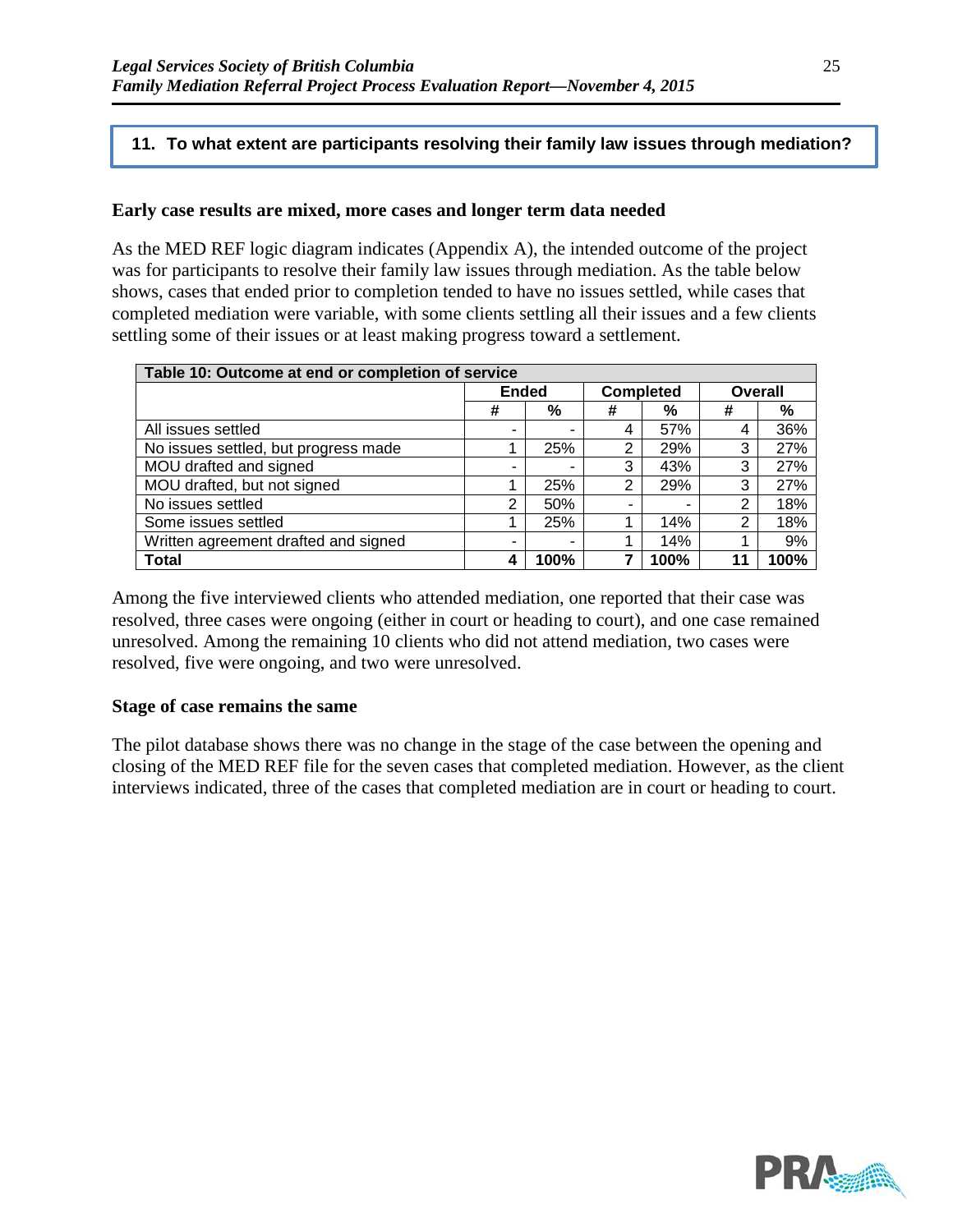**11. To what extent are participants resolving their family law issues through mediation?**

### Early case results are mixed, more cases and longer term data needed

As the MED REF logic diagram indicates (Appendix A), the intended outcome of the project was for participants to resolve their family law issues through mediation. As the table below shows, cases that ended prior to completion tended to have no issues settled, while cases that completed mediation were variable, with some clients settling all their issues and a few clients settling some of their issues or at least making progress toward a settlement.

| Table 10: Outcome at end or completion of service | | | | | | |
|---|---|---|---|---|---|---|
| | Ended | | Completed | | Overall | |
| | # | % | # | % | # | % |
| All issues settled | - | - | 4 | 57% | 4 | 36% |
| No issues settled, but progress made | 1 | 25% | 2 | 29% | 3 | 27% |
| MOU drafted and signed | - | - | 3 | 43% | 3 | 27% |
| MOU drafted, but not signed | 1 | 25% | 2 | 29% | 3 | 27% |
| No issues settled | 2 | 50% | - | - | 2 | 18% |
| Some issues settled | 1 | 25% | 1 | 14% | 2 | 18% |
| Written agreement drafted and signed | - | - | 1 | 14% | 1 | 9% |
| **Total** | **4** | **100%** | **7** | **100%** | **11** | **100%** |

Among the five interviewed clients who attended mediation, one reported that their case was resolved, three cases were ongoing (either in court or heading to court), and one case remained unresolved. Among the remaining 10 clients who did not attend mediation, two cases were resolved, five were ongoing, and two were unresolved.

### Stage of case remains the same

The pilot database shows there was no change in the stage of the case between the opening and closing of the MED REF file for the seven cases that completed mediation. However, as the client interviews indicated, three of the cases that completed mediation are in court or heading to court.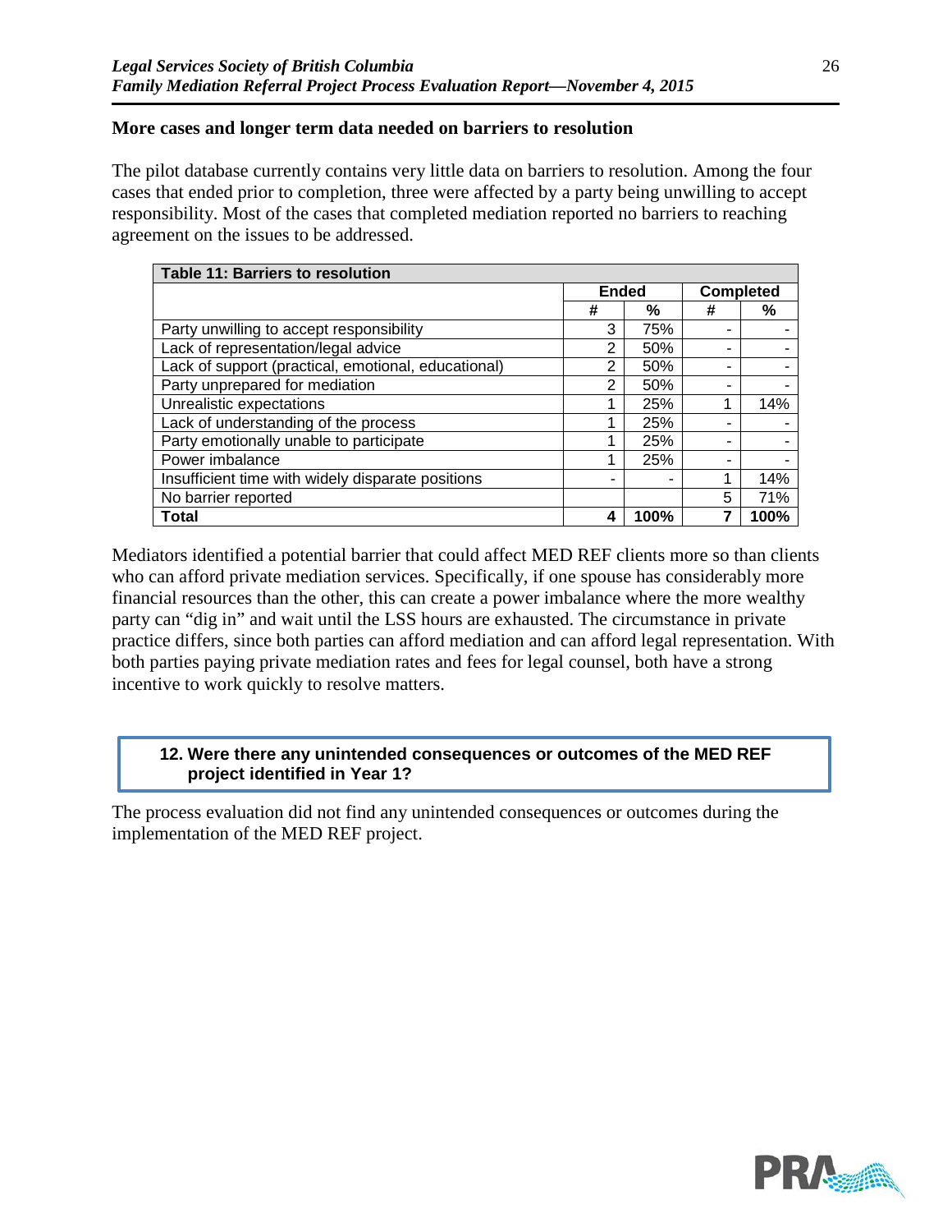### More cases and longer term data needed on barriers to resolution

The pilot database currently contains very little data on barriers to resolution. Among the four cases that ended prior to completion, three were affected by a party being unwilling to accept responsibility. Most of the cases that completed mediation reported no barriers to reaching agreement on the issues to be addressed.

| Table 11: Barriers to resolution | | | | |
|---|---|---|---|---|
| | Ended | | Completed | |
| | # | % | # | % |
| Party unwilling to accept responsibility | 3 | 75% | - | - |
| Lack of representation/legal advice | 2 | 50% | - | - |
| Lack of support (practical, emotional, educational) | 2 | 50% | - | - |
| Party unprepared for mediation | 2 | 50% | - | - |
| Unrealistic expectations | 1 | 25% | 1 | 14% |
| Lack of understanding of the process | 1 | 25% | - | - |
| Party emotionally unable to participate | 1 | 25% | - | - |
| Power imbalance | 1 | 25% | - | - |
| Insufficient time with widely disparate positions | - | - | 1 | 14% |
| No barrier reported | | | 5 | 71% |
| **Total** | **4** | **100%** | **7** | **100%** |

Mediators identified a potential barrier that could affect MED REF clients more so than clients who can afford private mediation services. Specifically, if one spouse has considerably more financial resources than the other, this can create a power imbalance where the more wealthy party can "dig in" and wait until the LSS hours are exhausted. The circumstance in private practice differs, since both parties can afford mediation and can afford legal representation. With both parties paying private mediation rates and fees for legal counsel, both have a strong incentive to work quickly to resolve matters.

### 12. Were there any unintended consequences or outcomes of the MED REF project identified in Year 1?

The process evaluation did not find any unintended consequences or outcomes during the implementation of the MED REF project.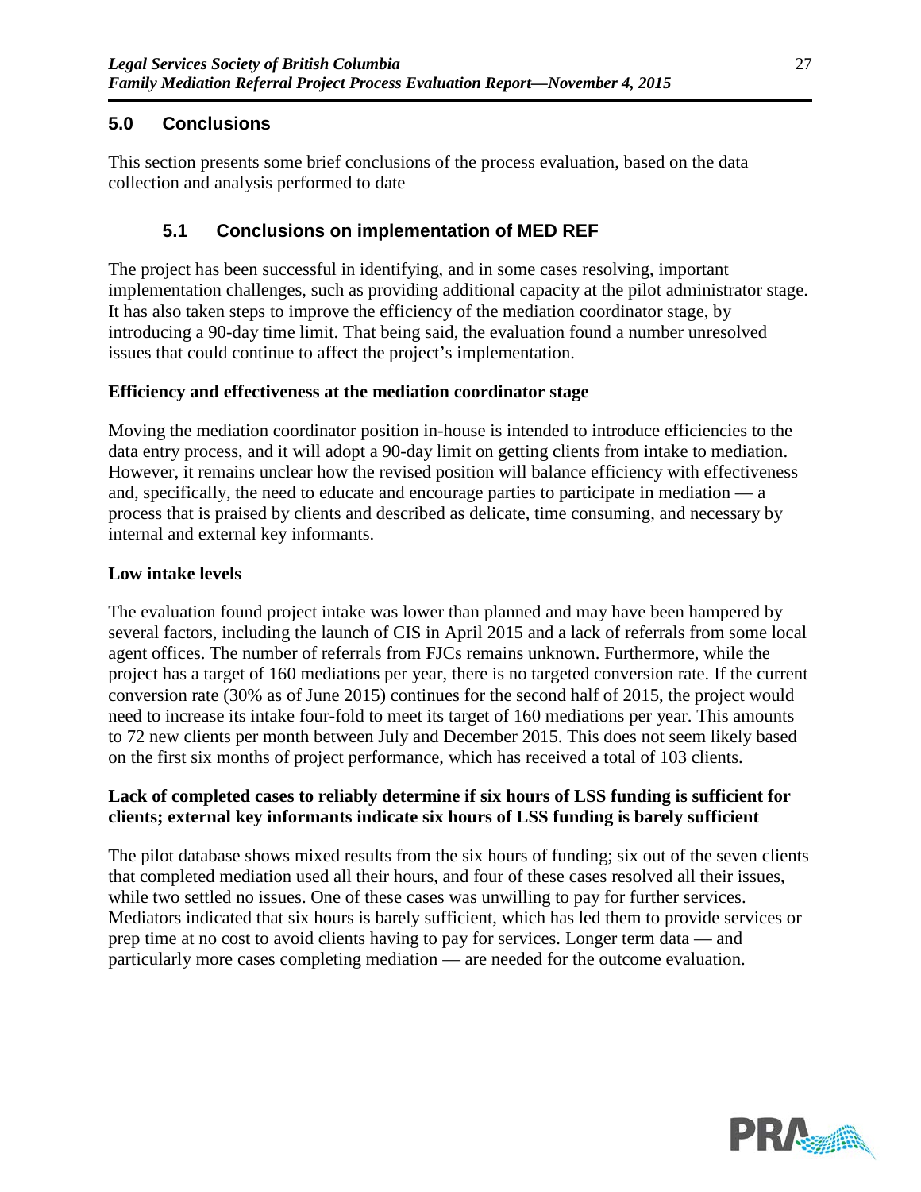## 5.0 Conclusions

This section presents some brief conclusions of the process evaluation, based on the data collection and analysis performed to date

### 5.1 Conclusions on implementation of MED REF

The project has been successful in identifying, and in some cases resolving, important implementation challenges, such as providing additional capacity at the pilot administrator stage. It has also taken steps to improve the efficiency of the mediation coordinator stage, by introducing a 90-day time limit. That being said, the evaluation found a number unresolved issues that could continue to affect the project's implementation.

**Efficiency and effectiveness at the mediation coordinator stage**

Moving the mediation coordinator position in-house is intended to introduce efficiencies to the data entry process, and it will adopt a 90-day limit on getting clients from intake to mediation. However, it remains unclear how the revised position will balance efficiency with effectiveness and, specifically, the need to educate and encourage parties to participate in mediation — a process that is praised by clients and described as delicate, time consuming, and necessary by internal and external key informants.

**Low intake levels**

The evaluation found project intake was lower than planned and may have been hampered by several factors, including the launch of CIS in April 2015 and a lack of referrals from some local agent offices. The number of referrals from FJCs remains unknown. Furthermore, while the project has a target of 160 mediations per year, there is no targeted conversion rate. If the current conversion rate (30% as of June 2015) continues for the second half of 2015, the project would need to increase its intake four-fold to meet its target of 160 mediations per year. This amounts to 72 new clients per month between July and December 2015. This does not seem likely based on the first six months of project performance, which has received a total of 103 clients.

**Lack of completed cases to reliably determine if six hours of LSS funding is sufficient for clients; external key informants indicate six hours of LSS funding is barely sufficient**

The pilot database shows mixed results from the six hours of funding; six out of the seven clients that completed mediation used all their hours, and four of these cases resolved all their issues, while two settled no issues. One of these cases was unwilling to pay for further services. Mediators indicated that six hours is barely sufficient, which has led them to provide services or prep time at no cost to avoid clients having to pay for services. Longer term data — and particularly more cases completing mediation — are needed for the outcome evaluation.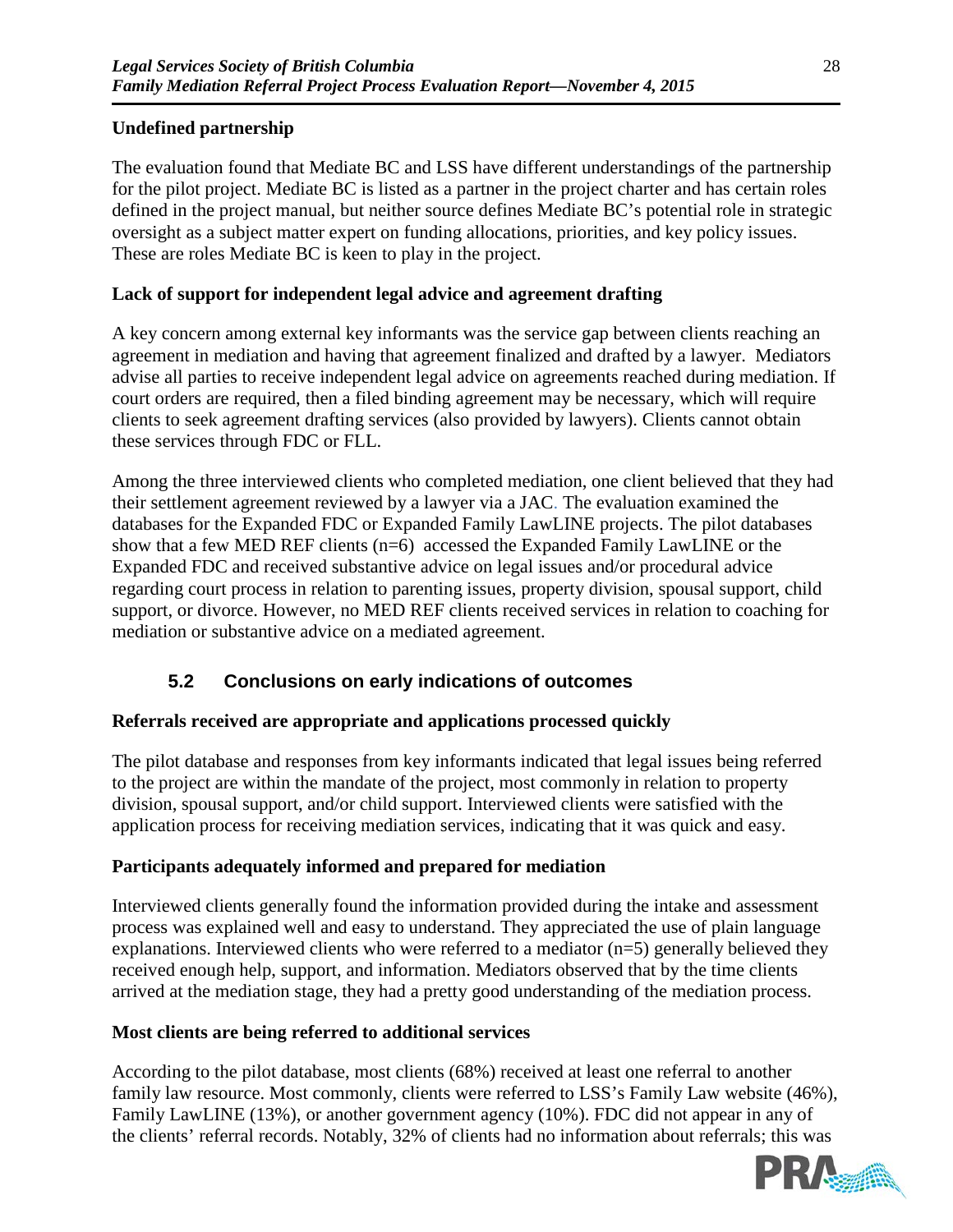**Undefined partnership**

The evaluation found that Mediate BC and LSS have different understandings of the partnership for the pilot project. Mediate BC is listed as a partner in the project charter and has certain roles defined in the project manual, but neither source defines Mediate BC's potential role in strategic oversight as a subject matter expert on funding allocations, priorities, and key policy issues. These are roles Mediate BC is keen to play in the project.

**Lack of support for independent legal advice and agreement drafting**

A key concern among external key informants was the service gap between clients reaching an agreement in mediation and having that agreement finalized and drafted by a lawyer. Mediators advise all parties to receive independent legal advice on agreements reached during mediation. If court orders are required, then a filed binding agreement may be necessary, which will require clients to seek agreement drafting services (also provided by lawyers). Clients cannot obtain these services through FDC or FLL.

Among the three interviewed clients who completed mediation, one client believed that they had their settlement agreement reviewed by a lawyer via a JAC. The evaluation examined the databases for the Expanded FDC or Expanded Family LawLINE projects. The pilot databases show that a few MED REF clients (n=6) accessed the Expanded Family LawLINE or the Expanded FDC and received substantive advice on legal issues and/or procedural advice regarding court process in relation to parenting issues, property division, spousal support, child support, or divorce. However, no MED REF clients received services in relation to coaching for mediation or substantive advice on a mediated agreement.

## 5.2 Conclusions on early indications of outcomes

**Referrals received are appropriate and applications processed quickly**

The pilot database and responses from key informants indicated that legal issues being referred to the project are within the mandate of the project, most commonly in relation to property division, spousal support, and/or child support. Interviewed clients were satisfied with the application process for receiving mediation services, indicating that it was quick and easy.

**Participants adequately informed and prepared for mediation**

Interviewed clients generally found the information provided during the intake and assessment process was explained well and easy to understand. They appreciated the use of plain language explanations. Interviewed clients who were referred to a mediator (n=5) generally believed they received enough help, support, and information. Mediators observed that by the time clients arrived at the mediation stage, they had a pretty good understanding of the mediation process.

**Most clients are being referred to additional services**

According to the pilot database, most clients (68%) received at least one referral to another family law resource. Most commonly, clients were referred to LSS's Family Law website (46%), Family LawLINE (13%), or another government agency (10%). FDC did not appear in any of the clients' referral records. Notably, 32% of clients had no information about referrals; this was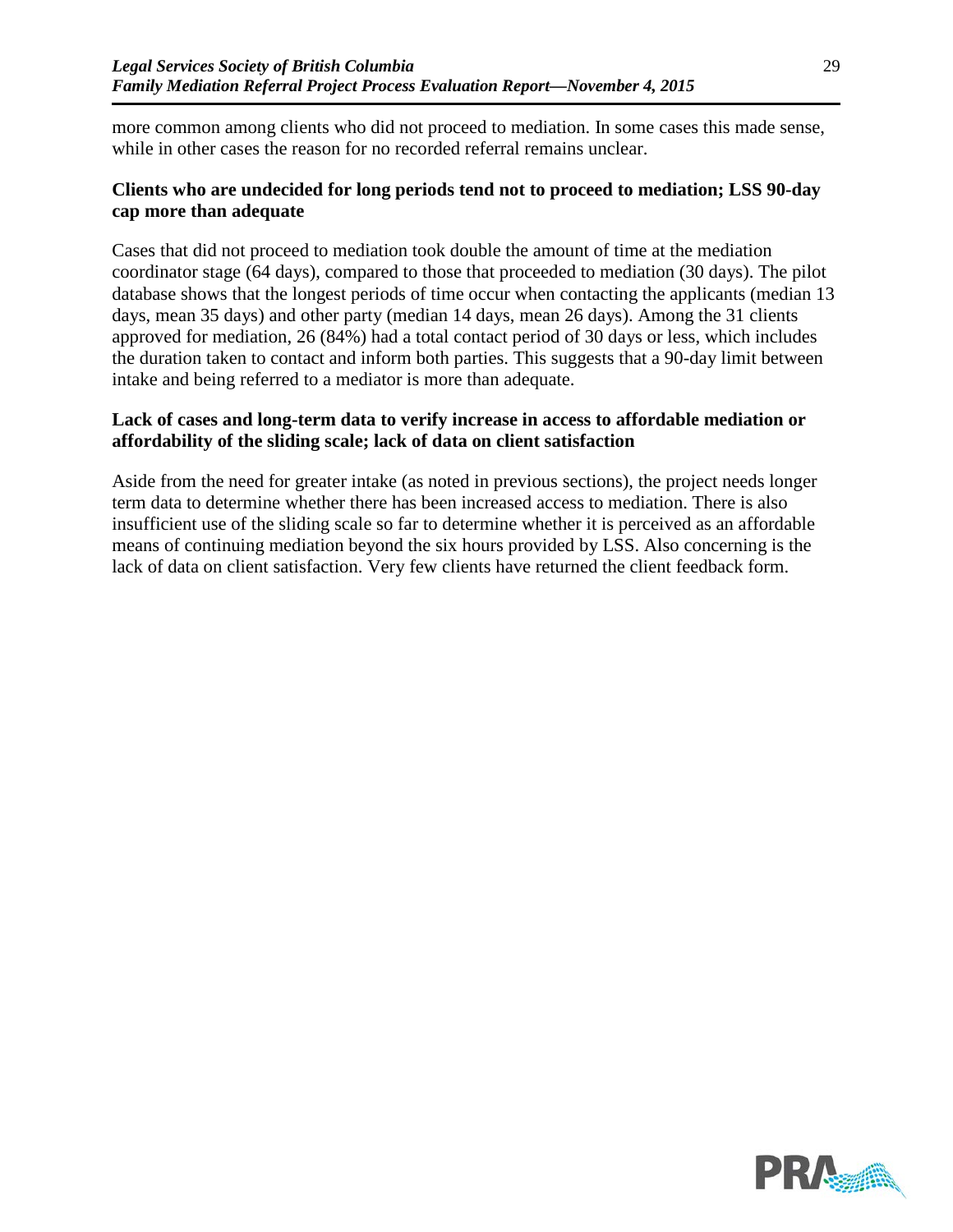more common among clients who did not proceed to mediation. In some cases this made sense, while in other cases the reason for no recorded referral remains unclear.

**Clients who are undecided for long periods tend not to proceed to mediation; LSS 90-day cap more than adequate**

Cases that did not proceed to mediation took double the amount of time at the mediation coordinator stage (64 days), compared to those that proceeded to mediation (30 days). The pilot database shows that the longest periods of time occur when contacting the applicants (median 13 days, mean 35 days) and other party (median 14 days, mean 26 days). Among the 31 clients approved for mediation, 26 (84%) had a total contact period of 30 days or less, which includes the duration taken to contact and inform both parties. This suggests that a 90-day limit between intake and being referred to a mediator is more than adequate.

**Lack of cases and long-term data to verify increase in access to affordable mediation or affordability of the sliding scale; lack of data on client satisfaction**

Aside from the need for greater intake (as noted in previous sections), the project needs longer term data to determine whether there has been increased access to mediation. There is also insufficient use of the sliding scale so far to determine whether it is perceived as an affordable means of continuing mediation beyond the six hours provided by LSS. Also concerning is the lack of data on client satisfaction. Very few clients have returned the client feedback form.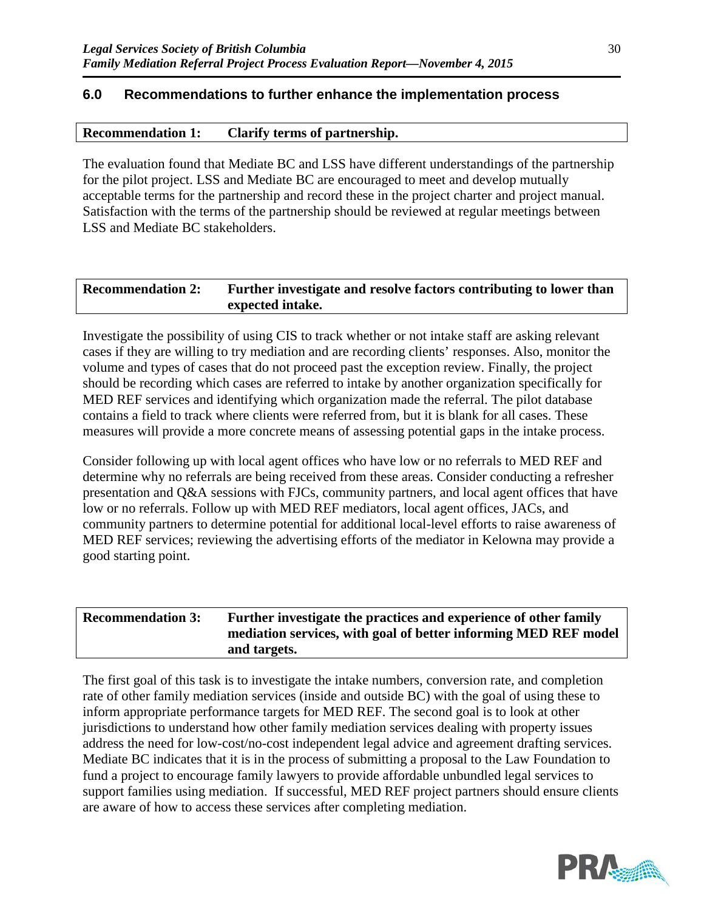## 6.0 Recommendations to further enhance the implementation process

**Recommendation 1: Clarify terms of partnership.**

The evaluation found that Mediate BC and LSS have different understandings of the partnership for the pilot project. LSS and Mediate BC are encouraged to meet and develop mutually acceptable terms for the partnership and record these in the project charter and project manual. Satisfaction with the terms of the partnership should be reviewed at regular meetings between LSS and Mediate BC stakeholders.

**Recommendation 2: Further investigate and resolve factors contributing to lower than expected intake.**

Investigate the possibility of using CIS to track whether or not intake staff are asking relevant cases if they are willing to try mediation and are recording clients' responses. Also, monitor the volume and types of cases that do not proceed past the exception review. Finally, the project should be recording which cases are referred to intake by another organization specifically for MED REF services and identifying which organization made the referral. The pilot database contains a field to track where clients were referred from, but it is blank for all cases. These measures will provide a more concrete means of assessing potential gaps in the intake process.

Consider following up with local agent offices who have low or no referrals to MED REF and determine why no referrals are being received from these areas. Consider conducting a refresher presentation and Q&A sessions with FJCs, community partners, and local agent offices that have low or no referrals. Follow up with MED REF mediators, local agent offices, JACs, and community partners to determine potential for additional local-level efforts to raise awareness of MED REF services; reviewing the advertising efforts of the mediator in Kelowna may provide a good starting point.

**Recommendation 3: Further investigate the practices and experience of other family mediation services, with goal of better informing MED REF model and targets.**

The first goal of this task is to investigate the intake numbers, conversion rate, and completion rate of other family mediation services (inside and outside BC) with the goal of using these to inform appropriate performance targets for MED REF. The second goal is to look at other jurisdictions to understand how other family mediation services dealing with property issues address the need for low-cost/no-cost independent legal advice and agreement drafting services. Mediate BC indicates that it is in the process of submitting a proposal to the Law Foundation to fund a project to encourage family lawyers to provide affordable unbundled legal services to support families using mediation. If successful, MED REF project partners should ensure clients are aware of how to access these services after completing mediation.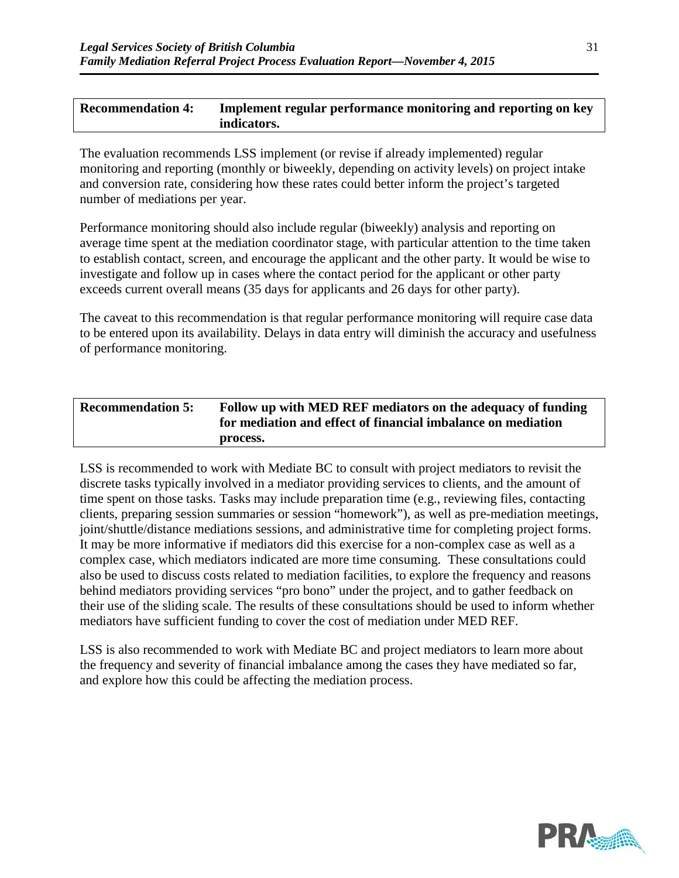| **Recommendation 4:** | **Implement regular performance monitoring and reporting on key indicators.** |
| --- | --- |

The evaluation recommends LSS implement (or revise if already implemented) regular monitoring and reporting (monthly or biweekly, depending on activity levels) on project intake and conversion rate, considering how these rates could better inform the project's targeted number of mediations per year.

Performance monitoring should also include regular (biweekly) analysis and reporting on average time spent at the mediation coordinator stage, with particular attention to the time taken to establish contact, screen, and encourage the applicant and the other party. It would be wise to investigate and follow up in cases where the contact period for the applicant or other party exceeds current overall means (35 days for applicants and 26 days for other party).

The caveat to this recommendation is that regular performance monitoring will require case data to be entered upon its availability. Delays in data entry will diminish the accuracy and usefulness of performance monitoring.

| **Recommendation 5:** | **Follow up with MED REF mediators on the adequacy of funding for mediation and effect of financial imbalance on mediation process.** |
| --- | --- |

LSS is recommended to work with Mediate BC to consult with project mediators to revisit the discrete tasks typically involved in a mediator providing services to clients, and the amount of time spent on those tasks. Tasks may include preparation time (e.g., reviewing files, contacting clients, preparing session summaries or session "homework"), as well as pre-mediation meetings, joint/shuttle/distance mediations sessions, and administrative time for completing project forms. It may be more informative if mediators did this exercise for a non-complex case as well as a complex case, which mediators indicated are more time consuming. These consultations could also be used to discuss costs related to mediation facilities, to explore the frequency and reasons behind mediators providing services "pro bono" under the project, and to gather feedback on their use of the sliding scale. The results of these consultations should be used to inform whether mediators have sufficient funding to cover the cost of mediation under MED REF.

LSS is also recommended to work with Mediate BC and project mediators to learn more about the frequency and severity of financial imbalance among the cases they have mediated so far, and explore how this could be affecting the mediation process.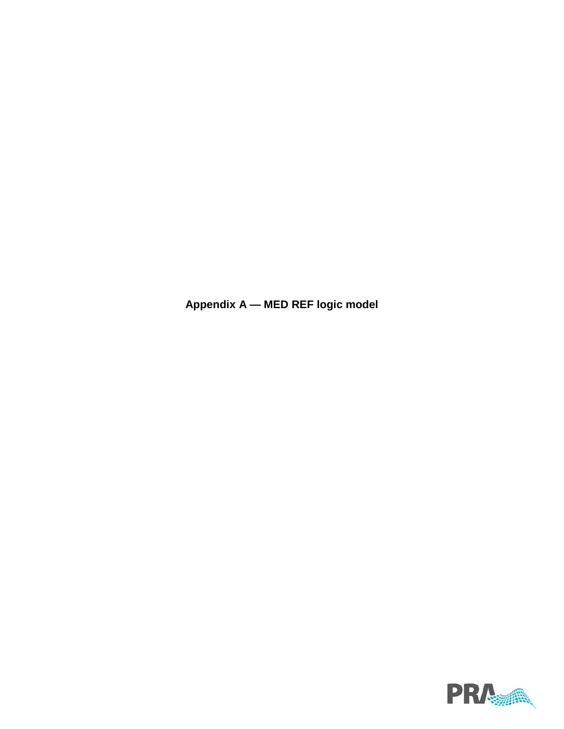# Appendix A — MED REF logic model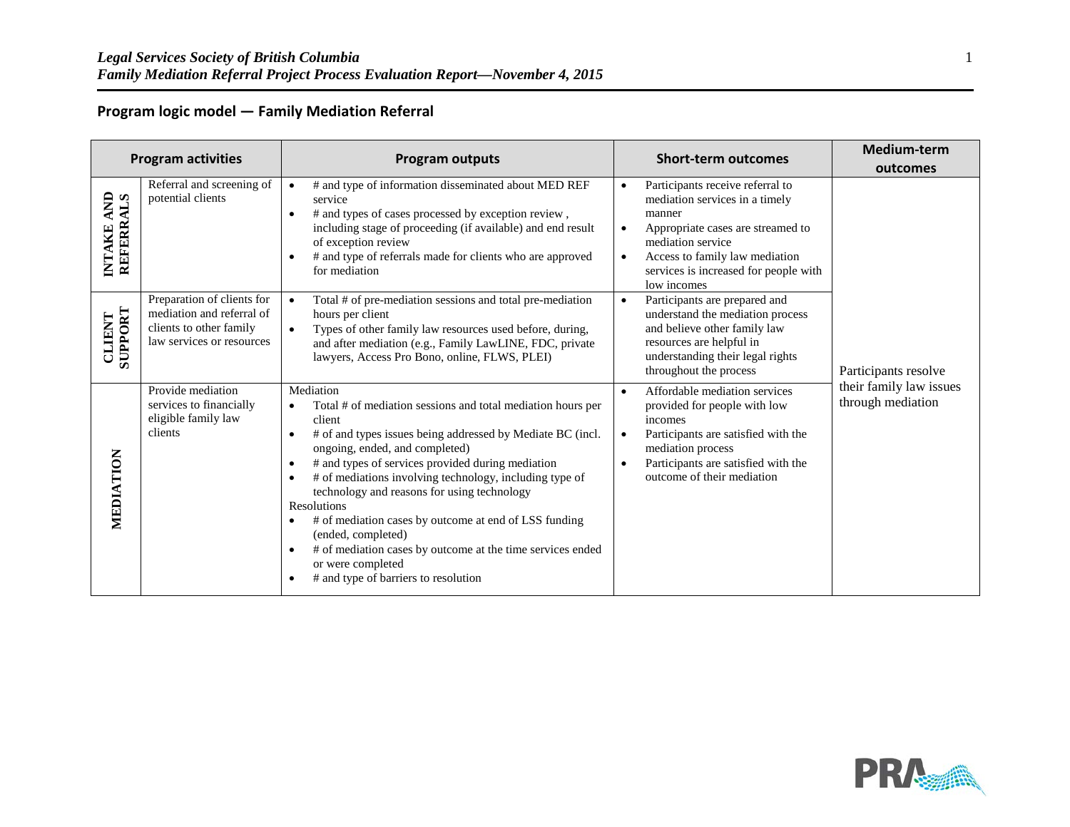## Program logic model — Family Mediation Referral

| Program activities | | Program outputs | Short-term outcomes | Medium-term outcomes |
|---|---|---|---|---|
| INTAKE AND REFERRALS | Referral and screening of potential clients | • # and type of information disseminated about MED REF service<br>• # and types of cases processed by exception review , including stage of proceeding (if available) and end result of exception review<br>• # and type of referrals made for clients who are approved for mediation | • Participants receive referral to mediation services in a timely manner<br>• Appropriate cases are streamed to mediation service<br>• Access to family law mediation services is increased for people with low incomes | Participants resolve their family law issues through mediation |
| CLIENT SUPPORT | Preparation of clients for mediation and referral of clients to other family law services or resources | • Total # of pre-mediation sessions and total pre-mediation hours per client<br>• Types of other family law resources used before, during, and after mediation (e.g., Family LawLINE, FDC, private lawyers, Access Pro Bono, online, FLWS, PLEI) | • Participants are prepared and understand the mediation process and believe other family law resources are helpful in understanding their legal rights throughout the process | |
| MEDIATION | Provide mediation services to financially eligible family law clients | Mediation<br>• Total # of mediation sessions and total mediation hours per client<br>• # of and types issues being addressed by Mediate BC (incl. ongoing, ended, and completed)<br>• # and types of services provided during mediation<br>• # of mediations involving technology, including type of technology and reasons for using technology<br>Resolutions<br>• # of mediation cases by outcome at end of LSS funding (ended, completed)<br>• # of mediation cases by outcome at the time services ended or were completed<br>• # and type of barriers to resolution | • Affordable mediation services provided for people with low incomes<br>• Participants are satisfied with the mediation process<br>• Participants are satisfied with the outcome of their mediation | |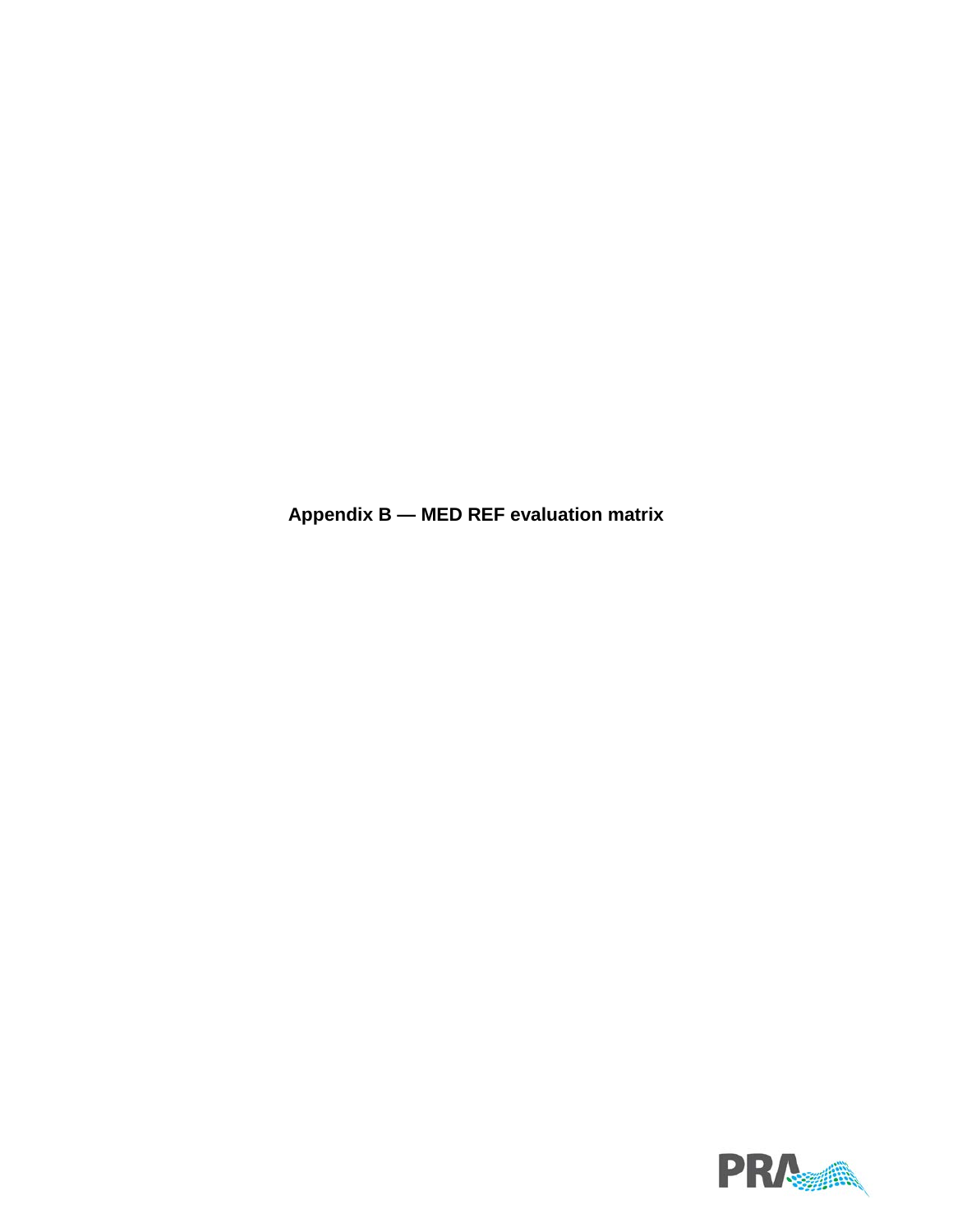**Appendix B — MED REF evaluation matrix**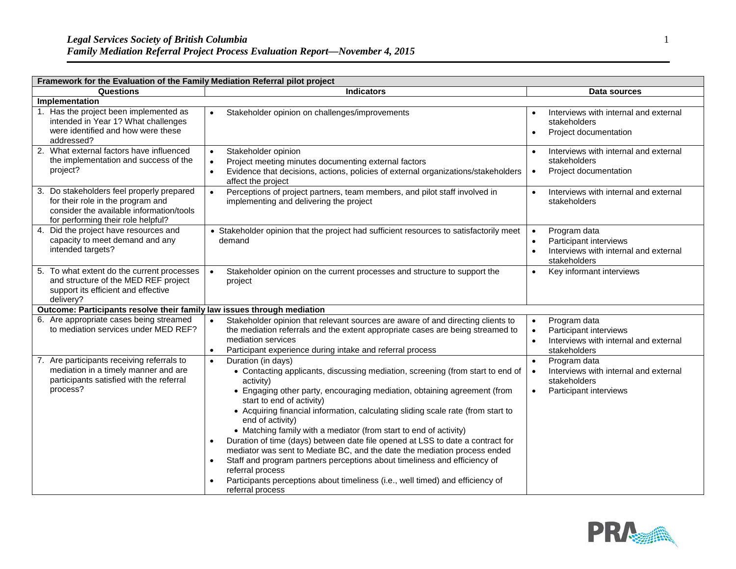| Framework for the Evaluation of the Family Mediation Referral pilot project | | |
|---|---|---|
| **Questions** | **Indicators** | **Data sources** |
| **Implementation** | | |
| 1. Has the project been implemented as intended in Year 1? What challenges were identified and how were these addressed? | • Stakeholder opinion on challenges/improvements | • Interviews with internal and external stakeholders<br>• Project documentation |
| 2. What external factors have influenced the implementation and success of the project? | • Stakeholder opinion<br>• Project meeting minutes documenting external factors<br>• Evidence that decisions, actions, policies of external organizations/stakeholders affect the project | • Interviews with internal and external stakeholders<br>• Project documentation |
| 3. Do stakeholders feel properly prepared for their role in the program and consider the available information/tools for performing their role helpful? | • Perceptions of project partners, team members, and pilot staff involved in implementing and delivering the project | • Interviews with internal and external stakeholders |
| 4. Did the project have resources and capacity to meet demand and any intended targets? | • Stakeholder opinion that the project had sufficient resources to satisfactorily meet demand | • Program data<br>• Participant interviews<br>• Interviews with internal and external stakeholders |
| 5. To what extent do the current processes and structure of the MED REF project support its efficient and effective delivery? | • Stakeholder opinion on the current processes and structure to support the project | • Key informant interviews |
| **Outcome: Participants resolve their family law issues through mediation** | | |
| 6. Are appropriate cases being streamed to mediation services under MED REF? | • Stakeholder opinion that relevant sources are aware of and directing clients to the mediation referrals and the extent appropriate cases are being streamed to mediation services<br>• Participant experience during intake and referral process | • Program data<br>• Participant interviews<br>• Interviews with internal and external stakeholders |
| 7. Are participants receiving referrals to mediation in a timely manner and are participants satisfied with the referral process? | • Duration (in days)<br>&nbsp;&nbsp;• Contacting applicants, discussing mediation, screening (from start to end of activity)<br>&nbsp;&nbsp;• Engaging other party, encouraging mediation, obtaining agreement (from start to end of activity)<br>&nbsp;&nbsp;• Acquiring financial information, calculating sliding scale rate (from start to end of activity)<br>&nbsp;&nbsp;• Matching family with a mediator (from start to end of activity)<br>• Duration of time (days) between date file opened at LSS to date a contract for mediator was sent to Mediate BC, and the date the mediation process ended<br>• Staff and program partners perceptions about timeliness and efficiency of referral process<br>• Participants perceptions about timeliness (i.e., well timed) and efficiency of referral process | • Program data<br>• Interviews with internal and external stakeholders<br>• Participant interviews |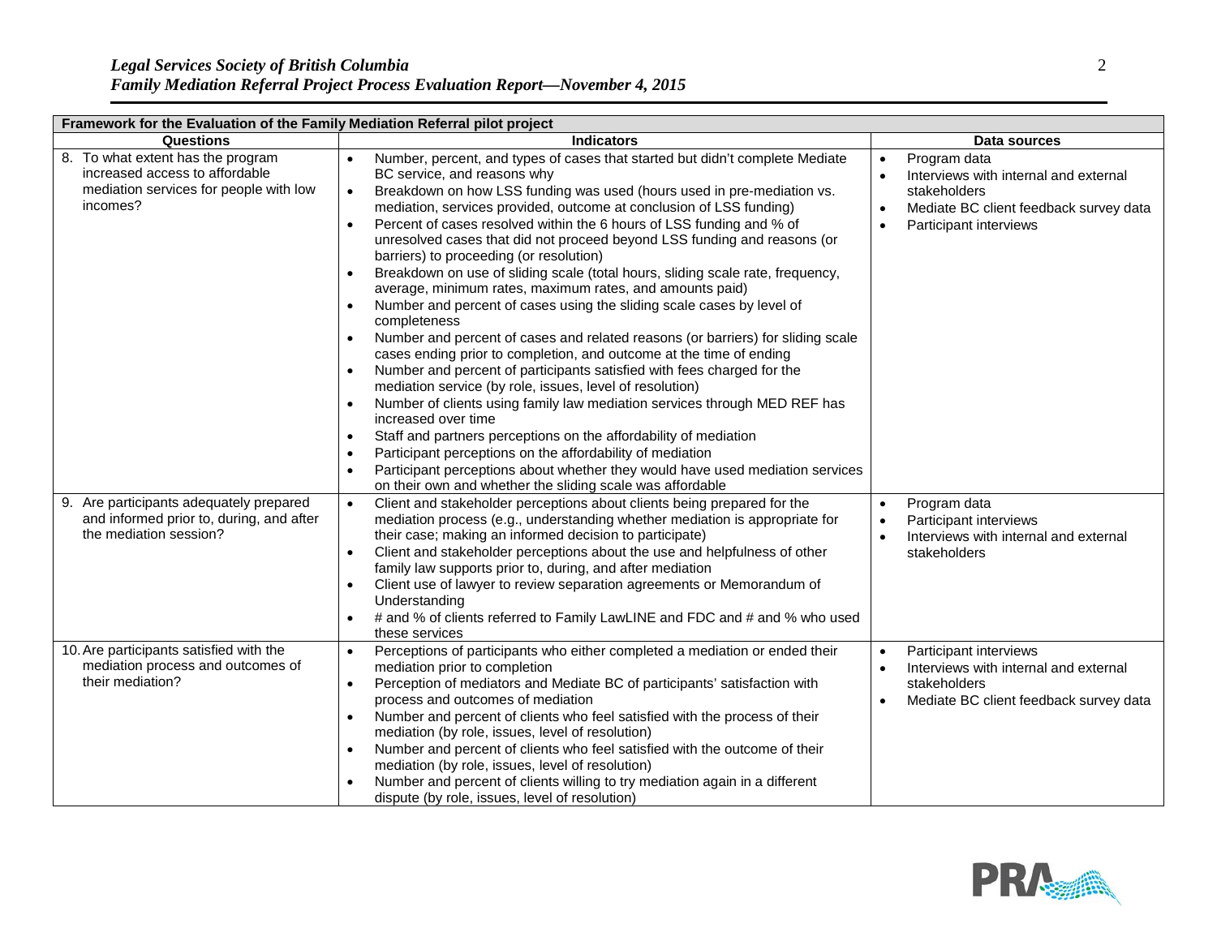| Framework for the Evaluation of the Family Mediation Referral pilot project | | |
|---|---|---|
| **Questions** | **Indicators** | **Data sources** |
| 8. To what extent has the program increased access to affordable mediation services for people with low incomes? | • Number, percent, and types of cases that started but didn't complete Mediate BC service, and reasons why<br>• Breakdown on how LSS funding was used (hours used in pre-mediation vs. mediation, services provided, outcome at conclusion of LSS funding)<br>• Percent of cases resolved within the 6 hours of LSS funding and % of unresolved cases that did not proceed beyond LSS funding and reasons (or barriers) to proceeding (or resolution)<br>• Breakdown on use of sliding scale (total hours, sliding scale rate, frequency, average, minimum rates, maximum rates, and amounts paid)<br>• Number and percent of cases using the sliding scale cases by level of completeness<br>• Number and percent of cases and related reasons (or barriers) for sliding scale cases ending prior to completion, and outcome at the time of ending<br>• Number and percent of participants satisfied with fees charged for the mediation service (by role, issues, level of resolution)<br>• Number of clients using family law mediation services through MED REF has increased over time<br>• Staff and partners perceptions on the affordability of mediation<br>• Participant perceptions on the affordability of mediation<br>• Participant perceptions about whether they would have used mediation services on their own and whether the sliding scale was affordable | • Program data<br>• Interviews with internal and external stakeholders<br>• Mediate BC client feedback survey data<br>• Participant interviews |
| 9. Are participants adequately prepared and informed prior to, during, and after the mediation session? | • Client and stakeholder perceptions about clients being prepared for the mediation process (e.g., understanding whether mediation is appropriate for their case; making an informed decision to participate)<br>• Client and stakeholder perceptions about the use and helpfulness of other family law supports prior to, during, and after mediation<br>• Client use of lawyer to review separation agreements or Memorandum of Understanding<br>• # and % of clients referred to Family LawLINE and FDC and # and % who used these services | • Program data<br>• Participant interviews<br>• Interviews with internal and external stakeholders |
| 10. Are participants satisfied with the mediation process and outcomes of their mediation? | • Perceptions of participants who either completed a mediation or ended their mediation prior to completion<br>• Perception of mediators and Mediate BC of participants' satisfaction with process and outcomes of mediation<br>• Number and percent of clients who feel satisfied with the process of their mediation (by role, issues, level of resolution)<br>• Number and percent of clients who feel satisfied with the outcome of their mediation (by role, issues, level of resolution)<br>• Number and percent of clients willing to try mediation again in a different dispute (by role, issues, level of resolution) | • Participant interviews<br>• Interviews with internal and external stakeholders<br>• Mediate BC client feedback survey data |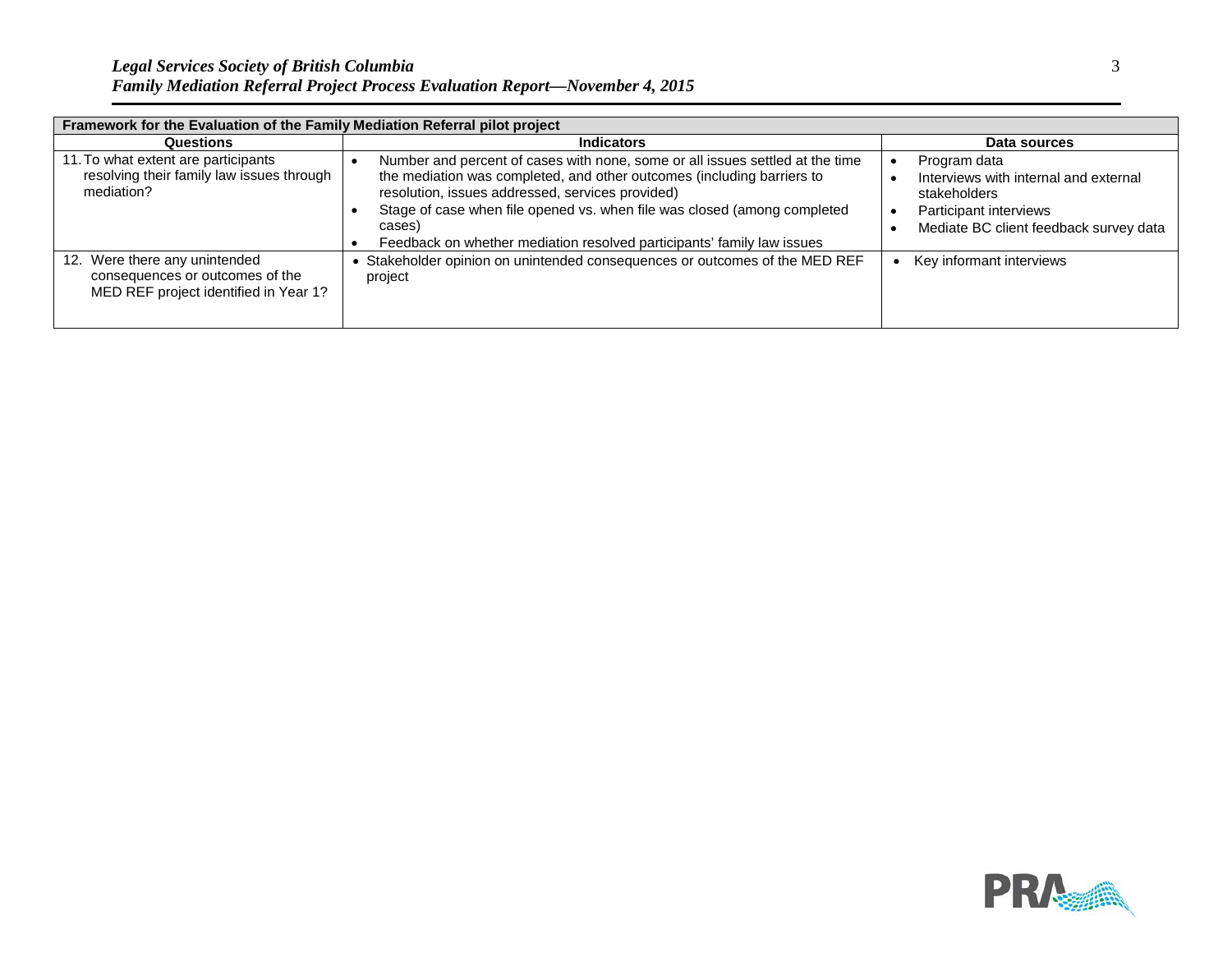| Framework for the Evaluation of the Family Mediation Referral pilot project | | |
|---|---|---|
| **Questions** | **Indicators** | **Data sources** |
| 11. To what extent are participants resolving their family law issues through mediation? | • Number and percent of cases with none, some or all issues settled at the time the mediation was completed, and other outcomes (including barriers to resolution, issues addressed, services provided)<br>• Stage of case when file opened vs. when file was closed (among completed cases)<br>• Feedback on whether mediation resolved participants' family law issues | • Program data<br>• Interviews with internal and external stakeholders<br>• Participant interviews<br>• Mediate BC client feedback survey data |
| 12. Were there any unintended consequences or outcomes of the MED REF project identified in Year 1? | • Stakeholder opinion on unintended consequences or outcomes of the MED REF project | • Key informant interviews |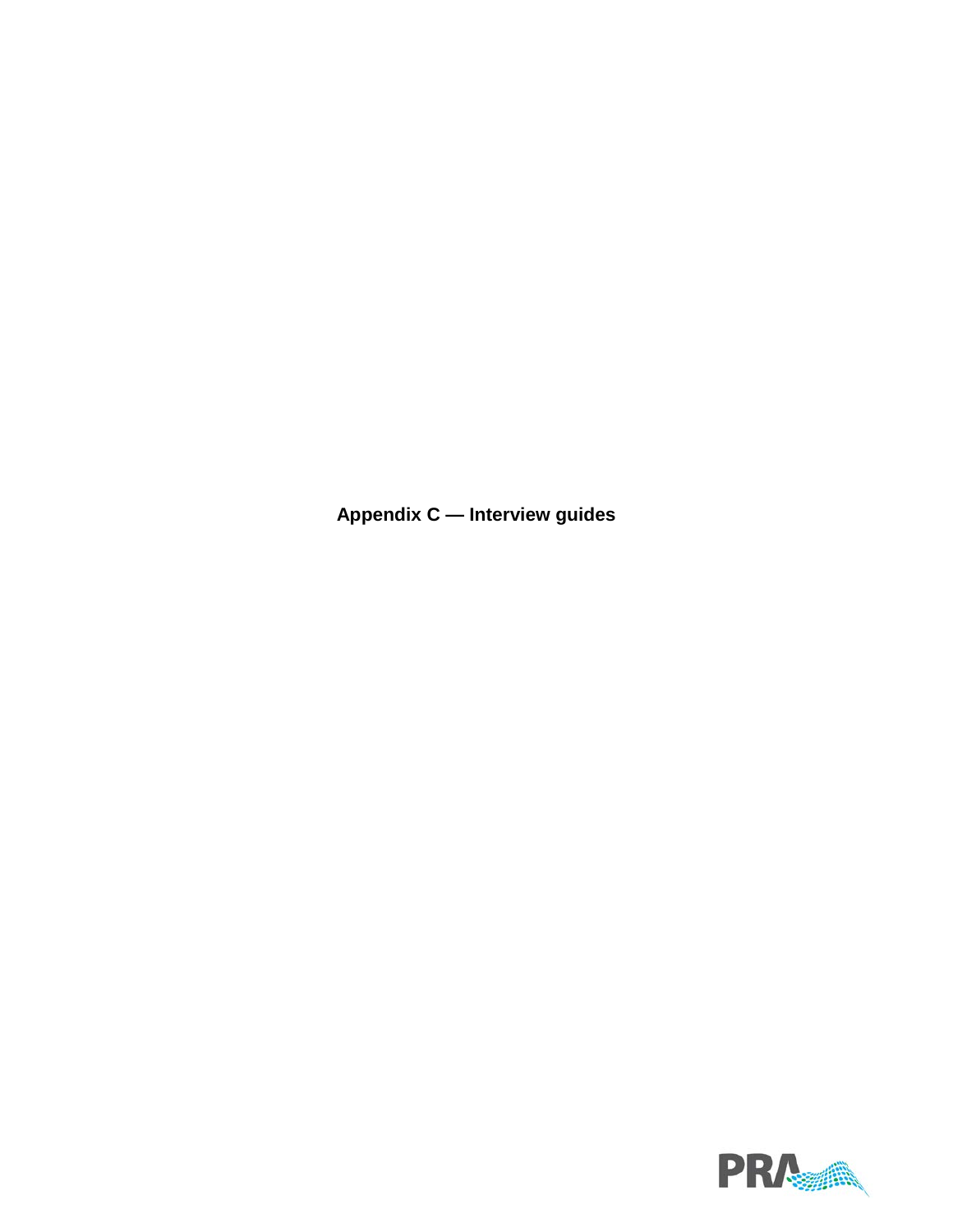# Appendix C — Interview guides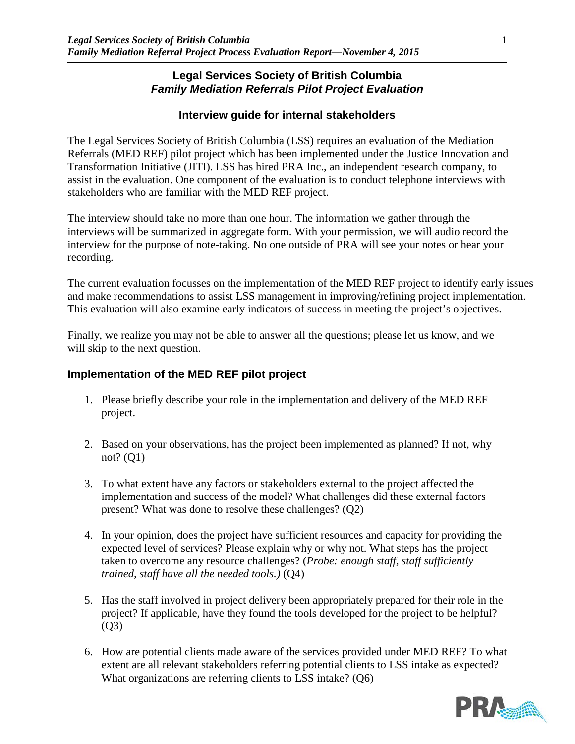**Legal Services Society of British Columbia**
***Family Mediation Referrals Pilot Project Evaluation***

### Interview guide for internal stakeholders

The Legal Services Society of British Columbia (LSS) requires an evaluation of the Mediation Referrals (MED REF) pilot project which has been implemented under the Justice Innovation and Transformation Initiative (JITI). LSS has hired PRA Inc., an independent research company, to assist in the evaluation. One component of the evaluation is to conduct telephone interviews with stakeholders who are familiar with the MED REF project.

The interview should take no more than one hour. The information we gather through the interviews will be summarized in aggregate form. With your permission, we will audio record the interview for the purpose of note-taking. No one outside of PRA will see your notes or hear your recording.

The current evaluation focusses on the implementation of the MED REF project to identify early issues and make recommendations to assist LSS management in improving/refining project implementation. This evaluation will also examine early indicators of success in meeting the project's objectives.

Finally, we realize you may not be able to answer all the questions; please let us know, and we will skip to the next question.

## Implementation of the MED REF pilot project

1. Please briefly describe your role in the implementation and delivery of the MED REF project.

2. Based on your observations, has the project been implemented as planned? If not, why not? (Q1)

3. To what extent have any factors or stakeholders external to the project affected the implementation and success of the model? What challenges did these external factors present? What was done to resolve these challenges? (Q2)

4. In your opinion, does the project have sufficient resources and capacity for providing the expected level of services? Please explain why or why not. What steps has the project taken to overcome any resource challenges? (*Probe: enough staff, staff sufficiently trained, staff have all the needed tools.)* (Q4)

5. Has the staff involved in project delivery been appropriately prepared for their role in the project? If applicable, have they found the tools developed for the project to be helpful? (Q3)

6. How are potential clients made aware of the services provided under MED REF? To what extent are all relevant stakeholders referring potential clients to LSS intake as expected? What organizations are referring clients to LSS intake? (Q6)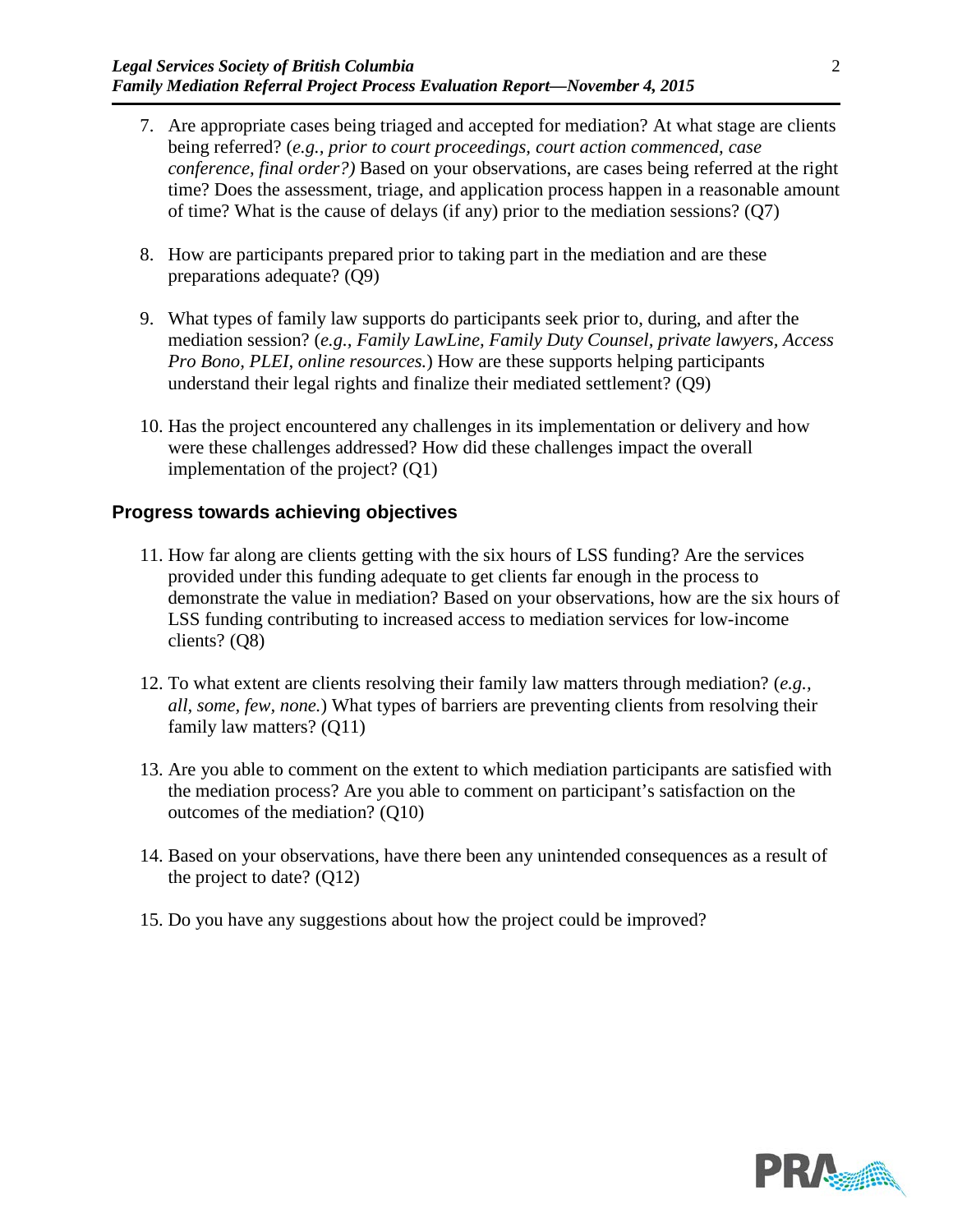7. Are appropriate cases being triaged and accepted for mediation? At what stage are clients being referred? (*e.g., prior to court proceedings, court action commenced, case conference, final order?)* Based on your observations, are cases being referred at the right time? Does the assessment, triage, and application process happen in a reasonable amount of time? What is the cause of delays (if any) prior to the mediation sessions? (Q7)

8. How are participants prepared prior to taking part in the mediation and are these preparations adequate? (Q9)

9. What types of family law supports do participants seek prior to, during, and after the mediation session? (*e.g., Family LawLine, Family Duty Counsel, private lawyers, Access Pro Bono, PLEI, online resources.*) How are these supports helping participants understand their legal rights and finalize their mediated settlement? (Q9)

10. Has the project encountered any challenges in its implementation or delivery and how were these challenges addressed? How did these challenges impact the overall implementation of the project? (Q1)

### Progress towards achieving objectives

11. How far along are clients getting with the six hours of LSS funding? Are the services provided under this funding adequate to get clients far enough in the process to demonstrate the value in mediation? Based on your observations, how are the six hours of LSS funding contributing to increased access to mediation services for low-income clients? (Q8)

12. To what extent are clients resolving their family law matters through mediation? (*e.g., all, some, few, none.*) What types of barriers are preventing clients from resolving their family law matters? (Q11)

13. Are you able to comment on the extent to which mediation participants are satisfied with the mediation process? Are you able to comment on participant's satisfaction on the outcomes of the mediation? (Q10)

14. Based on your observations, have there been any unintended consequences as a result of the project to date? (Q12)

15. Do you have any suggestions about how the project could be improved?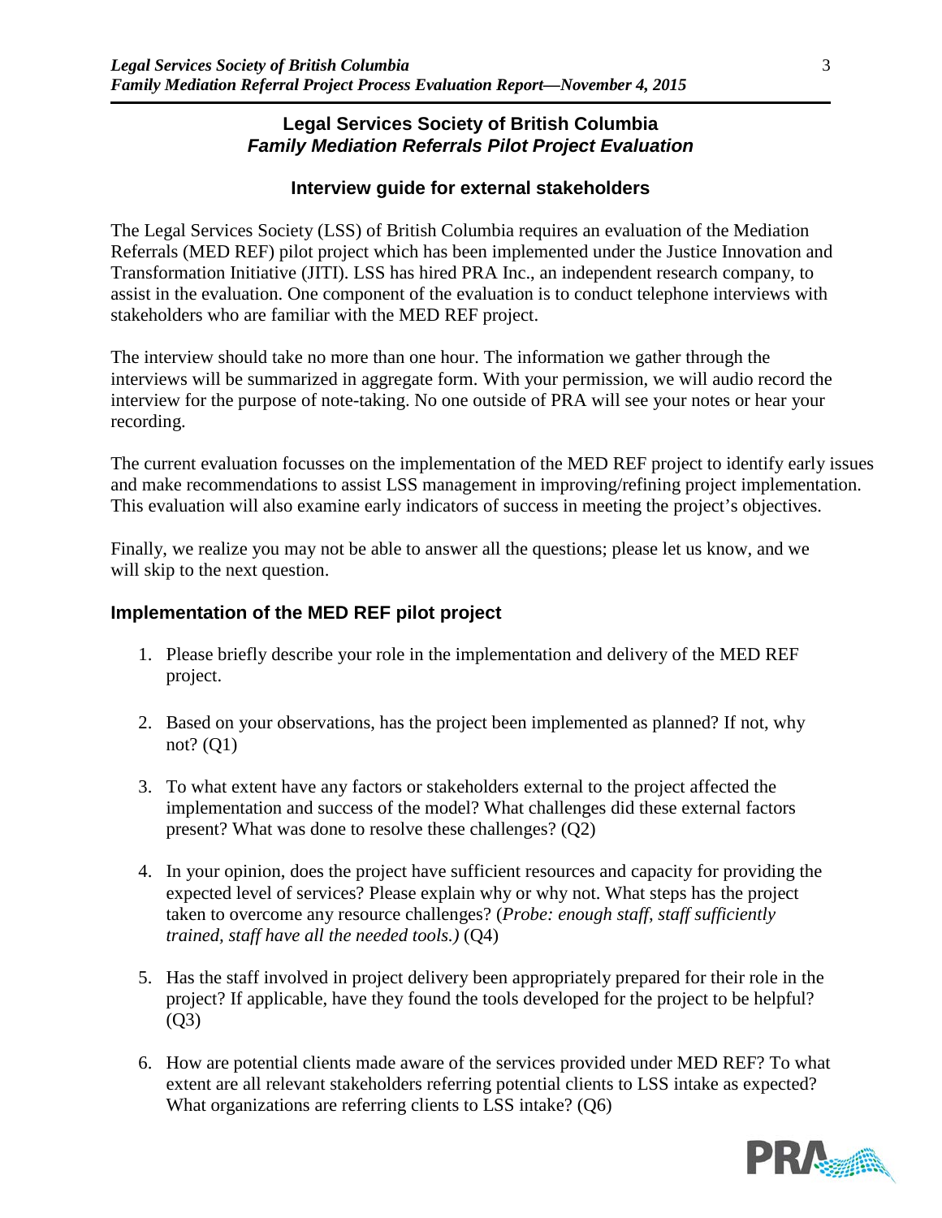**Legal Services Society of British Columbia**
***Family Mediation Referrals Pilot Project Evaluation***

**Interview guide for external stakeholders**

The Legal Services Society (LSS) of British Columbia requires an evaluation of the Mediation Referrals (MED REF) pilot project which has been implemented under the Justice Innovation and Transformation Initiative (JITI). LSS has hired PRA Inc., an independent research company, to assist in the evaluation. One component of the evaluation is to conduct telephone interviews with stakeholders who are familiar with the MED REF project.

The interview should take no more than one hour. The information we gather through the interviews will be summarized in aggregate form. With your permission, we will audio record the interview for the purpose of note-taking. No one outside of PRA will see your notes or hear your recording.

The current evaluation focusses on the implementation of the MED REF project to identify early issues and make recommendations to assist LSS management in improving/refining project implementation. This evaluation will also examine early indicators of success in meeting the project's objectives.

Finally, we realize you may not be able to answer all the questions; please let us know, and we will skip to the next question.

## Implementation of the MED REF pilot project

1. Please briefly describe your role in the implementation and delivery of the MED REF project.
2. Based on your observations, has the project been implemented as planned? If not, why not? (Q1)
3. To what extent have any factors or stakeholders external to the project affected the implementation and success of the model? What challenges did these external factors present? What was done to resolve these challenges? (Q2)
4. In your opinion, does the project have sufficient resources and capacity for providing the expected level of services? Please explain why or why not. What steps has the project taken to overcome any resource challenges? (*Probe: enough staff, staff sufficiently trained, staff have all the needed tools.)* (Q4)
5. Has the staff involved in project delivery been appropriately prepared for their role in the project? If applicable, have they found the tools developed for the project to be helpful? (Q3)
6. How are potential clients made aware of the services provided under MED REF? To what extent are all relevant stakeholders referring potential clients to LSS intake as expected? What organizations are referring clients to LSS intake? (Q6)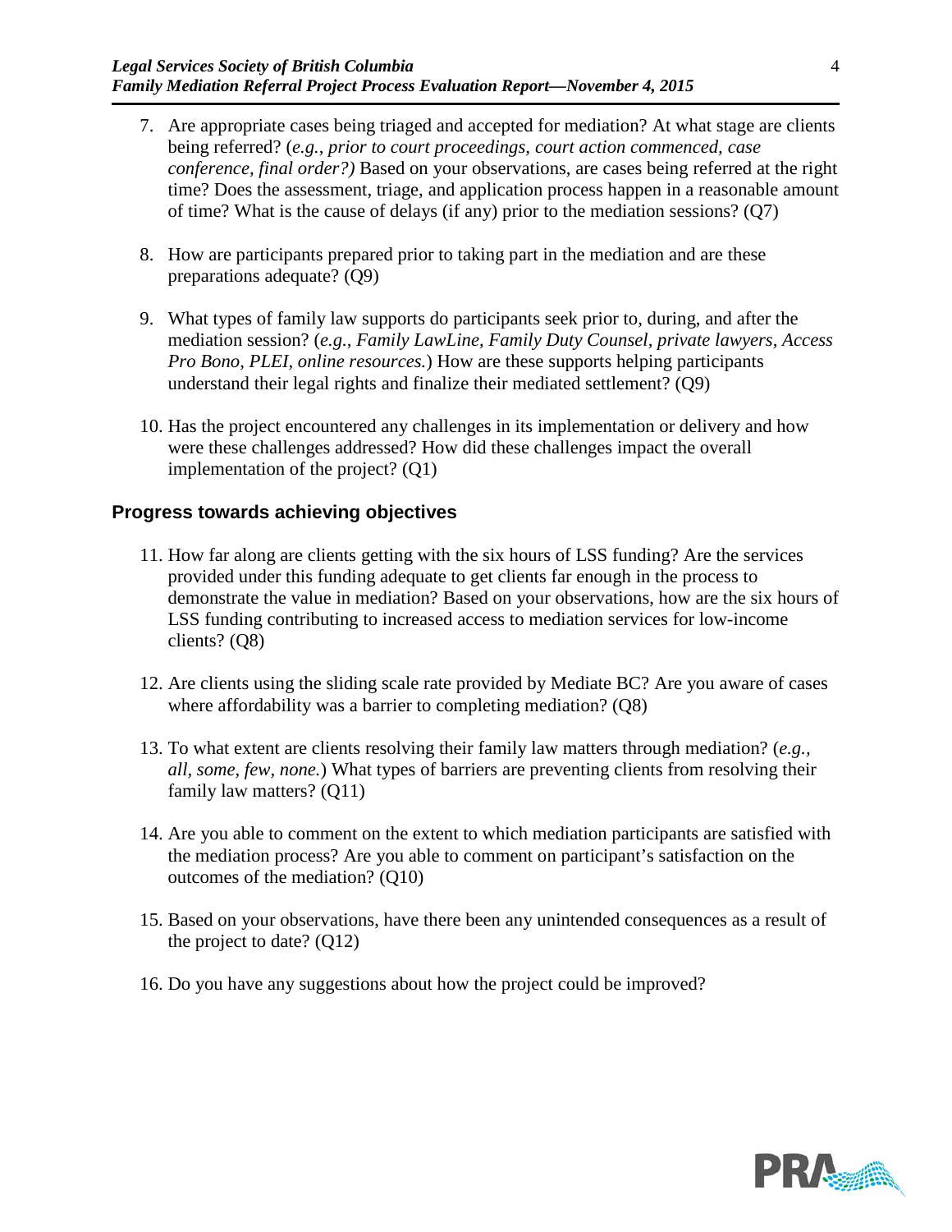7. Are appropriate cases being triaged and accepted for mediation? At what stage are clients being referred? (*e.g., prior to court proceedings, court action commenced, case conference, final order?)* Based on your observations, are cases being referred at the right time? Does the assessment, triage, and application process happen in a reasonable amount of time? What is the cause of delays (if any) prior to the mediation sessions? (Q7)

8. How are participants prepared prior to taking part in the mediation and are these preparations adequate? (Q9)

9. What types of family law supports do participants seek prior to, during, and after the mediation session? (*e.g., Family LawLine, Family Duty Counsel, private lawyers, Access Pro Bono, PLEI, online resources.*) How are these supports helping participants understand their legal rights and finalize their mediated settlement? (Q9)

10. Has the project encountered any challenges in its implementation or delivery and how were these challenges addressed? How did these challenges impact the overall implementation of the project? (Q1)

### Progress towards achieving objectives

11. How far along are clients getting with the six hours of LSS funding? Are the services provided under this funding adequate to get clients far enough in the process to demonstrate the value in mediation? Based on your observations, how are the six hours of LSS funding contributing to increased access to mediation services for low-income clients? (Q8)

12. Are clients using the sliding scale rate provided by Mediate BC? Are you aware of cases where affordability was a barrier to completing mediation? (Q8)

13. To what extent are clients resolving their family law matters through mediation? (*e.g., all, some, few, none.*) What types of barriers are preventing clients from resolving their family law matters? (Q11)

14. Are you able to comment on the extent to which mediation participants are satisfied with the mediation process? Are you able to comment on participant's satisfaction on the outcomes of the mediation? (Q10)

15. Based on your observations, have there been any unintended consequences as a result of the project to date? (Q12)

16. Do you have any suggestions about how the project could be improved?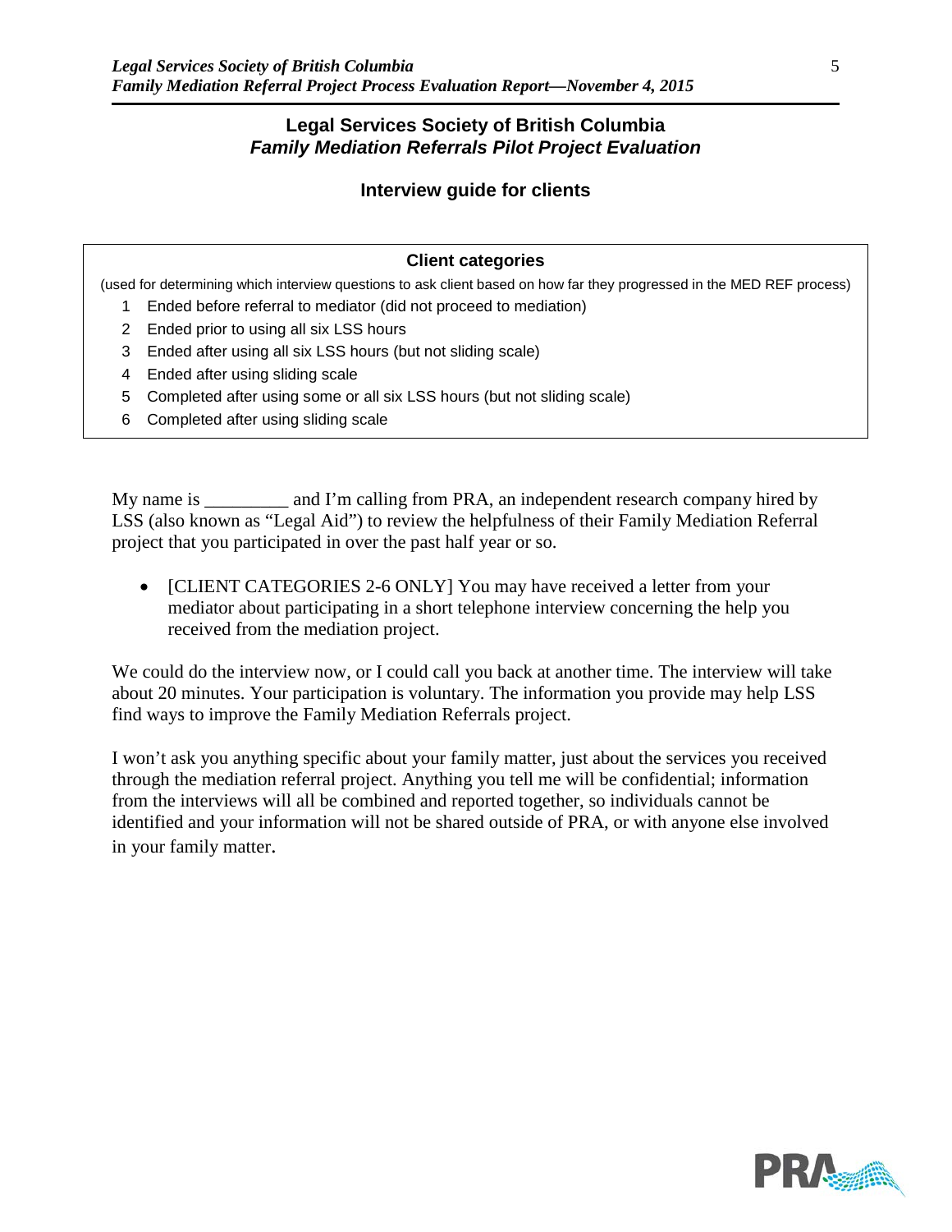## Legal Services Society of British Columbia
### *Family Mediation Referrals Pilot Project Evaluation*

### Interview guide for clients

**Client categories**

(used for determining which interview questions to ask client based on how far they progressed in the MED REF process)

1. Ended before referral to mediator (did not proceed to mediation)
2. Ended prior to using all six LSS hours
3. Ended after using all six LSS hours (but not sliding scale)
4. Ended after using sliding scale
5. Completed after using some or all six LSS hours (but not sliding scale)
6. Completed after using sliding scale

My name is _________ and I'm calling from PRA, an independent research company hired by LSS (also known as "Legal Aid") to review the helpfulness of their Family Mediation Referral project that you participated in over the past half year or so.

- [CLIENT CATEGORIES 2-6 ONLY] You may have received a letter from your mediator about participating in a short telephone interview concerning the help you received from the mediation project.

We could do the interview now, or I could call you back at another time. The interview will take about 20 minutes. Your participation is voluntary. The information you provide may help LSS find ways to improve the Family Mediation Referrals project.

I won't ask you anything specific about your family matter, just about the services you received through the mediation referral project. Anything you tell me will be confidential; information from the interviews will all be combined and reported together, so individuals cannot be identified and your information will not be shared outside of PRA, or with anyone else involved in your family matter.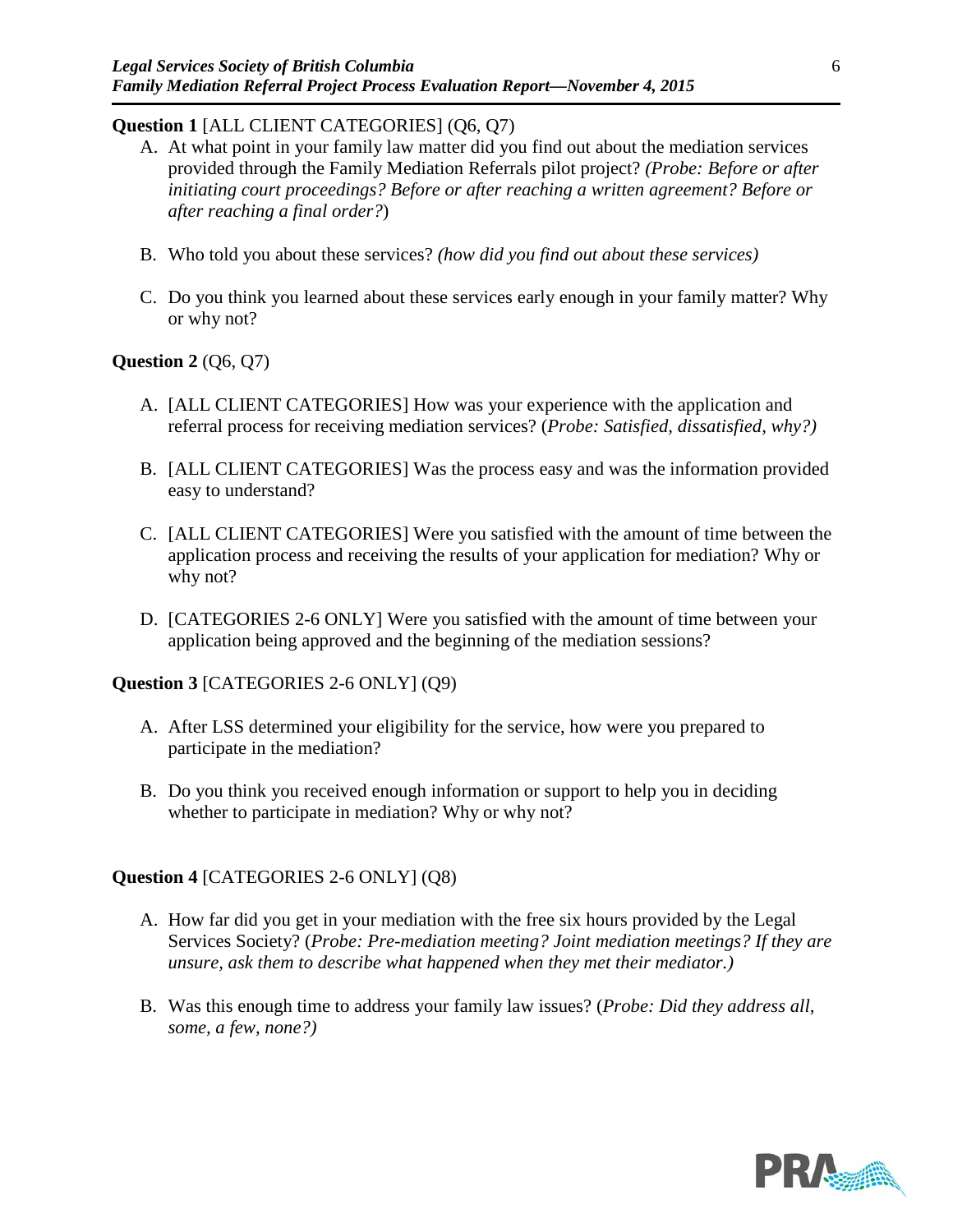**Question 1** [ALL CLIENT CATEGORIES] (Q6, Q7)

A. At what point in your family law matter did you find out about the mediation services provided through the Family Mediation Referrals pilot project? *(Probe: Before or after initiating court proceedings? Before or after reaching a written agreement? Before or after reaching a final order?*)

B. Who told you about these services? *(how did you find out about these services)*

C. Do you think you learned about these services early enough in your family matter? Why or why not?

**Question 2** (Q6, Q7)

A. [ALL CLIENT CATEGORIES] How was your experience with the application and referral process for receiving mediation services? (*Probe: Satisfied, dissatisfied, why?)*

B. [ALL CLIENT CATEGORIES] Was the process easy and was the information provided easy to understand?

C. [ALL CLIENT CATEGORIES] Were you satisfied with the amount of time between the application process and receiving the results of your application for mediation? Why or why not?

D. [CATEGORIES 2-6 ONLY] Were you satisfied with the amount of time between your application being approved and the beginning of the mediation sessions?

**Question 3** [CATEGORIES 2-6 ONLY] (Q9)

A. After LSS determined your eligibility for the service, how were you prepared to participate in the mediation?

B. Do you think you received enough information or support to help you in deciding whether to participate in mediation? Why or why not?

**Question 4** [CATEGORIES 2-6 ONLY] (Q8)

A. How far did you get in your mediation with the free six hours provided by the Legal Services Society? (*Probe: Pre-mediation meeting? Joint mediation meetings? If they are unsure, ask them to describe what happened when they met their mediator.)*

B. Was this enough time to address your family law issues? (*Probe: Did they address all, some, a few, none?)*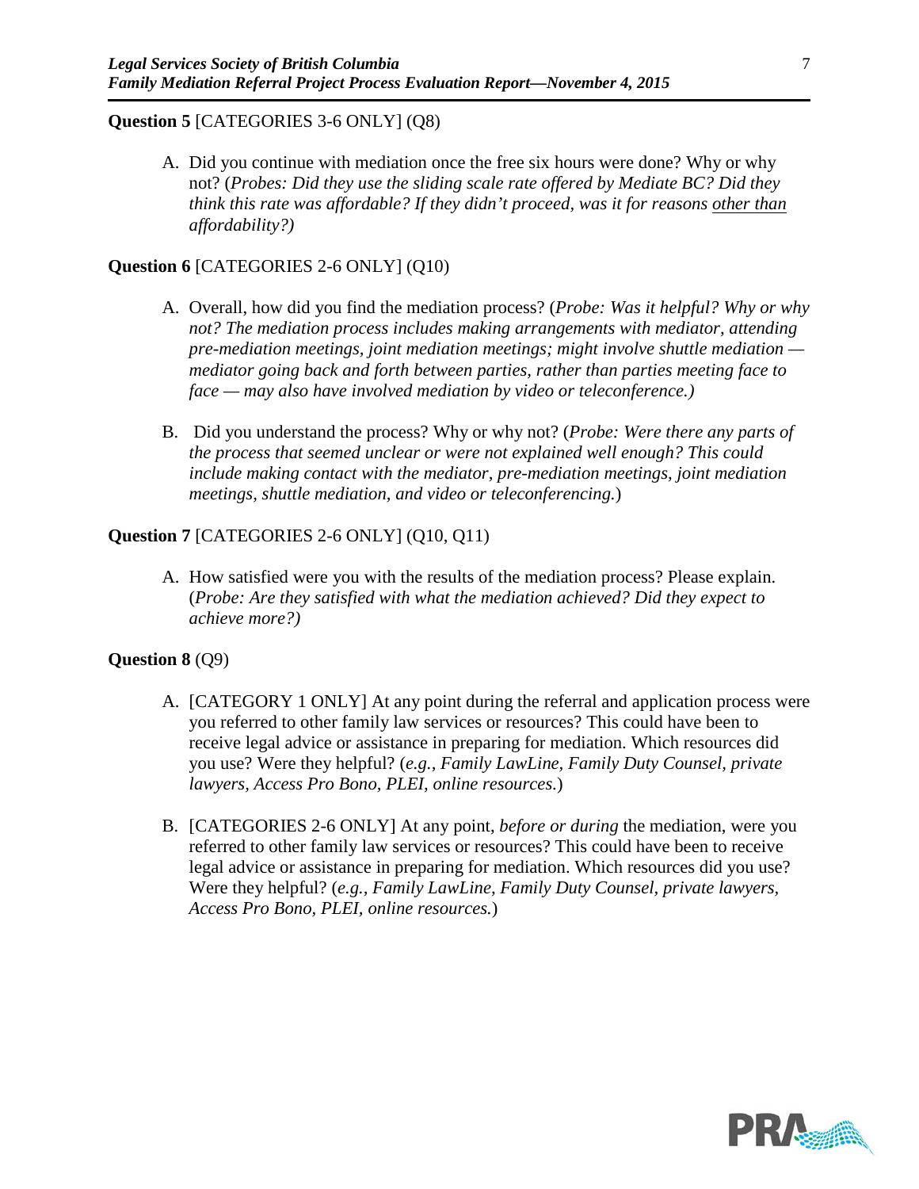**Question 5** [CATEGORIES 3-6 ONLY] (Q8)

A. Did you continue with mediation once the free six hours were done? Why or why not? (*Probes: Did they use the sliding scale rate offered by Mediate BC? Did they think this rate was affordable? If they didn't proceed, was it for reasons <u>other than</u> affordability?)*

**Question 6** [CATEGORIES 2-6 ONLY] (Q10)

A. Overall, how did you find the mediation process? (*Probe: Was it helpful? Why or why not? The mediation process includes making arrangements with mediator, attending pre-mediation meetings, joint mediation meetings; might involve shuttle mediation — mediator going back and forth between parties, rather than parties meeting face to face — may also have involved mediation by video or teleconference.)*

B. Did you understand the process? Why or why not? (*Probe: Were there any parts of the process that seemed unclear or were not explained well enough? This could include making contact with the mediator, pre-mediation meetings, joint mediation meetings, shuttle mediation, and video or teleconferencing.*)

**Question 7** [CATEGORIES 2-6 ONLY] (Q10, Q11)

A. How satisfied were you with the results of the mediation process? Please explain. (*Probe: Are they satisfied with what the mediation achieved? Did they expect to achieve more?)*

**Question 8** (Q9)

A. [CATEGORY 1 ONLY] At any point during the referral and application process were you referred to other family law services or resources? This could have been to receive legal advice or assistance in preparing for mediation. Which resources did you use? Were they helpful? (*e.g., Family LawLine, Family Duty Counsel, private lawyers, Access Pro Bono, PLEI, online resources.*)

B. [CATEGORIES 2-6 ONLY] At any point, *before or during* the mediation, were you referred to other family law services or resources? This could have been to receive legal advice or assistance in preparing for mediation. Which resources did you use? Were they helpful? (*e.g., Family LawLine, Family Duty Counsel, private lawyers, Access Pro Bono, PLEI, online resources.*)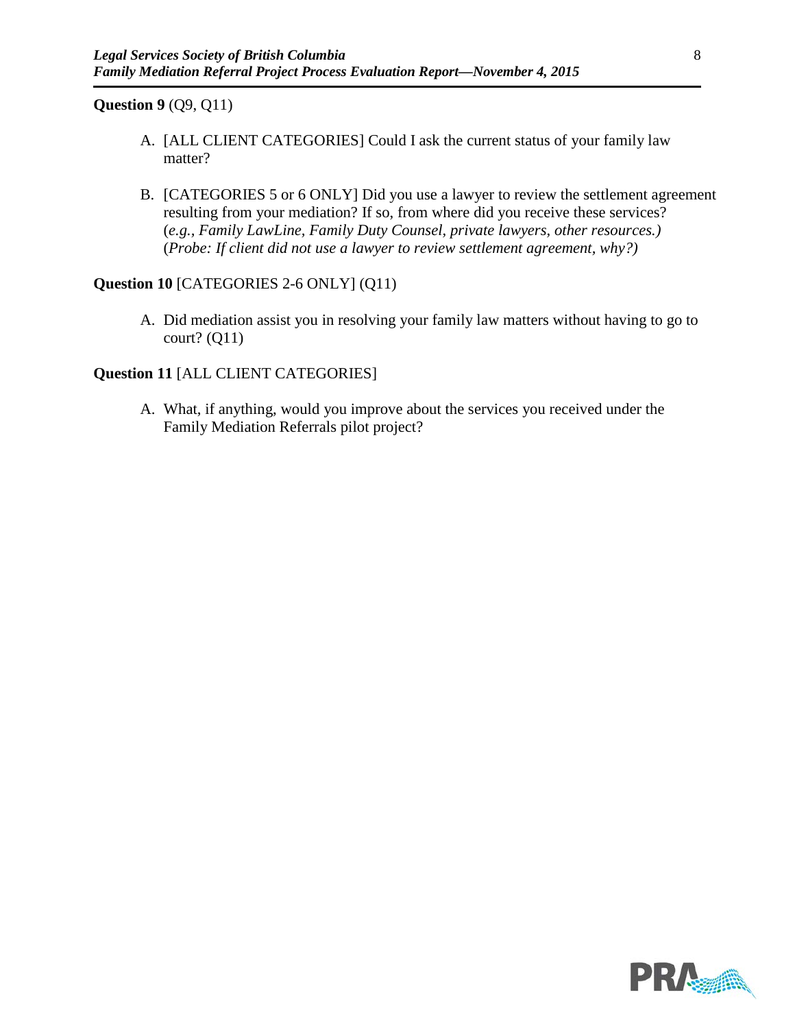**Question 9** (Q9, Q11)

A. [ALL CLIENT CATEGORIES] Could I ask the current status of your family law matter?

B. [CATEGORIES 5 or 6 ONLY] Did you use a lawyer to review the settlement agreement resulting from your mediation? If so, from where did you receive these services? (*e.g., Family LawLine, Family Duty Counsel, private lawyers, other resources.)* (*Probe: If client did not use a lawyer to review settlement agreement, why?)*

**Question 10** [CATEGORIES 2-6 ONLY] (Q11)

A. Did mediation assist you in resolving your family law matters without having to go to court? (Q11)

**Question 11** [ALL CLIENT CATEGORIES]

A. What, if anything, would you improve about the services you received under the Family Mediation Referrals pilot project?